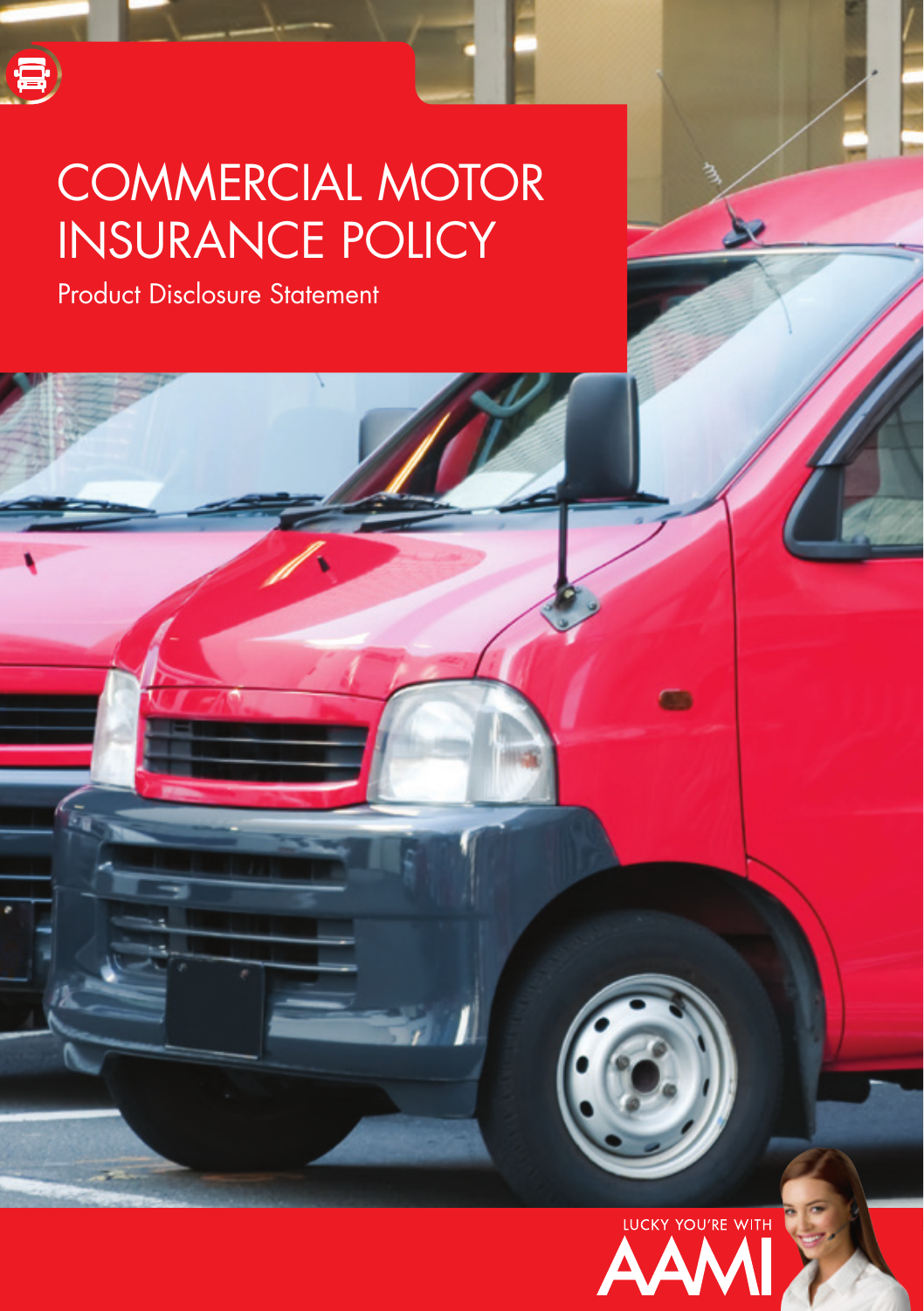# COMMERCIAL MOTOR INSURANCE POLICY

Product Disclosure Statement

LUCKY YOU'RE WITH AAMI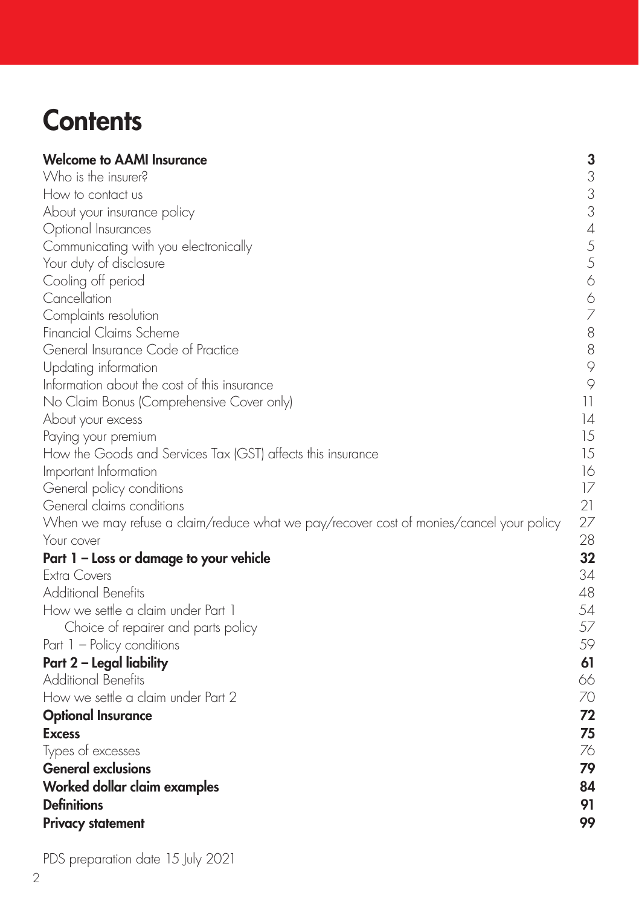# Contents

| | |
|---|---|
| **Welcome to AAMI Insurance** | **3** |
| Who is the insurer? | 3 |
| How to contact us | 3 |
| About your insurance policy | 3 |
| Optional Insurances | 4 |
| Communicating with you electronically | 5 |
| Your duty of disclosure | 5 |
| Cooling off period | 6 |
| Cancellation | 6 |
| Complaints resolution | 7 |
| Financial Claims Scheme | 8 |
| General Insurance Code of Practice | 8 |
| Updating information | 9 |
| Information about the cost of this insurance | 9 |
| No Claim Bonus (Comprehensive Cover only) | 11 |
| About your excess | 14 |
| Paying your premium | 15 |
| How the Goods and Services Tax (GST) affects this insurance | 15 |
| Important Information | 16 |
| General policy conditions | 17 |
| General claims conditions | 21 |
| When we may refuse a claim/reduce what we pay/recover cost of monies/cancel your policy | 27 |
| Your cover | 28 |
| **Part 1 – Loss or damage to your vehicle** | **32** |
| Extra Covers | 34 |
| Additional Benefits | 48 |
| How we settle a claim under Part 1 | 54 |
| Choice of repairer and parts policy | 57 |
| Part 1 – Policy conditions | 59 |
| **Part 2 – Legal liability** | **61** |
| Additional Benefits | 66 |
| How we settle a claim under Part 2 | 70 |
| **Optional Insurance** | **72** |
| **Excess** | **75** |
| Types of excesses | 76 |
| **General exclusions** | **79** |
| **Worked dollar claim examples** | **84** |
| **Definitions** | **91** |
| **Privacy statement** | **99** |

PDS preparation date 15 July 2021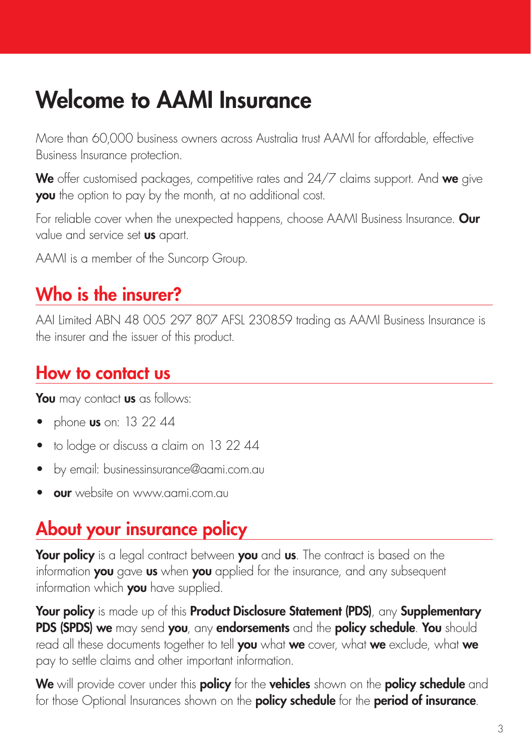# Welcome to AAMI Insurance

More than 60,000 business owners across Australia trust AAMI for affordable, effective Business Insurance protection.

**We** offer customised packages, competitive rates and 24/7 claims support. And **we** give **you** the option to pay by the month, at no additional cost.

For reliable cover when the unexpected happens, choose AAMI Business Insurance. **Our** value and service set **us** apart.

AAMI is a member of the Suncorp Group.

## Who is the insurer?

AAI Limited ABN 48 005 297 807 AFSL 230859 trading as AAMI Business Insurance is the insurer and the issuer of this product.

## How to contact us

**You** may contact **us** as follows:

- phone **us** on: 13 22 44
- to lodge or discuss a claim on 13 22 44
- by email: businessinsurance@aami.com.au
- **our** website on www.aami.com.au

## About your insurance policy

**Your policy** is a legal contract between **you** and **us**. The contract is based on the information **you** gave **us** when **you** applied for the insurance, and any subsequent information which **you** have supplied.

**Your policy** is made up of this **Product Disclosure Statement (PDS)**, any **Supplementary PDS (SPDS) we** may send **you**, any **endorsements** and the **policy schedule**. **You** should read all these documents together to tell **you** what **we** cover, what **we** exclude, what **we** pay to settle claims and other important information.

**We** will provide cover under this **policy** for the **vehicles** shown on the **policy schedule** and for those Optional Insurances shown on the **policy schedule** for the **period of insurance**.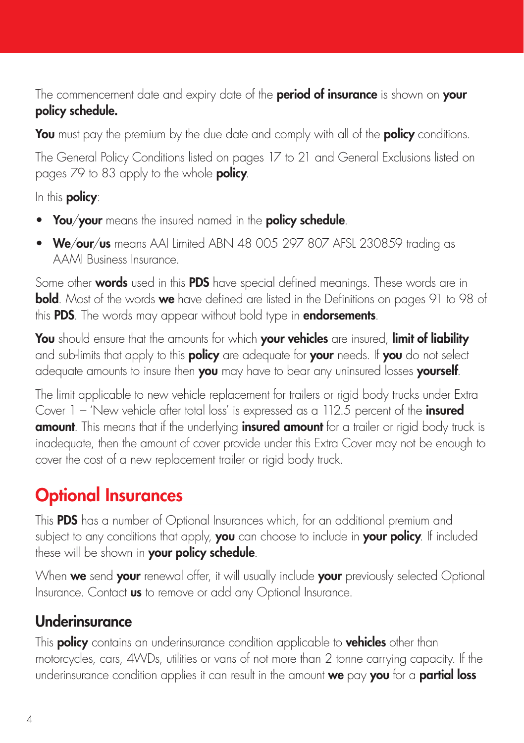The commencement date and expiry date of the **period of insurance** is shown on **your policy schedule.**

**You** must pay the premium by the due date and comply with all of the **policy** conditions.

The General Policy Conditions listed on pages 17 to 21 and General Exclusions listed on pages 79 to 83 apply to the whole **policy**.

In this **policy**:

- **You**/**your** means the insured named in the **policy schedule**.
- **We**/**our**/**us** means AAI Limited ABN 48 005 297 807 AFSL 230859 trading as AAMI Business Insurance.

Some other **words** used in this **PDS** have special defined meanings. These words are in **bold**. Most of the words **we** have defined are listed in the Definitions on pages 91 to 98 of this **PDS**. The words may appear without bold type in **endorsements**.

**You** should ensure that the amounts for which **your vehicles** are insured, **limit of liability** and sub-limits that apply to this **policy** are adequate for **your** needs. If **you** do not select adequate amounts to insure then **you** may have to bear any uninsured losses **yourself**.

The limit applicable to new vehicle replacement for trailers or rigid body trucks under Extra Cover 1 – 'New vehicle after total loss' is expressed as a 112.5 percent of the **insured amount**. This means that if the underlying **insured amount** for a trailer or rigid body truck is inadequate, then the amount of cover provide under this Extra Cover may not be enough to cover the cost of a new replacement trailer or rigid body truck.

## Optional Insurances

This **PDS** has a number of Optional Insurances which, for an additional premium and subject to any conditions that apply, **you** can choose to include in **your policy**. If included these will be shown in **your policy schedule**.

When **we** send **your** renewal offer, it will usually include **your** previously selected Optional Insurance. Contact **us** to remove or add any Optional Insurance.

### Underinsurance

This **policy** contains an underinsurance condition applicable to **vehicles** other than motorcycles, cars, 4WDs, utilities or vans of not more than 2 tonne carrying capacity. If the underinsurance condition applies it can result in the amount **we** pay **you** for a **partial loss**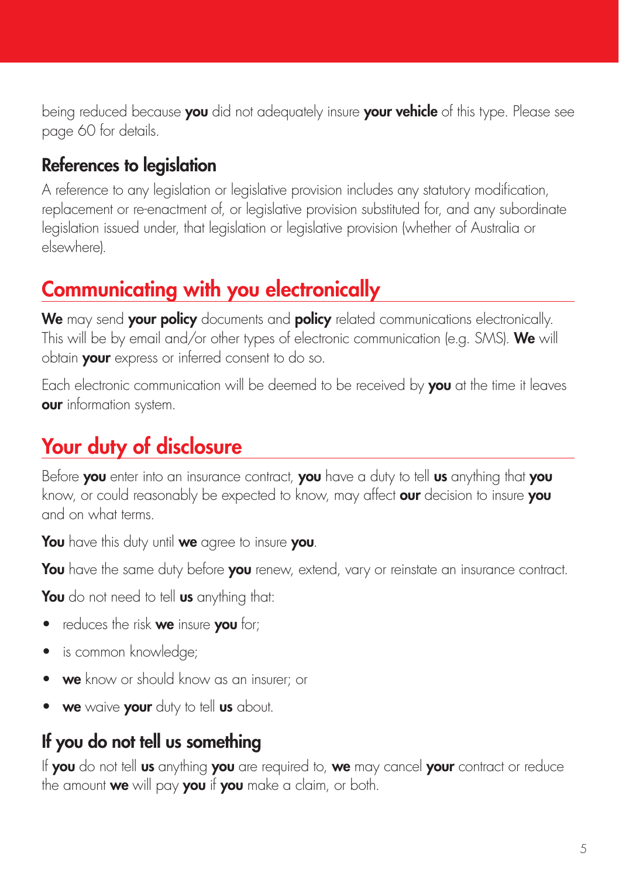being reduced because **you** did not adequately insure **your vehicle** of this type. Please see page 60 for details.

### References to legislation

A reference to any legislation or legislative provision includes any statutory modification, replacement or re-enactment of, or legislative provision substituted for, and any subordinate legislation issued under, that legislation or legislative provision (whether of Australia or elsewhere).

## Communicating with you electronically

**We** may send **your policy** documents and **policy** related communications electronically. This will be by email and/or other types of electronic communication (e.g. SMS). **We** will obtain **your** express or inferred consent to do so.

Each electronic communication will be deemed to be received by **you** at the time it leaves **our** information system.

## Your duty of disclosure

Before **you** enter into an insurance contract, **you** have a duty to tell **us** anything that **you** know, or could reasonably be expected to know, may affect **our** decision to insure **you** and on what terms.

**You** have this duty until **we** agree to insure **you**.

**You** have the same duty before **you** renew, extend, vary or reinstate an insurance contract.

**You** do not need to tell **us** anything that:

- reduces the risk **we** insure **you** for;
- is common knowledge;
- **we** know or should know as an insurer; or
- **we** waive **your** duty to tell **us** about.

### If you do not tell us something

If **you** do not tell **us** anything **you** are required to, **we** may cancel **your** contract or reduce the amount **we** will pay **you** if **you** make a claim, or both.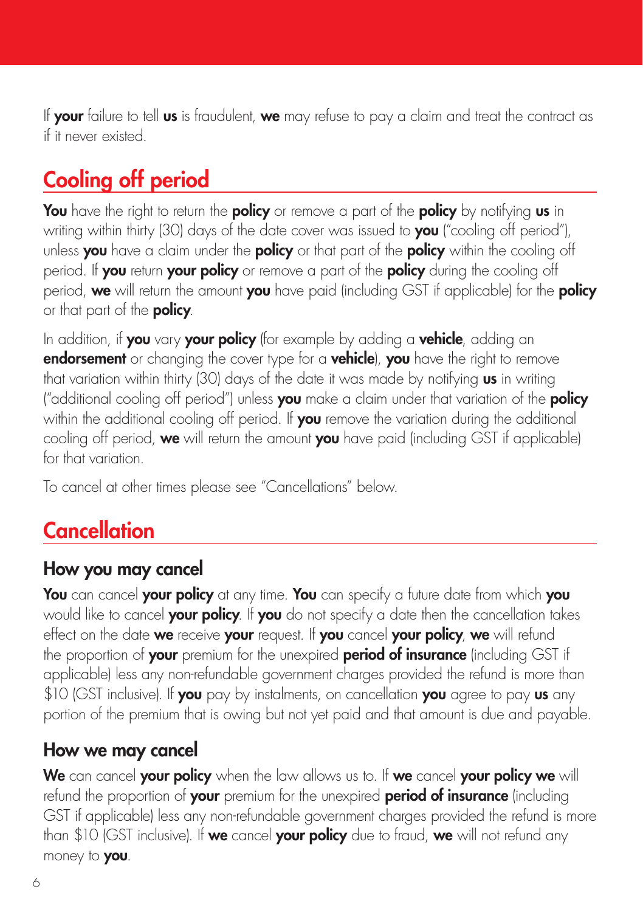If **your** failure to tell **us** is fraudulent, **we** may refuse to pay a claim and treat the contract as if it never existed.

## Cooling off period

**You** have the right to return the **policy** or remove a part of the **policy** by notifying **us** in writing within thirty (30) days of the date cover was issued to **you** ("cooling off period"), unless **you** have a claim under the **policy** or that part of the **policy** within the cooling off period. If **you** return **your policy** or remove a part of the **policy** during the cooling off period, **we** will return the amount **you** have paid (including GST if applicable) for the **policy** or that part of the **policy**.

In addition, if **you** vary **your policy** (for example by adding a **vehicle**, adding an **endorsement** or changing the cover type for a **vehicle**), **you** have the right to remove that variation within thirty (30) days of the date it was made by notifying **us** in writing ("additional cooling off period") unless **you** make a claim under that variation of the **policy** within the additional cooling off period. If **you** remove the variation during the additional cooling off period, **we** will return the amount **you** have paid (including GST if applicable) for that variation.

To cancel at other times please see "Cancellations" below.

## Cancellation

### How you may cancel

**You** can cancel **your policy** at any time. **You** can specify a future date from which **you** would like to cancel **your policy**. If **you** do not specify a date then the cancellation takes effect on the date **we** receive **your** request. If **you** cancel **your policy**, **we** will refund the proportion of **your** premium for the unexpired **period of insurance** (including GST if applicable) less any non-refundable government charges provided the refund is more than $10 (GST inclusive). If **you** pay by instalments, on cancellation **you** agree to pay **us** any portion of the premium that is owing but not yet paid and that amount is due and payable.

### How we may cancel

**We** can cancel **your policy** when the law allows us to. If **we** cancel **your policy we** will refund the proportion of **your** premium for the unexpired **period of insurance** (including GST if applicable) less any non-refundable government charges provided the refund is more than $10 (GST inclusive). If **we** cancel **your policy** due to fraud, **we** will not refund any money to **you**.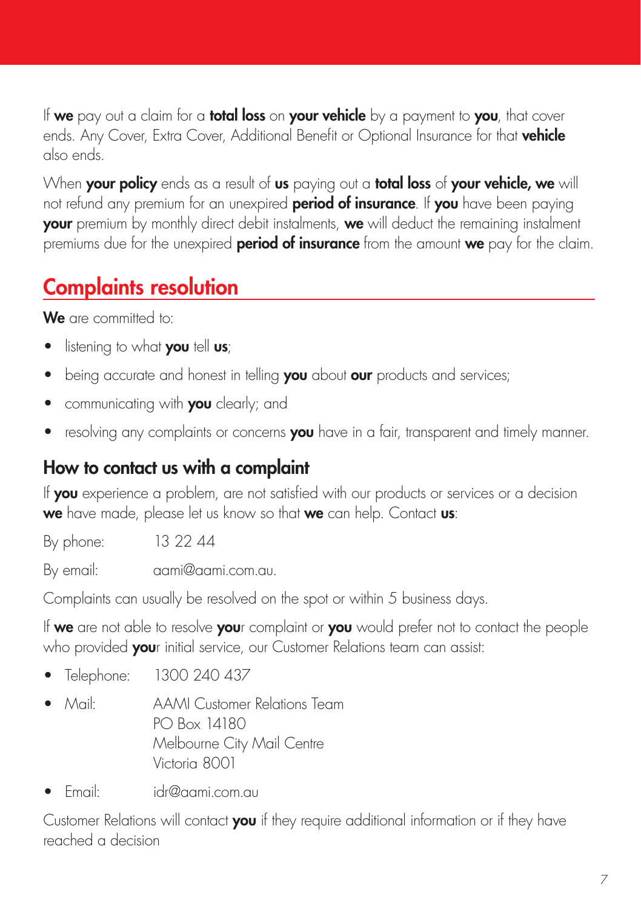If **we** pay out a claim for a **total loss** on **your vehicle** by a payment to **you**, that cover ends. Any Cover, Extra Cover, Additional Benefit or Optional Insurance for that **vehicle** also ends.

When **your policy** ends as a result of **us** paying out a **total loss** of **your vehicle, we** will not refund any premium for an unexpired **period of insurance**. If **you** have been paying **your** premium by monthly direct debit instalments, **we** will deduct the remaining instalment premiums due for the unexpired **period of insurance** from the amount **we** pay for the claim.

## Complaints resolution

**We** are committed to:

- listening to what **you** tell **us**;
- being accurate and honest in telling **you** about **our** products and services;
- communicating with **you** clearly; and
- resolving any complaints or concerns **you** have in a fair, transparent and timely manner.

### How to contact us with a complaint

If **you** experience a problem, are not satisfied with our products or services or a decision **we** have made, please let us know so that **we** can help. Contact **us**:

By phone: 13 22 44

By email: aami@aami.com.au.

Complaints can usually be resolved on the spot or within 5 business days.

If **we** are not able to resolve **you**r complaint or **you** would prefer not to contact the people who provided **you**r initial service, our Customer Relations team can assist:

- Telephone: 1300 240 437
- Mail: AAMI Customer Relations Team
  PO Box 14180
  Melbourne City Mail Centre
  Victoria 8001
- Email: idr@aami.com.au

Customer Relations will contact **you** if they require additional information or if they have reached a decision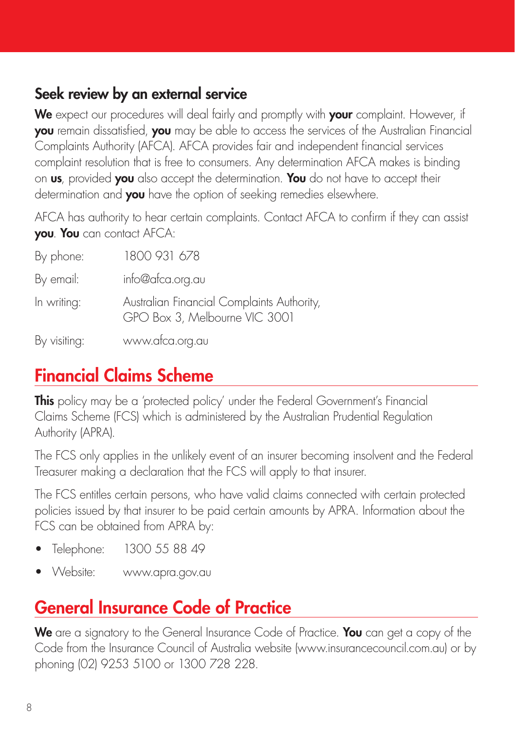### Seek review by an external service

**We** expect our procedures will deal fairly and promptly with **your** complaint. However, if **you** remain dissatisfied, **you** may be able to access the services of the Australian Financial Complaints Authority (AFCA). AFCA provides fair and independent financial services complaint resolution that is free to consumers. Any determination AFCA makes is binding on **us**, provided **you** also accept the determination. **You** do not have to accept their determination and **you** have the option of seeking remedies elsewhere.

AFCA has authority to hear certain complaints. Contact AFCA to confirm if they can assist **you**. **You** can contact AFCA:

| | |
|---|---|
| By phone: | 1800 931 678 |
| By email: | info@afca.org.au |
| In writing: | Australian Financial Complaints Authority, GPO Box 3, Melbourne VIC 3001 |
| By visiting: | www.afca.org.au |

## Financial Claims Scheme

**This** policy may be a 'protected policy' under the Federal Government's Financial Claims Scheme (FCS) which is administered by the Australian Prudential Regulation Authority (APRA).

The FCS only applies in the unlikely event of an insurer becoming insolvent and the Federal Treasurer making a declaration that the FCS will apply to that insurer.

The FCS entitles certain persons, who have valid claims connected with certain protected policies issued by that insurer to be paid certain amounts by APRA. Information about the FCS can be obtained from APRA by:

- Telephone: 1300 55 88 49
- Website: www.apra.gov.au

## General Insurance Code of Practice

**We** are a signatory to the General Insurance Code of Practice. **You** can get a copy of the Code from the Insurance Council of Australia website (www.insurancecouncil.com.au) or by phoning (02) 9253 5100 or 1300 728 228.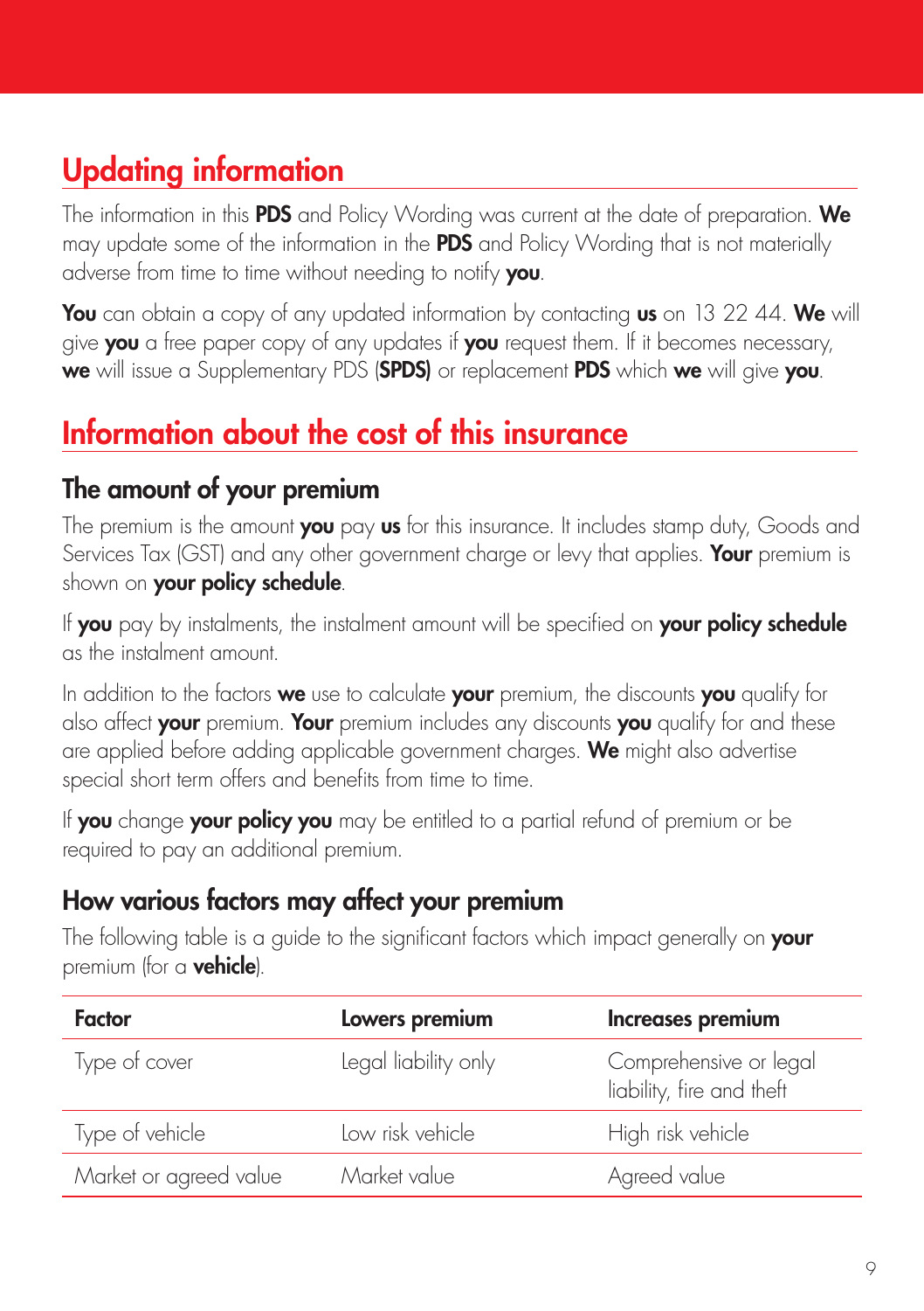## Updating information

The information in this **PDS** and Policy Wording was current at the date of preparation. **We** may update some of the information in the **PDS** and Policy Wording that is not materially adverse from time to time without needing to notify **you**.

**You** can obtain a copy of any updated information by contacting **us** on 13 22 44. **We** will give **you** a free paper copy of any updates if **you** request them. If it becomes necessary, **we** will issue a Supplementary PDS (**SPDS)** or replacement **PDS** which **we** will give **you**.

## Information about the cost of this insurance

### The amount of your premium

The premium is the amount **you** pay **us** for this insurance. It includes stamp duty, Goods and Services Tax (GST) and any other government charge or levy that applies. **Your** premium is shown on **your policy schedule**.

If **you** pay by instalments, the instalment amount will be specified on **your policy schedule** as the instalment amount.

In addition to the factors **we** use to calculate **your** premium, the discounts **you** qualify for also affect **your** premium. **Your** premium includes any discounts **you** qualify for and these are applied before adding applicable government charges. **We** might also advertise special short term offers and benefits from time to time.

If **you** change **your policy you** may be entitled to a partial refund of premium or be required to pay an additional premium.

### How various factors may affect your premium

The following table is a guide to the significant factors which impact generally on **your** premium (for a **vehicle**).

| Factor | Lowers premium | Increases premium |
|---|---|---|
| Type of cover | Legal liability only | Comprehensive or legal liability, fire and theft |
| Type of vehicle | Low risk vehicle | High risk vehicle |
| Market or agreed value | Market value | Agreed value |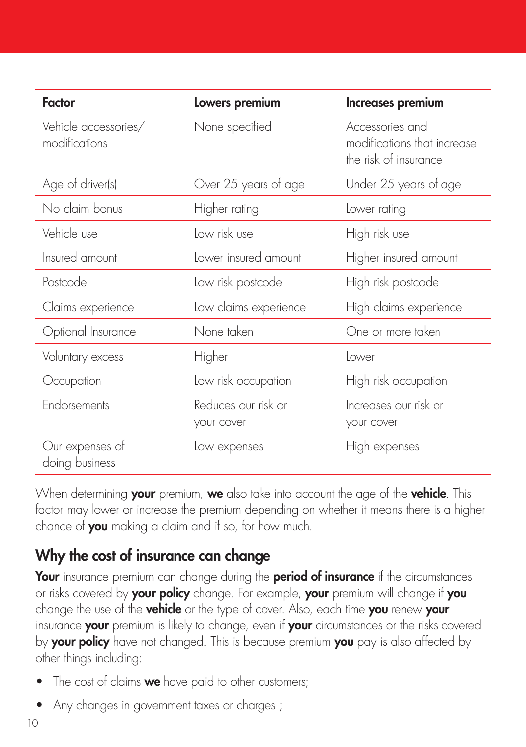| Factor | Lowers premium | Increases premium |
|---|---|---|
| Vehicle accessories/ modifications | None specified | Accessories and modifications that increase the risk of insurance |
| Age of driver(s) | Over 25 years of age | Under 25 years of age |
| No claim bonus | Higher rating | Lower rating |
| Vehicle use | Low risk use | High risk use |
| Insured amount | Lower insured amount | Higher insured amount |
| Postcode | Low risk postcode | High risk postcode |
| Claims experience | Low claims experience | High claims experience |
| Optional Insurance | None taken | One or more taken |
| Voluntary excess | Higher | Lower |
| Occupation | Low risk occupation | High risk occupation |
| Endorsements | Reduces our risk or your cover | Increases our risk or your cover |
| Our expenses of doing business | Low expenses | High expenses |

When determining **your** premium, **we** also take into account the age of the **vehicle**. This factor may lower or increase the premium depending on whether it means there is a higher chance of **you** making a claim and if so, for how much.

## Why the cost of insurance can change

**Your** insurance premium can change during the **period of insurance** if the circumstances or risks covered by **your policy** change. For example, **your** premium will change if **you** change the use of the **vehicle** or the type of cover. Also, each time **you** renew **your** insurance **your** premium is likely to change, even if **your** circumstances or the risks covered by **your policy** have not changed. This is because premium **you** pay is also affected by other things including:

- The cost of claims **we** have paid to other customers;
- Any changes in government taxes or charges ;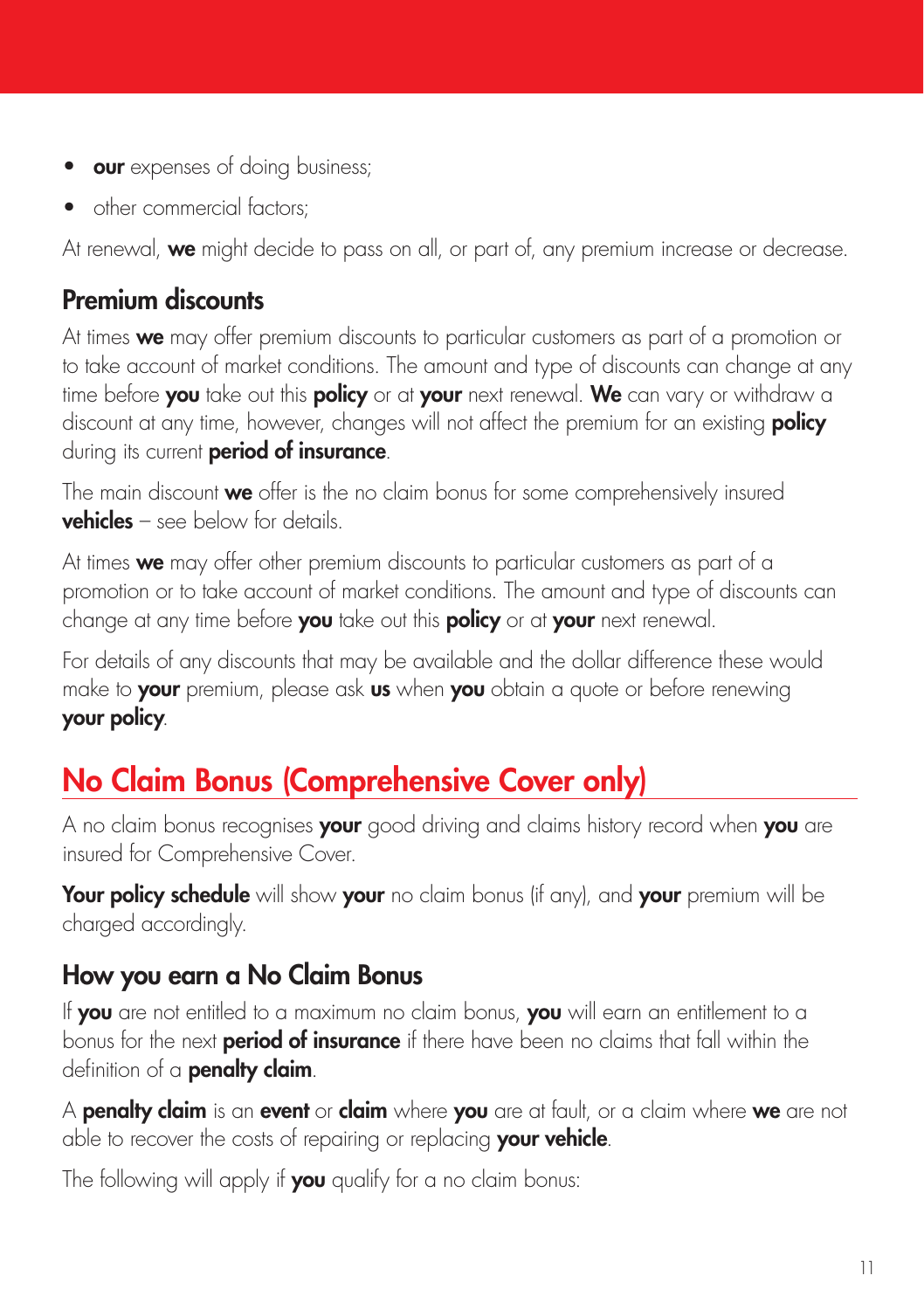- **our** expenses of doing business;
- other commercial factors;

At renewal, **we** might decide to pass on all, or part of, any premium increase or decrease.

### Premium discounts

At times **we** may offer premium discounts to particular customers as part of a promotion or to take account of market conditions. The amount and type of discounts can change at any time before **you** take out this **policy** or at **your** next renewal. **We** can vary or withdraw a discount at any time, however, changes will not affect the premium for an existing **policy** during its current **period of insurance**.

The main discount **we** offer is the no claim bonus for some comprehensively insured **vehicles** – see below for details.

At times **we** may offer other premium discounts to particular customers as part of a promotion or to take account of market conditions. The amount and type of discounts can change at any time before **you** take out this **policy** or at **your** next renewal.

For details of any discounts that may be available and the dollar difference these would make to **your** premium, please ask **us** when **you** obtain a quote or before renewing **your policy**.

## No Claim Bonus (Comprehensive Cover only)

A no claim bonus recognises **your** good driving and claims history record when **you** are insured for Comprehensive Cover.

**Your policy schedule** will show **your** no claim bonus (if any), and **your** premium will be charged accordingly.

### How you earn a No Claim Bonus

If **you** are not entitled to a maximum no claim bonus, **you** will earn an entitlement to a bonus for the next **period of insurance** if there have been no claims that fall within the definition of a **penalty claim**.

A **penalty claim** is an **event** or **claim** where **you** are at fault, or a claim where **we** are not able to recover the costs of repairing or replacing **your vehicle**.

The following will apply if **you** qualify for a no claim bonus: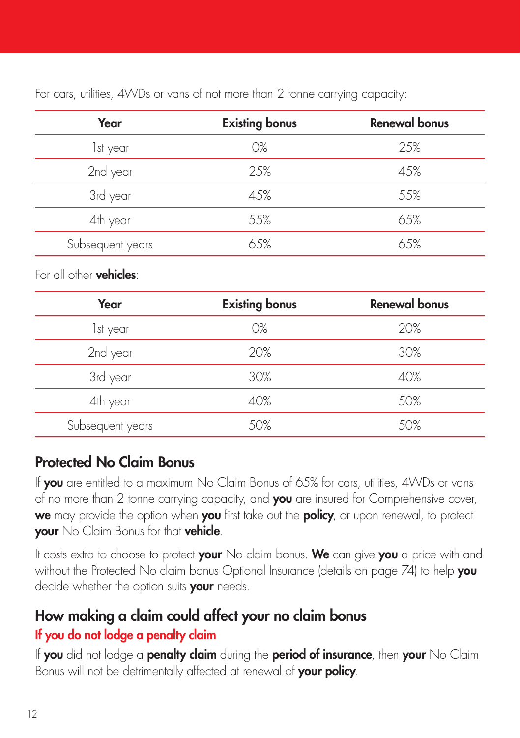For cars, utilities, 4WDs or vans of not more than 2 tonne carrying capacity:

| Year | Existing bonus | Renewal bonus |
| --- | --- | --- |
| 1st year | 0% | 25% |
| 2nd year | 25% | 45% |
| 3rd year | 45% | 55% |
| 4th year | 55% | 65% |
| Subsequent years | 65% | 65% |

For all other **vehicles**:

| Year | Existing bonus | Renewal bonus |
| --- | --- | --- |
| 1st year | 0% | 20% |
| 2nd year | 20% | 30% |
| 3rd year | 30% | 40% |
| 4th year | 40% | 50% |
| Subsequent years | 50% | 50% |

## Protected No Claim Bonus

If **you** are entitled to a maximum No Claim Bonus of 65% for cars, utilities, 4WDs or vans of no more than 2 tonne carrying capacity, and **you** are insured for Comprehensive cover, **we** may provide the option when **you** first take out the **policy**, or upon renewal, to protect **your** No Claim Bonus for that **vehicle**.

It costs extra to choose to protect **your** No claim bonus. **We** can give **you** a price with and without the Protected No claim bonus Optional Insurance (details on page 74) to help **you** decide whether the option suits **your** needs.

## How making a claim could affect your no claim bonus

### If you do not lodge a penalty claim

If **you** did not lodge a **penalty claim** during the **period of insurance**, then **your** No Claim Bonus will not be detrimentally affected at renewal of **your policy**.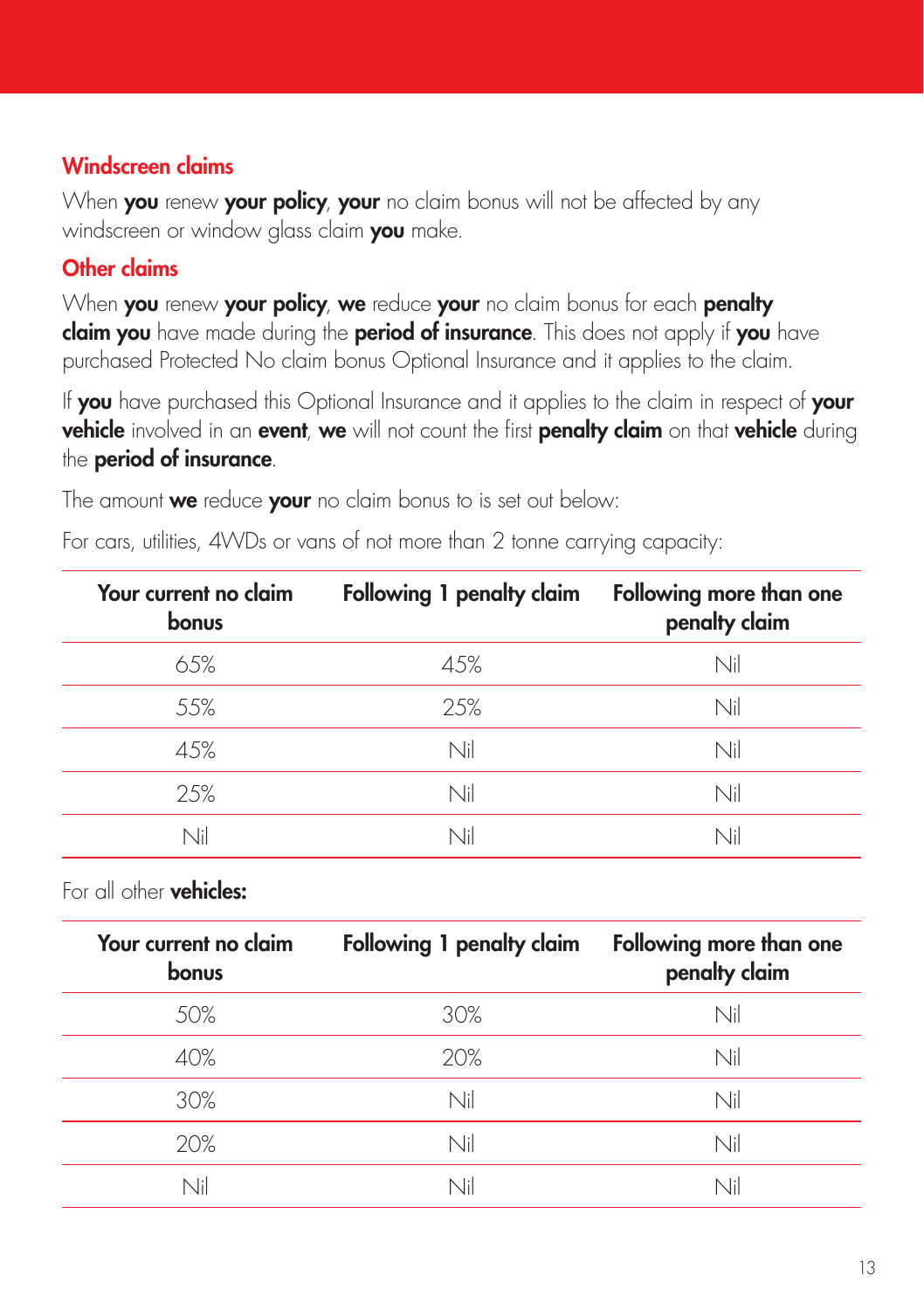## Windscreen claims

When **you** renew **your policy**, **your** no claim bonus will not be affected by any windscreen or window glass claim **you** make.

## Other claims

When **you** renew **your policy**, **we** reduce **your** no claim bonus for each **penalty claim you** have made during the **period of insurance**. This does not apply if **you** have purchased Protected No claim bonus Optional Insurance and it applies to the claim.

If **you** have purchased this Optional Insurance and it applies to the claim in respect of **your vehicle** involved in an **event**, **we** will not count the first **penalty claim** on that **vehicle** during the **period of insurance**.

The amount **we** reduce **your** no claim bonus to is set out below:

For cars, utilities, 4WDs or vans of not more than 2 tonne carrying capacity:

| Your current no claim bonus | Following 1 penalty claim | Following more than one penalty claim |
|---|---|---|
| 65% | 45% | Nil |
| 55% | 25% | Nil |
| 45% | Nil | Nil |
| 25% | Nil | Nil |
| Nil | Nil | Nil |

For all other **vehicles:**

| Your current no claim bonus | Following 1 penalty claim | Following more than one penalty claim |
|---|---|---|
| 50% | 30% | Nil |
| 40% | 20% | Nil |
| 30% | Nil | Nil |
| 20% | Nil | Nil |
| Nil | Nil | Nil |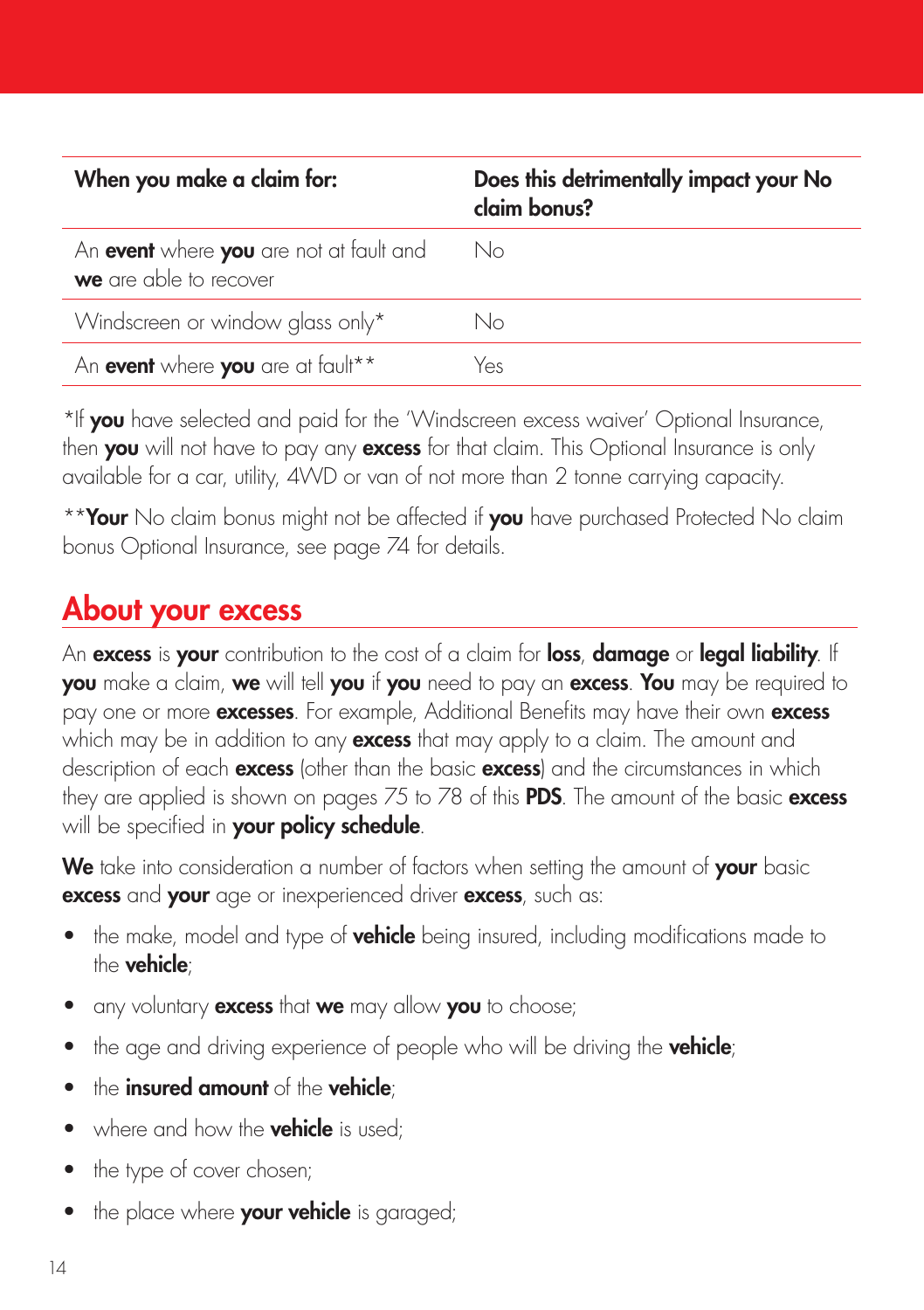| When you make a claim for: | Does this detrimentally impact your No claim bonus? |
|---|---|
| An **event** where **you** are not at fault and **we** are able to recover | No |
| Windscreen or window glass only* | No |
| An **event** where **you** are at fault** | Yes |

*If **you** have selected and paid for the 'Windscreen excess waiver' Optional Insurance, then **you** will not have to pay any **excess** for that claim. This Optional Insurance is only available for a car, utility, 4WD or van of not more than 2 tonne carrying capacity.

**Your No claim bonus might not be affected if **you** have purchased Protected No claim bonus Optional Insurance, see page 74 for details.

## About your excess

An **excess** is **your** contribution to the cost of a claim for **loss**, **damage** or **legal liability**. If **you** make a claim, **we** will tell **you** if **you** need to pay an **excess**. **You** may be required to pay one or more **excesses**. For example, Additional Benefits may have their own **excess** which may be in addition to any **excess** that may apply to a claim. The amount and description of each **excess** (other than the basic **excess**) and the circumstances in which they are applied is shown on pages 75 to 78 of this **PDS**. The amount of the basic **excess** will be specified in **your policy schedule**.

**We** take into consideration a number of factors when setting the amount of **your** basic **excess** and **your** age or inexperienced driver **excess**, such as:

- the make, model and type of **vehicle** being insured, including modifications made to the **vehicle**;
- any voluntary **excess** that **we** may allow **you** to choose;
- the age and driving experience of people who will be driving the **vehicle**;
- the **insured amount** of the **vehicle**;
- where and how the **vehicle** is used;
- the type of cover chosen;
- the place where **your vehicle** is garaged;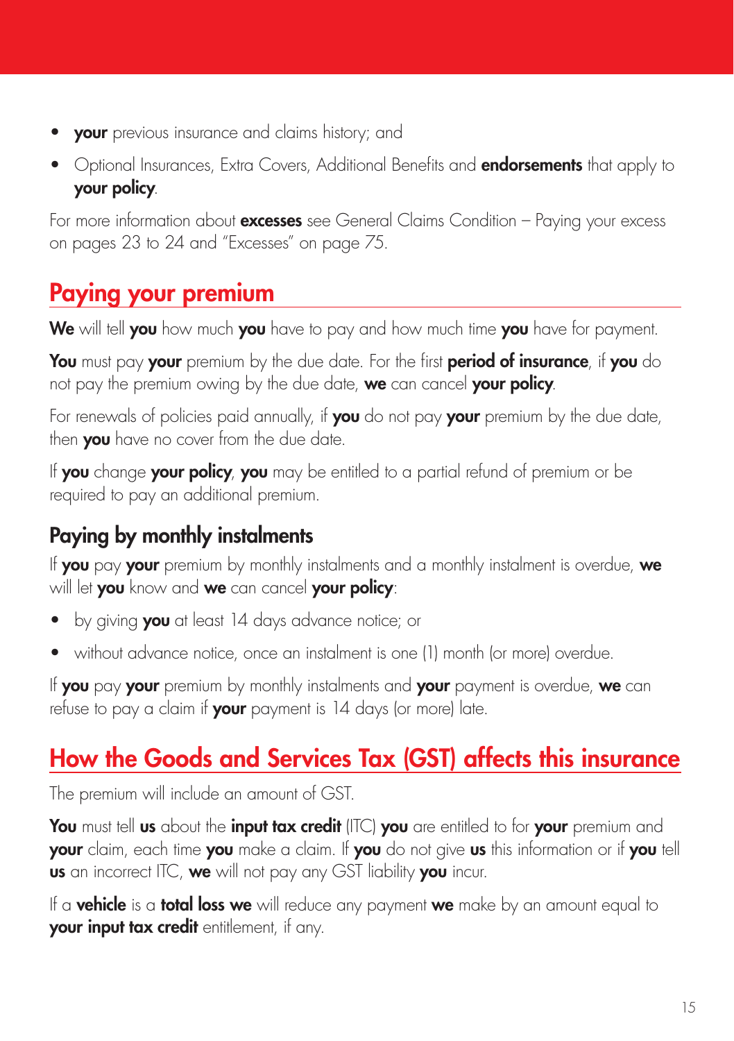- **your** previous insurance and claims history; and
- Optional Insurances, Extra Covers, Additional Benefits and **endorsements** that apply to **your policy**.

For more information about **excesses** see General Claims Condition – Paying your excess on pages 23 to 24 and "Excesses" on page 75.

## Paying your premium

**We** will tell **you** how much **you** have to pay and how much time **you** have for payment.

**You** must pay **your** premium by the due date. For the first **period of insurance**, if **you** do not pay the premium owing by the due date, **we** can cancel **your policy**.

For renewals of policies paid annually, if **you** do not pay **your** premium by the due date, then **you** have no cover from the due date.

If **you** change **your policy**, **you** may be entitled to a partial refund of premium or be required to pay an additional premium.

### Paying by monthly instalments

If **you** pay **your** premium by monthly instalments and a monthly instalment is overdue, **we** will let **you** know and **we** can cancel **your policy**:

- by giving **you** at least 14 days advance notice; or
- without advance notice, once an instalment is one (1) month (or more) overdue.

If **you** pay **your** premium by monthly instalments and **your** payment is overdue, **we** can refuse to pay a claim if **your** payment is 14 days (or more) late.

## How the Goods and Services Tax (GST) affects this insurance

The premium will include an amount of GST.

**You** must tell **us** about the **input tax credit** (ITC) **you** are entitled to for **your** premium and **your** claim, each time **you** make a claim. If **you** do not give **us** this information or if **you** tell **us** an incorrect ITC, **we** will not pay any GST liability **you** incur.

If a **vehicle** is a **total loss we** will reduce any payment **we** make by an amount equal to **your input tax credit** entitlement, if any.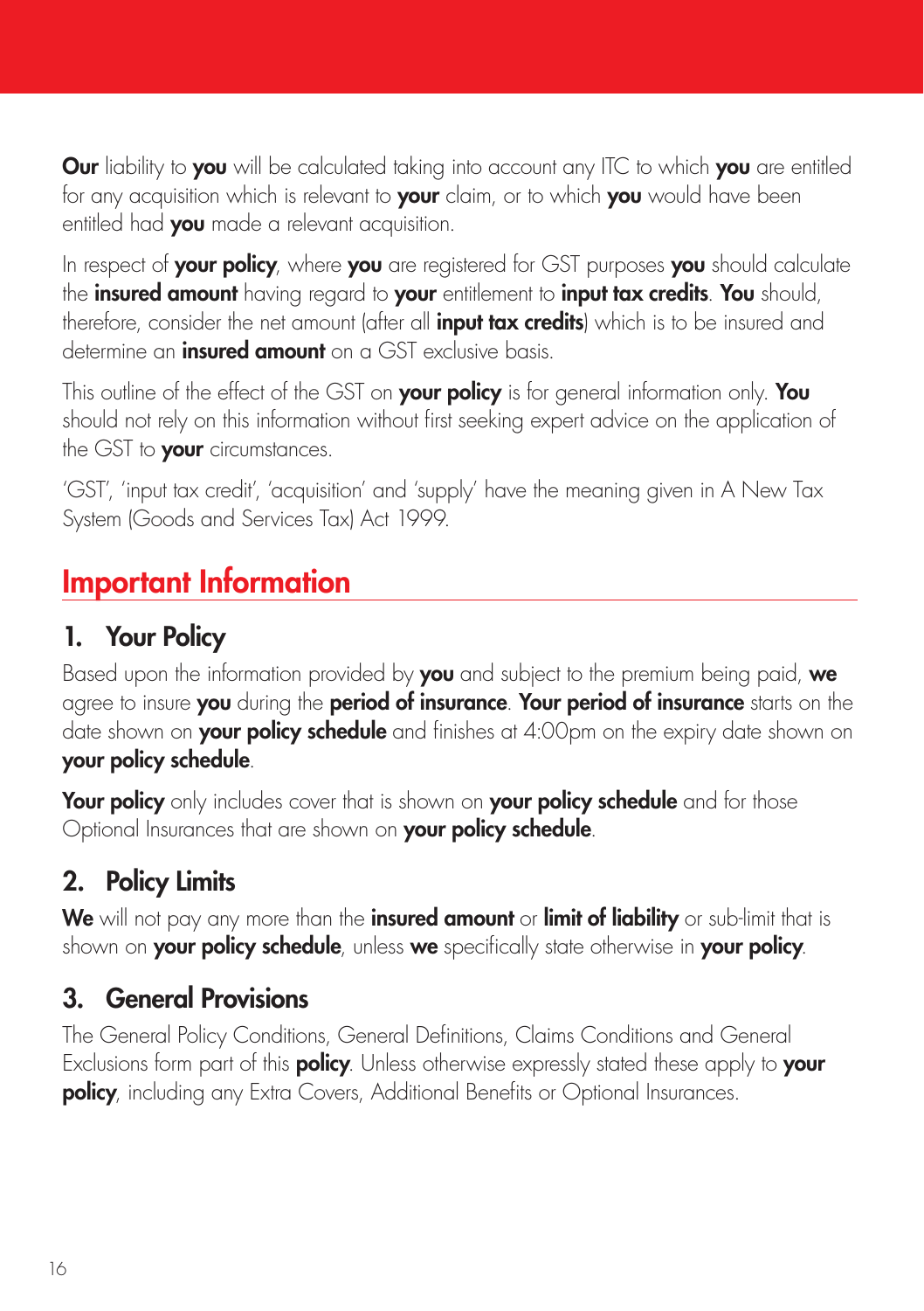**Our** liability to **you** will be calculated taking into account any ITC to which **you** are entitled for any acquisition which is relevant to **your** claim, or to which **you** would have been entitled had **you** made a relevant acquisition.

In respect of **your policy**, where **you** are registered for GST purposes **you** should calculate the **insured amount** having regard to **your** entitlement to **input tax credits**. **You** should, therefore, consider the net amount (after all **input tax credits**) which is to be insured and determine an **insured amount** on a GST exclusive basis.

This outline of the effect of the GST on **your policy** is for general information only. **You** should not rely on this information without first seeking expert advice on the application of the GST to **your** circumstances.

'GST', 'input tax credit', 'acquisition' and 'supply' have the meaning given in A New Tax System (Goods and Services Tax) Act 1999.

## Important Information

### 1. Your Policy

Based upon the information provided by **you** and subject to the premium being paid, **we** agree to insure **you** during the **period of insurance**. **Your period of insurance** starts on the date shown on **your policy schedule** and finishes at 4:00pm on the expiry date shown on **your policy schedule**.

**Your policy** only includes cover that is shown on **your policy schedule** and for those Optional Insurances that are shown on **your policy schedule**.

### 2. Policy Limits

**We** will not pay any more than the **insured amount** or **limit of liability** or sub-limit that is shown on **your policy schedule**, unless **we** specifically state otherwise in **your policy**.

### 3. General Provisions

The General Policy Conditions, General Definitions, Claims Conditions and General Exclusions form part of this **policy**. Unless otherwise expressly stated these apply to **your policy**, including any Extra Covers, Additional Benefits or Optional Insurances.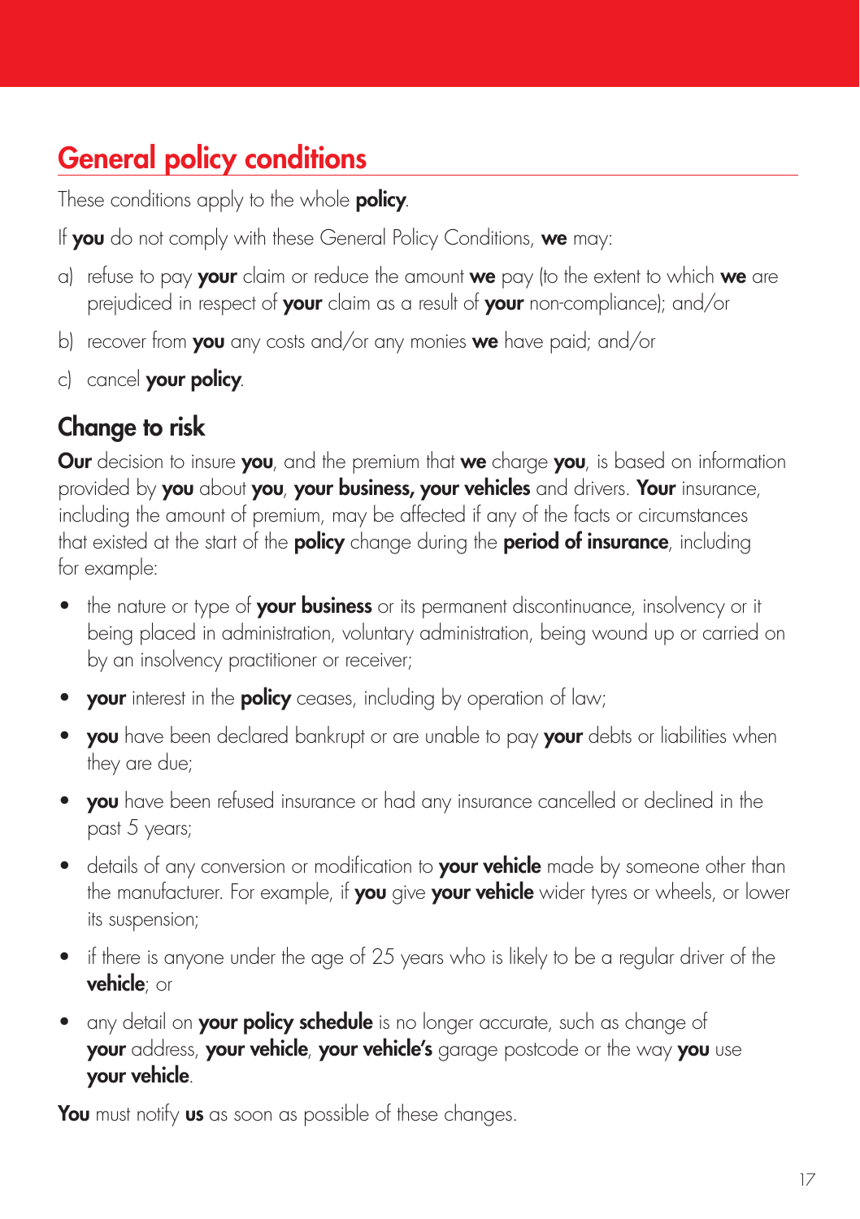# General policy conditions

These conditions apply to the whole **policy**.

If **you** do not comply with these General Policy Conditions, **we** may:

a) refuse to pay **your** claim or reduce the amount **we** pay (to the extent to which **we** are prejudiced in respect of **your** claim as a result of **your** non-compliance); and/or

b) recover from **you** any costs and/or any monies **we** have paid; and/or

c) cancel **your policy**.

## Change to risk

**Our** decision to insure **you**, and the premium that **we** charge **you**, is based on information provided by **you** about **you**, **your business, your vehicles** and drivers. **Your** insurance, including the amount of premium, may be affected if any of the facts or circumstances that existed at the start of the **policy** change during the **period of insurance**, including for example:

- the nature or type of **your business** or its permanent discontinuance, insolvency or it being placed in administration, voluntary administration, being wound up or carried on by an insolvency practitioner or receiver;
- **your** interest in the **policy** ceases, including by operation of law;
- **you** have been declared bankrupt or are unable to pay **your** debts or liabilities when they are due;
- **you** have been refused insurance or had any insurance cancelled or declined in the past 5 years;
- details of any conversion or modification to **your vehicle** made by someone other than the manufacturer. For example, if **you** give **your vehicle** wider tyres or wheels, or lower its suspension;
- if there is anyone under the age of 25 years who is likely to be a regular driver of the **vehicle**; or
- any detail on **your policy schedule** is no longer accurate, such as change of **your** address, **your vehicle**, **your vehicle's** garage postcode or the way **you** use **your vehicle**.

**You** must notify **us** as soon as possible of these changes.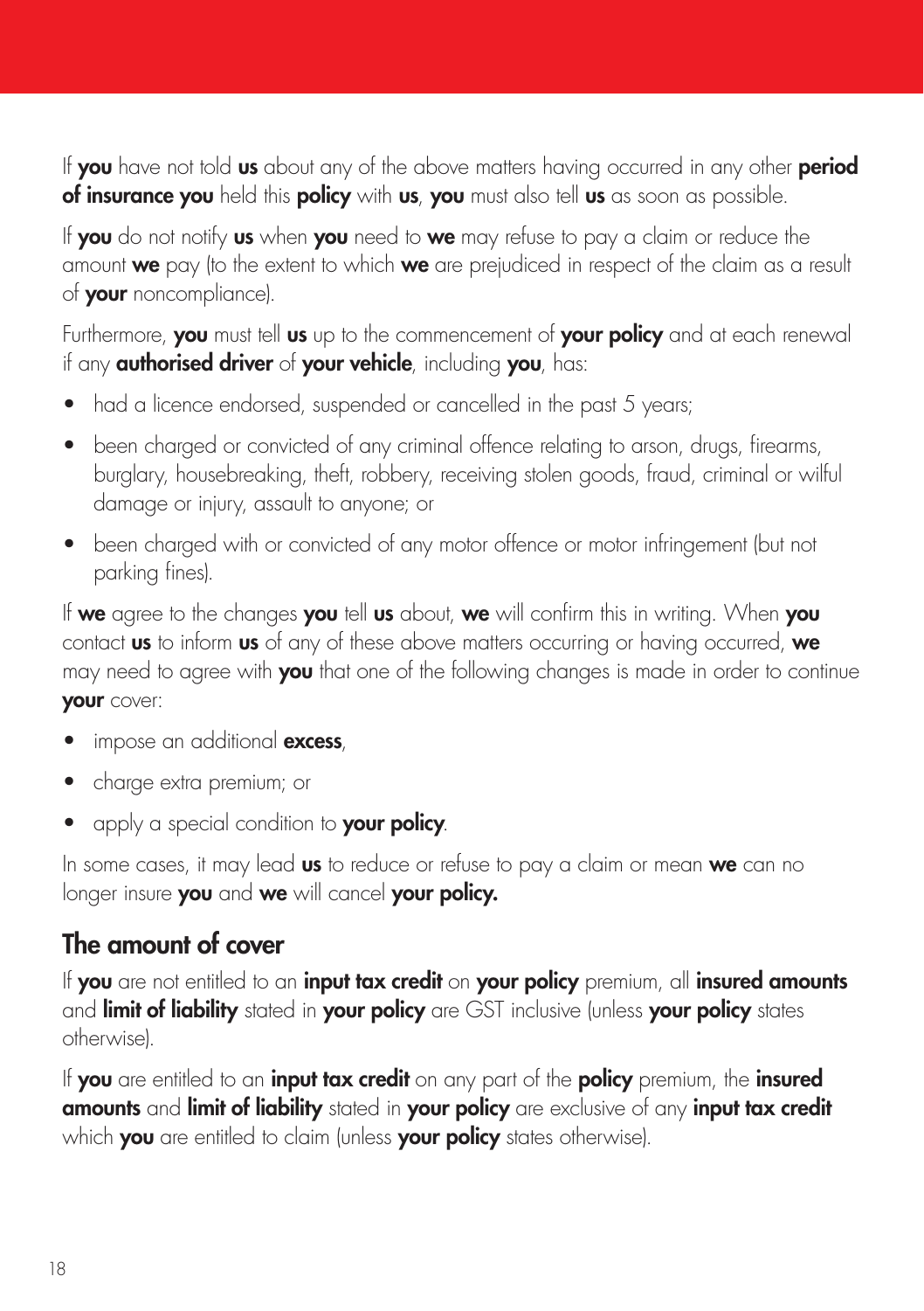If **you** have not told **us** about any of the above matters having occurred in any other **period of insurance you** held this **policy** with **us**, **you** must also tell **us** as soon as possible.

If **you** do not notify **us** when **you** need to **we** may refuse to pay a claim or reduce the amount **we** pay (to the extent to which **we** are prejudiced in respect of the claim as a result of **your** noncompliance).

Furthermore, **you** must tell **us** up to the commencement of **your policy** and at each renewal if any **authorised driver** of **your vehicle**, including **you**, has:

- had a licence endorsed, suspended or cancelled in the past 5 years;
- been charged or convicted of any criminal offence relating to arson, drugs, firearms, burglary, housebreaking, theft, robbery, receiving stolen goods, fraud, criminal or wilful damage or injury, assault to anyone; or
- been charged with or convicted of any motor offence or motor infringement (but not parking fines).

If **we** agree to the changes **you** tell **us** about, **we** will confirm this in writing. When **you** contact **us** to inform **us** of any of these above matters occurring or having occurred, **we** may need to agree with **you** that one of the following changes is made in order to continue **your** cover:

- impose an additional **excess**,
- charge extra premium; or
- apply a special condition to **your policy**.

In some cases, it may lead **us** to reduce or refuse to pay a claim or mean **we** can no longer insure **you** and **we** will cancel **your policy.**

## The amount of cover

If **you** are not entitled to an **input tax credit** on **your policy** premium, all **insured amounts** and **limit of liability** stated in **your policy** are GST inclusive (unless **your policy** states otherwise).

If **you** are entitled to an **input tax credit** on any part of the **policy** premium, the **insured amounts** and **limit of liability** stated in **your policy** are exclusive of any **input tax credit** which **you** are entitled to claim (unless **your policy** states otherwise).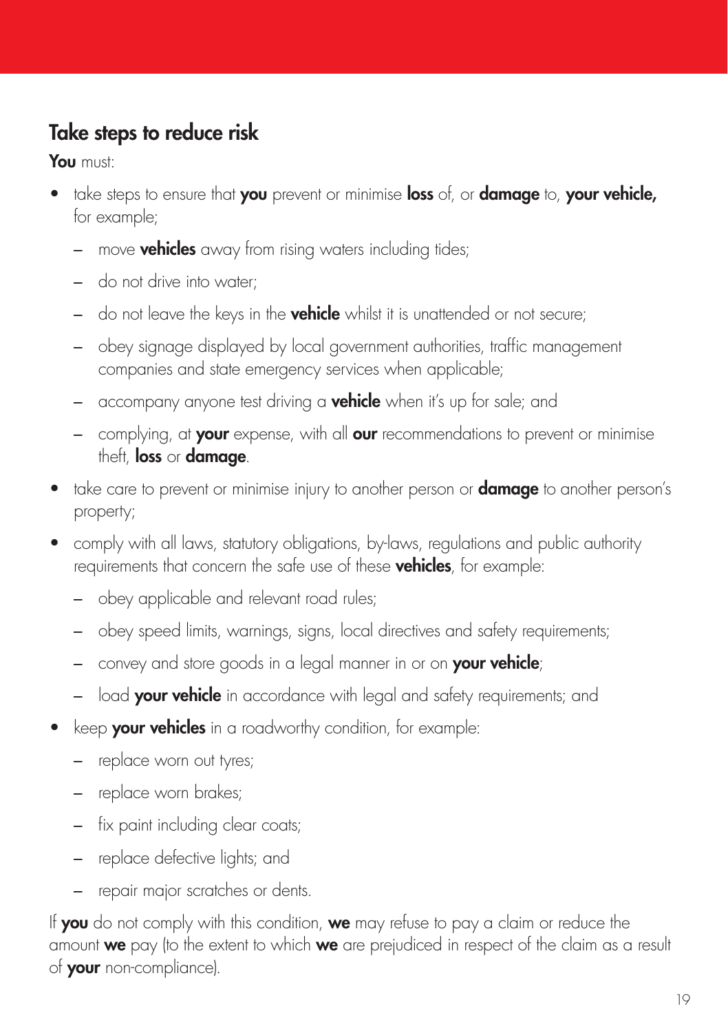## Take steps to reduce risk

**You** must:

- take steps to ensure that **you** prevent or minimise **loss** of, or **damage** to, **your vehicle,** for example;
  - move **vehicles** away from rising waters including tides;
  - do not drive into water;
  - do not leave the keys in the **vehicle** whilst it is unattended or not secure;
  - obey signage displayed by local government authorities, traffic management companies and state emergency services when applicable;
  - accompany anyone test driving a **vehicle** when it's up for sale; and
  - complying, at **your** expense, with all **our** recommendations to prevent or minimise theft, **loss** or **damage**.
- take care to prevent or minimise injury to another person or **damage** to another person's property;
- comply with all laws, statutory obligations, by-laws, regulations and public authority requirements that concern the safe use of these **vehicles**, for example:
  - obey applicable and relevant road rules;
  - obey speed limits, warnings, signs, local directives and safety requirements;
  - convey and store goods in a legal manner in or on **your vehicle**;
  - load **your vehicle** in accordance with legal and safety requirements; and
- keep **your vehicles** in a roadworthy condition, for example:
  - replace worn out tyres;
  - replace worn brakes;
  - fix paint including clear coats;
  - replace defective lights; and
  - repair major scratches or dents.

If **you** do not comply with this condition, **we** may refuse to pay a claim or reduce the amount **we** pay (to the extent to which **we** are prejudiced in respect of the claim as a result of **your** non-compliance).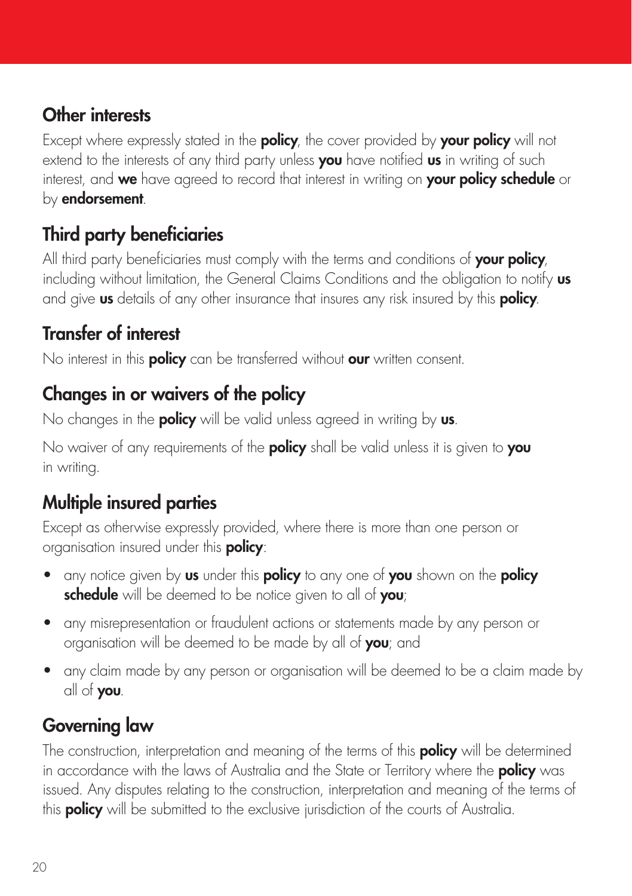## Other interests

Except where expressly stated in the **policy**, the cover provided by **your policy** will not extend to the interests of any third party unless **you** have notified **us** in writing of such interest, and **we** have agreed to record that interest in writing on **your policy schedule** or by **endorsement**.

## Third party beneficiaries

All third party beneficiaries must comply with the terms and conditions of **your policy**, including without limitation, the General Claims Conditions and the obligation to notify **us** and give **us** details of any other insurance that insures any risk insured by this **policy**.

## Transfer of interest

No interest in this **policy** can be transferred without **our** written consent.

## Changes in or waivers of the policy

No changes in the **policy** will be valid unless agreed in writing by **us**.

No waiver of any requirements of the **policy** shall be valid unless it is given to **you** in writing.

## Multiple insured parties

Except as otherwise expressly provided, where there is more than one person or organisation insured under this **policy**:

- any notice given by **us** under this **policy** to any one of **you** shown on the **policy schedule** will be deemed to be notice given to all of **you**;
- any misrepresentation or fraudulent actions or statements made by any person or organisation will be deemed to be made by all of **you**; and
- any claim made by any person or organisation will be deemed to be a claim made by all of **you**.

## Governing law

The construction, interpretation and meaning of the terms of this **policy** will be determined in accordance with the laws of Australia and the State or Territory where the **policy** was issued. Any disputes relating to the construction, interpretation and meaning of the terms of this **policy** will be submitted to the exclusive jurisdiction of the courts of Australia.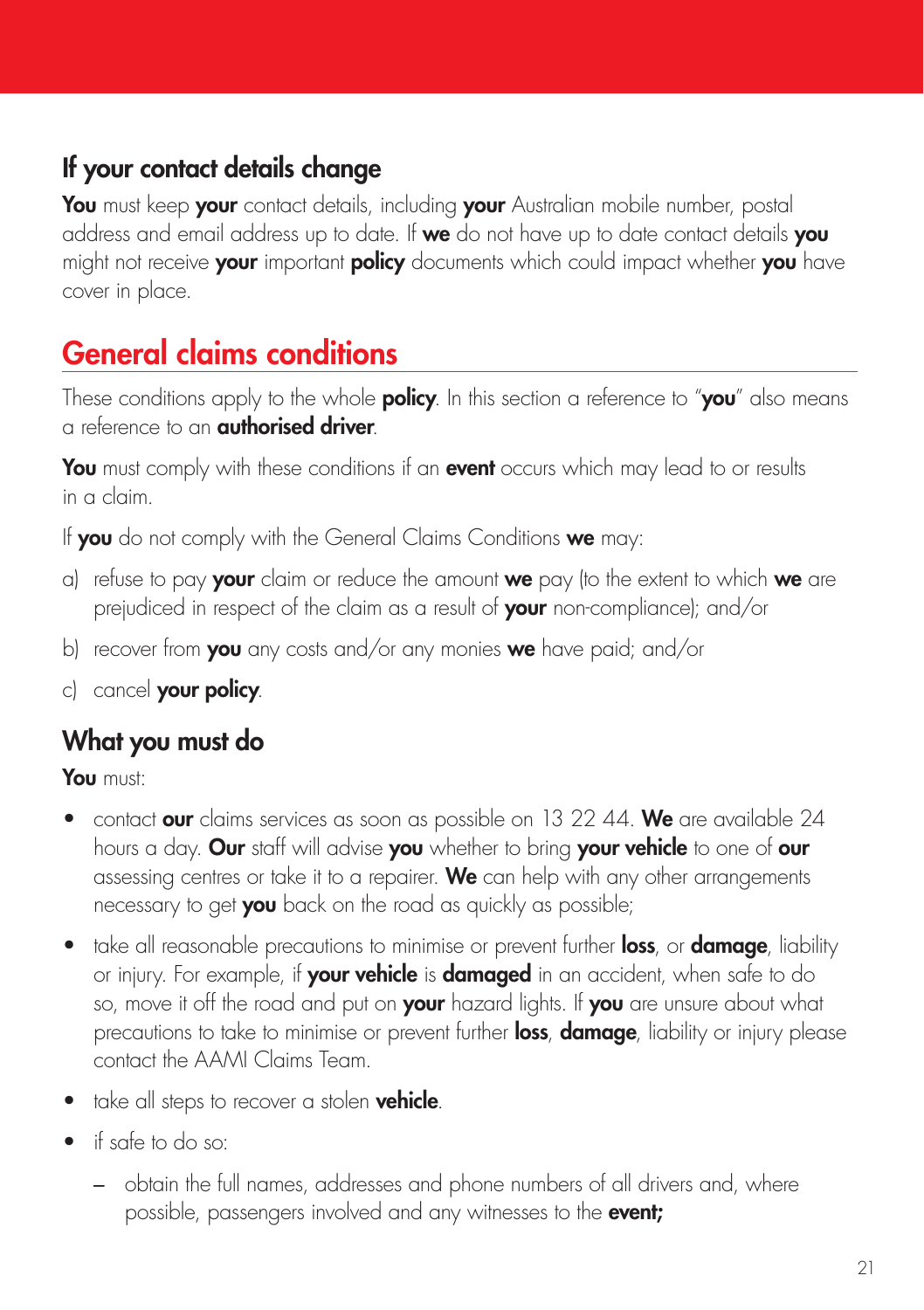### If your contact details change

**You** must keep **your** contact details, including **your** Australian mobile number, postal address and email address up to date. If **we** do not have up to date contact details **you** might not receive **your** important **policy** documents which could impact whether **you** have cover in place.

## General claims conditions

These conditions apply to the whole **policy**. In this section a reference to "**you**" also means a reference to an **authorised driver**.

**You** must comply with these conditions if an **event** occurs which may lead to or results in a claim.

If **you** do not comply with the General Claims Conditions **we** may:

a) refuse to pay **your** claim or reduce the amount **we** pay (to the extent to which **we** are prejudiced in respect of the claim as a result of **your** non-compliance); and/or

b) recover from **you** any costs and/or any monies **we** have paid; and/or

c) cancel **your policy**.

### What you must do

**You** must:

- contact **our** claims services as soon as possible on 13 22 44. **We** are available 24 hours a day. **Our** staff will advise **you** whether to bring **your vehicle** to one of **our** assessing centres or take it to a repairer. **We** can help with any other arrangements necessary to get **you** back on the road as quickly as possible;
- take all reasonable precautions to minimise or prevent further **loss**, or **damage**, liability or injury. For example, if **your vehicle** is **damaged** in an accident, when safe to do so, move it off the road and put on **your** hazard lights. If **you** are unsure about what precautions to take to minimise or prevent further **loss**, **damage**, liability or injury please contact the AAMI Claims Team.
- take all steps to recover a stolen **vehicle**.
- if safe to do so:
  - obtain the full names, addresses and phone numbers of all drivers and, where possible, passengers involved and any witnesses to the **event;**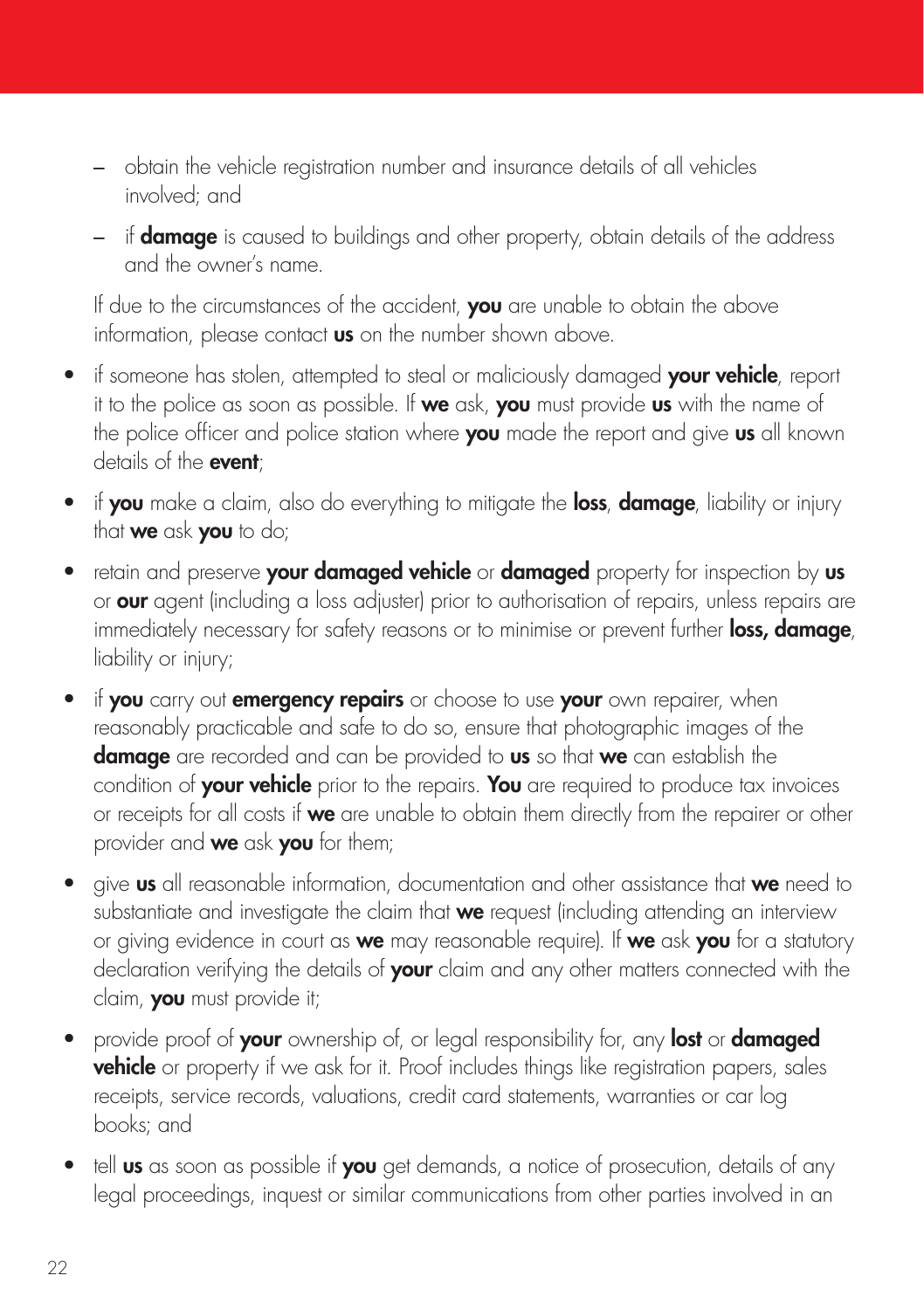- obtain the vehicle registration number and insurance details of all vehicles involved; and
  - if **damage** is caused to buildings and other property, obtain details of the address and the owner's name.

  If due to the circumstances of the accident, **you** are unable to obtain the above information, please contact **us** on the number shown above.

- if someone has stolen, attempted to steal or maliciously damaged **your vehicle**, report it to the police as soon as possible. If **we** ask, **you** must provide **us** with the name of the police officer and police station where **you** made the report and give **us** all known details of the **event**;
- if **you** make a claim, also do everything to mitigate the **loss**, **damage**, liability or injury that **we** ask **you** to do;
- retain and preserve **your damaged vehicle** or **damaged** property for inspection by **us** or **our** agent (including a loss adjuster) prior to authorisation of repairs, unless repairs are immediately necessary for safety reasons or to minimise or prevent further **loss, damage**, liability or injury;
- if **you** carry out **emergency repairs** or choose to use **your** own repairer, when reasonably practicable and safe to do so, ensure that photographic images of the **damage** are recorded and can be provided to **us** so that **we** can establish the condition of **your vehicle** prior to the repairs. **You** are required to produce tax invoices or receipts for all costs if **we** are unable to obtain them directly from the repairer or other provider and **we** ask **you** for them;
- give **us** all reasonable information, documentation and other assistance that **we** need to substantiate and investigate the claim that **we** request (including attending an interview or giving evidence in court as **we** may reasonable require). If **we** ask **you** for a statutory declaration verifying the details of **your** claim and any other matters connected with the claim, **you** must provide it;
- provide proof of **your** ownership of, or legal responsibility for, any **lost** or **damaged vehicle** or property if we ask for it. Proof includes things like registration papers, sales receipts, service records, valuations, credit card statements, warranties or car log books; and
- tell **us** as soon as possible if **you** get demands, a notice of prosecution, details of any legal proceedings, inquest or similar communications from other parties involved in an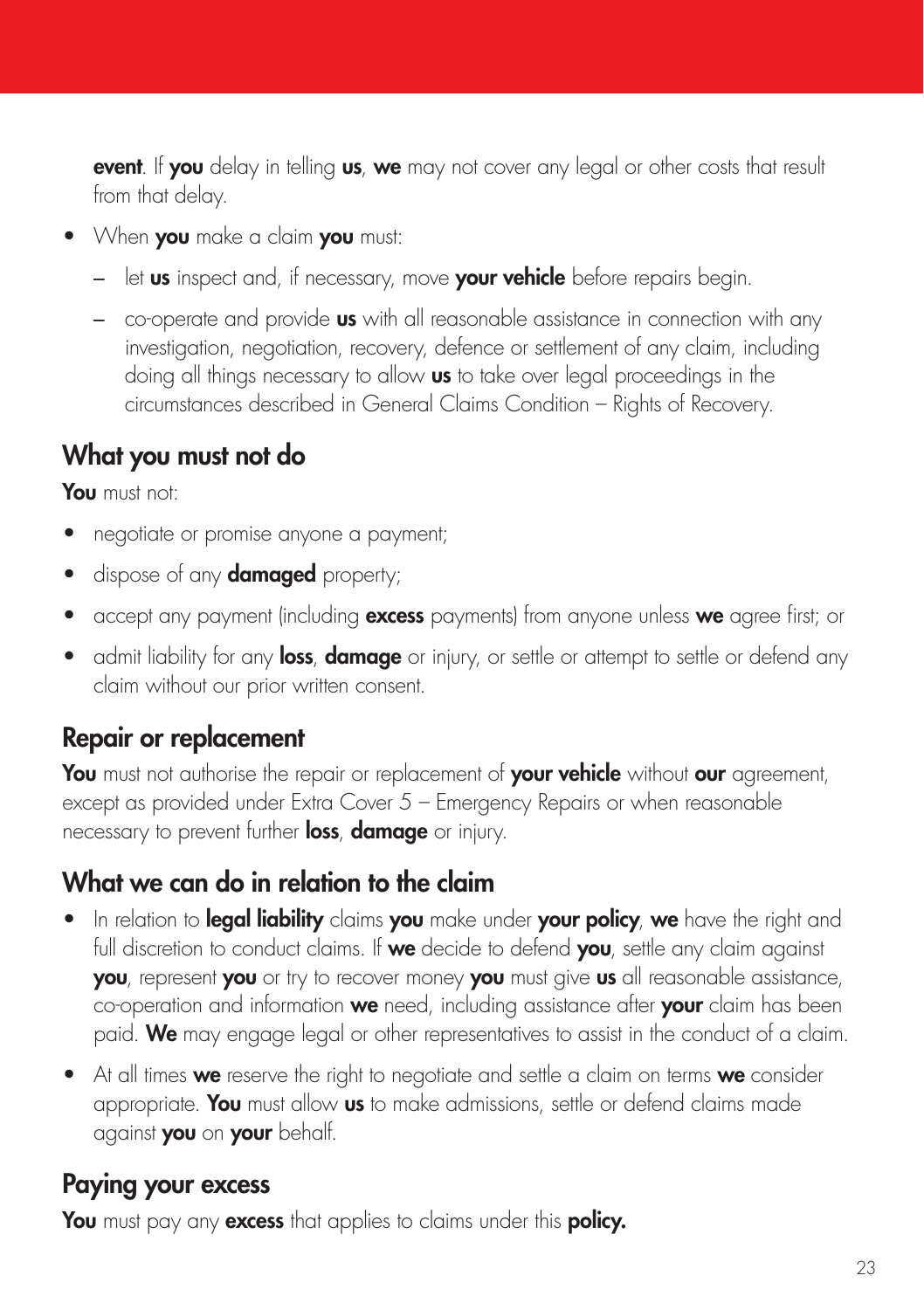**event**. If **you** delay in telling **us**, **we** may not cover any legal or other costs that result from that delay.

- When **you** make a claim **you** must:
  - let **us** inspect and, if necessary, move **your vehicle** before repairs begin.
  - co-operate and provide **us** with all reasonable assistance in connection with any investigation, negotiation, recovery, defence or settlement of any claim, including doing all things necessary to allow **us** to take over legal proceedings in the circumstances described in General Claims Condition – Rights of Recovery.

## What you must not do

**You** must not:

- negotiate or promise anyone a payment;
- dispose of any **damaged** property;
- accept any payment (including **excess** payments) from anyone unless **we** agree first; or
- admit liability for any **loss**, **damage** or injury, or settle or attempt to settle or defend any claim without our prior written consent.

## Repair or replacement

**You** must not authorise the repair or replacement of **your vehicle** without **our** agreement, except as provided under Extra Cover 5 – Emergency Repairs or when reasonable necessary to prevent further **loss**, **damage** or injury.

## What we can do in relation to the claim

- In relation to **legal liability** claims **you** make under **your policy**, **we** have the right and full discretion to conduct claims. If **we** decide to defend **you**, settle any claim against **you**, represent **you** or try to recover money **you** must give **us** all reasonable assistance, co-operation and information **we** need, including assistance after **your** claim has been paid. **We** may engage legal or other representatives to assist in the conduct of a claim.
- At all times **we** reserve the right to negotiate and settle a claim on terms **we** consider appropriate. **You** must allow **us** to make admissions, settle or defend claims made against **you** on **your** behalf.

## Paying your excess

**You** must pay any **excess** that applies to claims under this **policy.**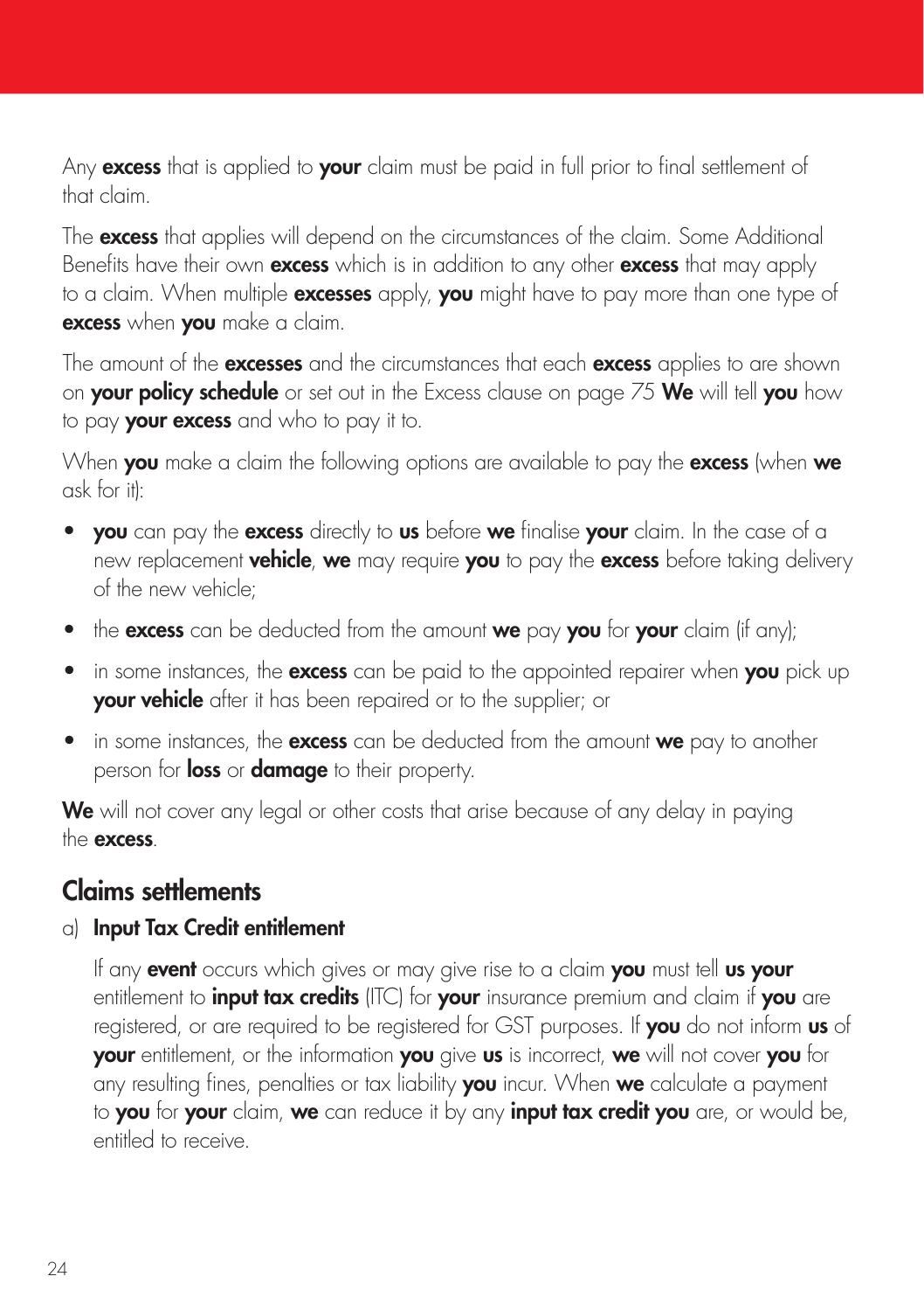Any **excess** that is applied to **your** claim must be paid in full prior to final settlement of that claim.

The **excess** that applies will depend on the circumstances of the claim. Some Additional Benefits have their own **excess** which is in addition to any other **excess** that may apply to a claim. When multiple **excesses** apply, **you** might have to pay more than one type of **excess** when **you** make a claim.

The amount of the **excesses** and the circumstances that each **excess** applies to are shown on **your policy schedule** or set out in the Excess clause on page 75 **We** will tell **you** how to pay **your excess** and who to pay it to.

When **you** make a claim the following options are available to pay the **excess** (when **we** ask for it):

- **you** can pay the **excess** directly to **us** before **we** finalise **your** claim. In the case of a new replacement **vehicle**, **we** may require **you** to pay the **excess** before taking delivery of the new vehicle;
- the **excess** can be deducted from the amount **we** pay **you** for **your** claim (if any);
- in some instances, the **excess** can be paid to the appointed repairer when **you** pick up **your vehicle** after it has been repaired or to the supplier; or
- in some instances, the **excess** can be deducted from the amount **we** pay to another person for **loss** or **damage** to their property.

**We** will not cover any legal or other costs that arise because of any delay in paying the **excess**.

## Claims settlements

a) **Input Tax Credit entitlement**

If any **event** occurs which gives or may give rise to a claim **you** must tell **us your** entitlement to **input tax credits** (ITC) for **your** insurance premium and claim if **you** are registered, or are required to be registered for GST purposes. If **you** do not inform **us** of **your** entitlement, or the information **you** give **us** is incorrect, **we** will not cover **you** for any resulting fines, penalties or tax liability **you** incur. When **we** calculate a payment to **you** for **your** claim, **we** can reduce it by any **input tax credit you** are, or would be, entitled to receive.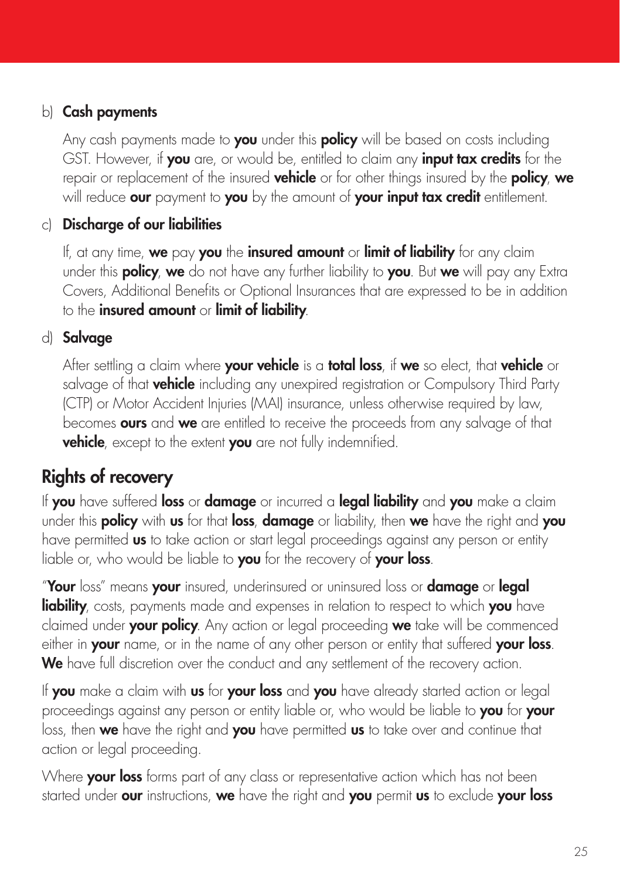b) **Cash payments**

Any cash payments made to **you** under this **policy** will be based on costs including GST. However, if **you** are, or would be, entitled to claim any **input tax credits** for the repair or replacement of the insured **vehicle** or for other things insured by the **policy**, **we** will reduce **our** payment to **you** by the amount of **your input tax credit** entitlement.

c) **Discharge of our liabilities**

If, at any time, **we** pay **you** the **insured amount** or **limit of liability** for any claim under this **policy**, **we** do not have any further liability to **you**. But **we** will pay any Extra Covers, Additional Benefits or Optional Insurances that are expressed to be in addition to the **insured amount** or **limit of liability**.

d) **Salvage**

After settling a claim where **your vehicle** is a **total loss**, if **we** so elect, that **vehicle** or salvage of that **vehicle** including any unexpired registration or Compulsory Third Party (CTP) or Motor Accident Injuries (MAI) insurance, unless otherwise required by law, becomes **ours** and **we** are entitled to receive the proceeds from any salvage of that **vehicle**, except to the extent **you** are not fully indemnified.

## Rights of recovery

If **you** have suffered **loss** or **damage** or incurred a **legal liability** and **you** make a claim under this **policy** with **us** for that **loss**, **damage** or liability, then **we** have the right and **you** have permitted **us** to take action or start legal proceedings against any person or entity liable or, who would be liable to **you** for the recovery of **your loss**.

"**Your** loss" means **your** insured, underinsured or uninsured loss or **damage** or **legal liability**, costs, payments made and expenses in relation to respect to which **you** have claimed under **your policy**. Any action or legal proceeding **we** take will be commenced either in **your** name, or in the name of any other person or entity that suffered **your loss**. **We** have full discretion over the conduct and any settlement of the recovery action.

If **you** make a claim with **us** for **your loss** and **you** have already started action or legal proceedings against any person or entity liable or, who would be liable to **you** for **your** loss, then **we** have the right and **you** have permitted **us** to take over and continue that action or legal proceeding.

Where **your loss** forms part of any class or representative action which has not been started under **our** instructions, **we** have the right and **you** permit **us** to exclude **your loss**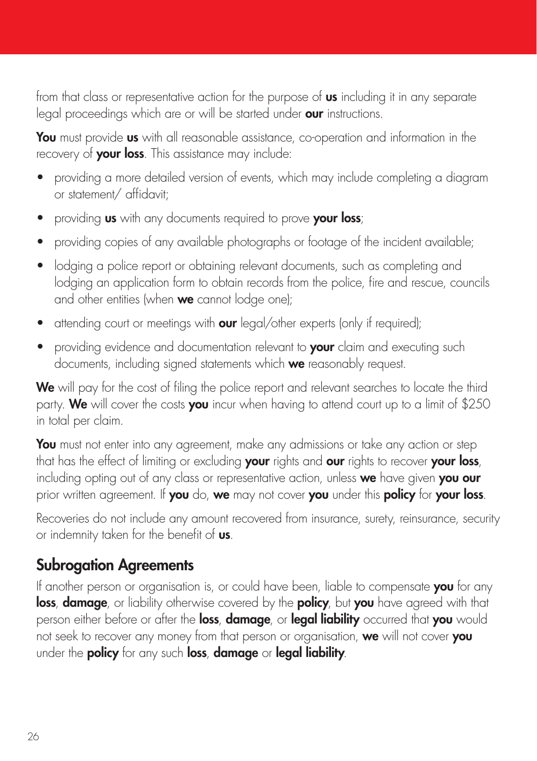from that class or representative action for the purpose of **us** including it in any separate legal proceedings which are or will be started under **our** instructions.

**You** must provide **us** with all reasonable assistance, co-operation and information in the recovery of **your loss**. This assistance may include:

- providing a more detailed version of events, which may include completing a diagram or statement/ affidavit;
- providing **us** with any documents required to prove **your loss**;
- providing copies of any available photographs or footage of the incident available;
- lodging a police report or obtaining relevant documents, such as completing and lodging an application form to obtain records from the police, fire and rescue, councils and other entities (when **we** cannot lodge one);
- attending court or meetings with **our** legal/other experts (only if required);
- providing evidence and documentation relevant to **your** claim and executing such documents, including signed statements which **we** reasonably request.

**We** will pay for the cost of filing the police report and relevant searches to locate the third party. **We** will cover the costs **you** incur when having to attend court up to a limit of $250 in total per claim.

**You** must not enter into any agreement, make any admissions or take any action or step that has the effect of limiting or excluding **your** rights and **our** rights to recover **your loss**, including opting out of any class or representative action, unless **we** have given **you our** prior written agreement. If **you** do, **we** may not cover **you** under this **policy** for **your loss**.

Recoveries do not include any amount recovered from insurance, surety, reinsurance, security or indemnity taken for the benefit of **us**.

## Subrogation Agreements

If another person or organisation is, or could have been, liable to compensate **you** for any **loss**, **damage**, or liability otherwise covered by the **policy**, but **you** have agreed with that person either before or after the **loss**, **damage**, or **legal liability** occurred that **you** would not seek to recover any money from that person or organisation, **we** will not cover **you** under the **policy** for any such **loss**, **damage** or **legal liability**.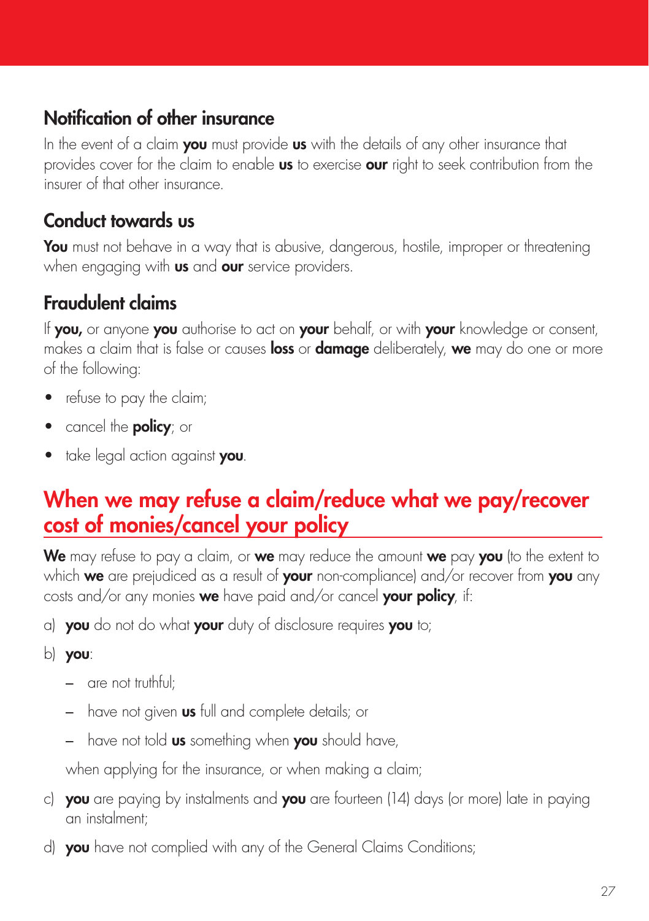## Notification of other insurance

In the event of a claim **you** must provide **us** with the details of any other insurance that provides cover for the claim to enable **us** to exercise **our** right to seek contribution from the insurer of that other insurance.

## Conduct towards us

**You** must not behave in a way that is abusive, dangerous, hostile, improper or threatening when engaging with **us** and **our** service providers.

## Fraudulent claims

If **you,** or anyone **you** authorise to act on **your** behalf, or with **your** knowledge or consent, makes a claim that is false or causes **loss** or **damage** deliberately, **we** may do one or more of the following:

- refuse to pay the claim;
- cancel the **policy**; or
- take legal action against **you**.

# When we may refuse a claim/reduce what we pay/recover cost of monies/cancel your policy

**We** may refuse to pay a claim, or **we** may reduce the amount **we** pay **you** (to the extent to which **we** are prejudiced as a result of **your** non-compliance) and/or recover from **you** any costs and/or any monies **we** have paid and/or cancel **your policy**, if:

a) **you** do not do what **your** duty of disclosure requires **you** to;

b) **you**:
   - are not truthful;
   - have not given **us** full and complete details; or
   - have not told **us** something when **you** should have,

   when applying for the insurance, or when making a claim;

c) **you** are paying by instalments and **you** are fourteen (14) days (or more) late in paying an instalment;

d) **you** have not complied with any of the General Claims Conditions;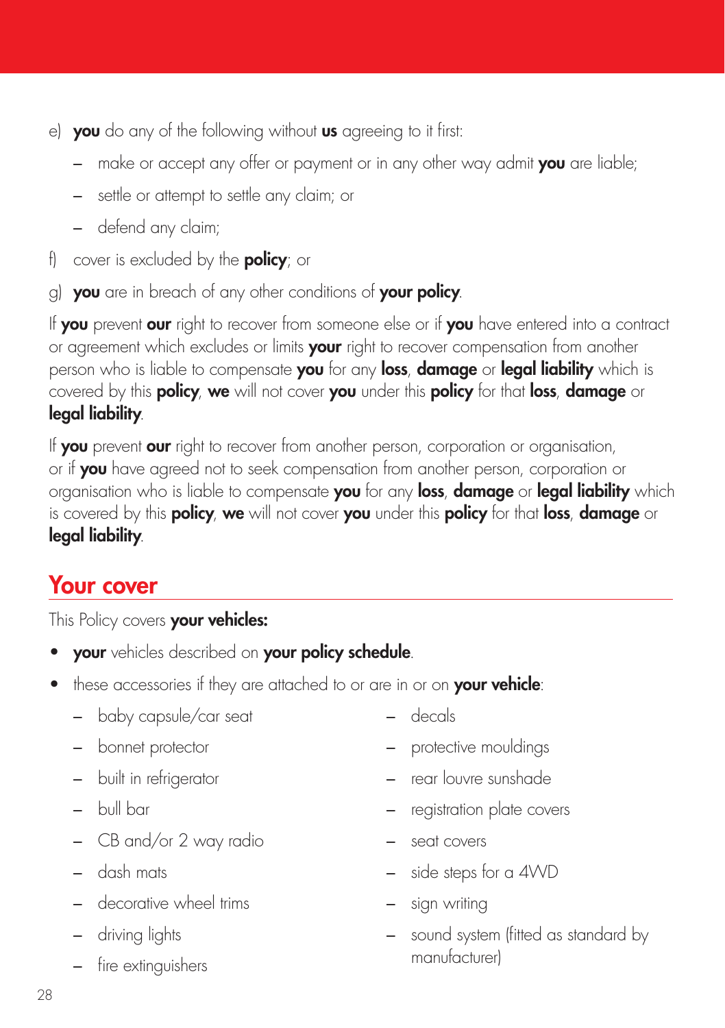e) **you** do any of the following without **us** agreeing to it first:
   - make or accept any offer or payment or in any other way admit **you** are liable;
   - settle or attempt to settle any claim; or
   - defend any claim;

f) cover is excluded by the **policy**; or

g) **you** are in breach of any other conditions of **your policy**.

If **you** prevent **our** right to recover from someone else or if **you** have entered into a contract or agreement which excludes or limits **your** right to recover compensation from another person who is liable to compensate **you** for any **loss**, **damage** or **legal liability** which is covered by this **policy**, **we** will not cover **you** under this **policy** for that **loss**, **damage** or **legal liability**.

If **you** prevent **our** right to recover from another person, corporation or organisation, or if **you** have agreed not to seek compensation from another person, corporation or organisation who is liable to compensate **you** for any **loss**, **damage** or **legal liability** which is covered by this **policy**, **we** will not cover **you** under this **policy** for that **loss**, **damage** or **legal liability**.

## Your cover

This Policy covers **your vehicles:**

- **your** vehicles described on **your policy schedule**.
- these accessories if they are attached to or are in or on **your vehicle**:
  - baby capsule/car seat
  - bonnet protector
  - built in refrigerator
  - bull bar
  - CB and/or 2 way radio
  - dash mats
  - decorative wheel trims
  - driving lights
  - fire extinguishers
  - decals
  - protective mouldings
  - rear louvre sunshade
  - registration plate covers
  - seat covers
  - side steps for a 4WD
  - sign writing
  - sound system (fitted as standard by manufacturer)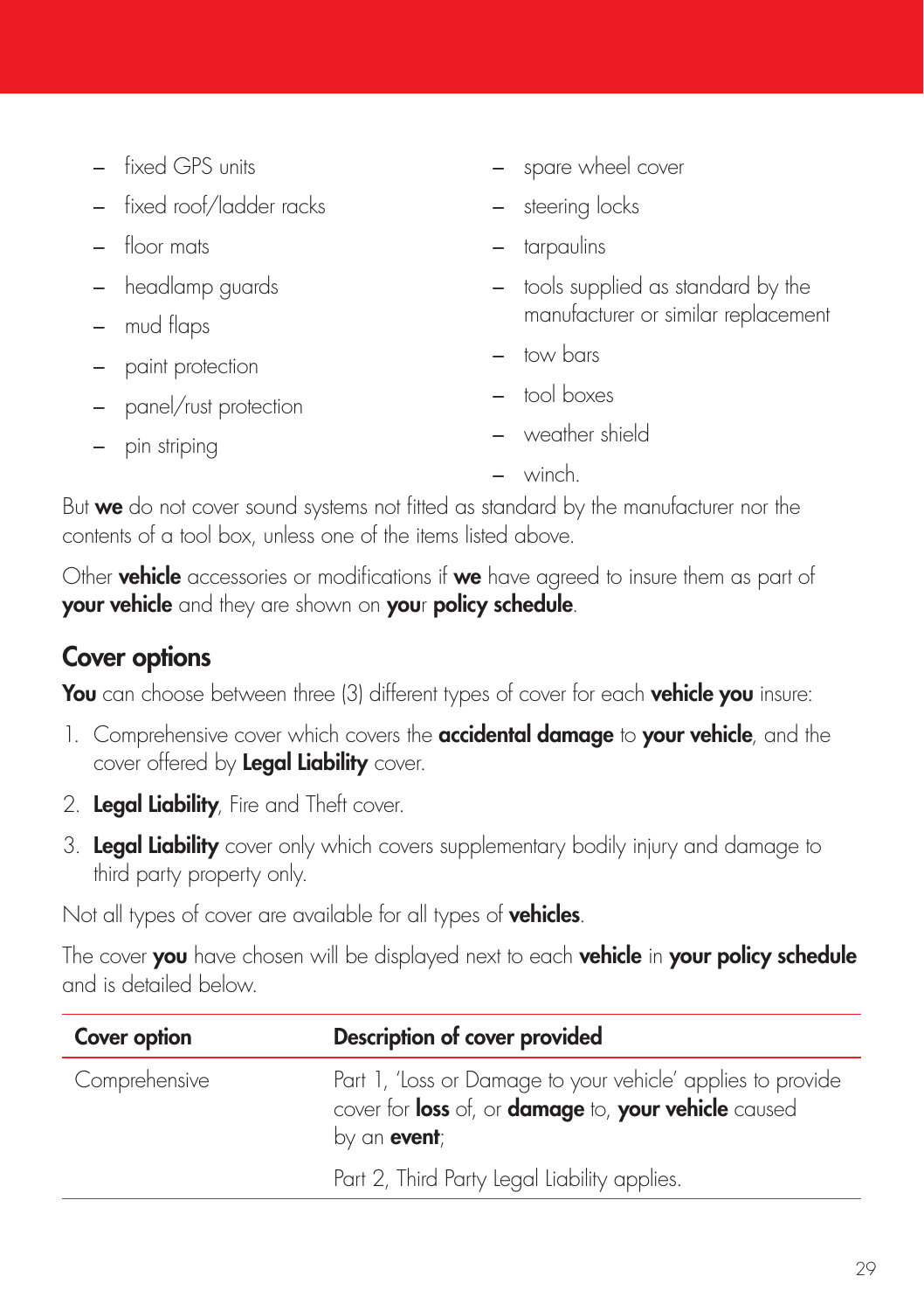- fixed GPS units
- fixed roof/ladder racks
- floor mats
- headlamp guards
- mud flaps
- paint protection
- panel/rust protection
- pin striping
- spare wheel cover
- steering locks
- tarpaulins
- tools supplied as standard by the manufacturer or similar replacement
- tow bars
- tool boxes
- weather shield
- winch.

But **we** do not cover sound systems not fitted as standard by the manufacturer nor the contents of a tool box, unless one of the items listed above.

Other **vehicle** accessories or modifications if **we** have agreed to insure them as part of **your vehicle** and they are shown on **you**r **policy schedule**.

## Cover options

**You** can choose between three (3) different types of cover for each **vehicle you** insure:

1. Comprehensive cover which covers the **accidental damage** to **your vehicle**, and the cover offered by **Legal Liability** cover.
2. **Legal Liability**, Fire and Theft cover.
3. **Legal Liability** cover only which covers supplementary bodily injury and damage to third party property only.

Not all types of cover are available for all types of **vehicles**.

The cover **you** have chosen will be displayed next to each **vehicle** in **your policy schedule** and is detailed below.

| Cover option | Description of cover provided |
|---|---|
| Comprehensive | Part 1, 'Loss or Damage to your vehicle' applies to provide cover for **loss** of, or **damage** to, **your vehicle** caused by an **event**;<br><br>Part 2, Third Party Legal Liability applies. |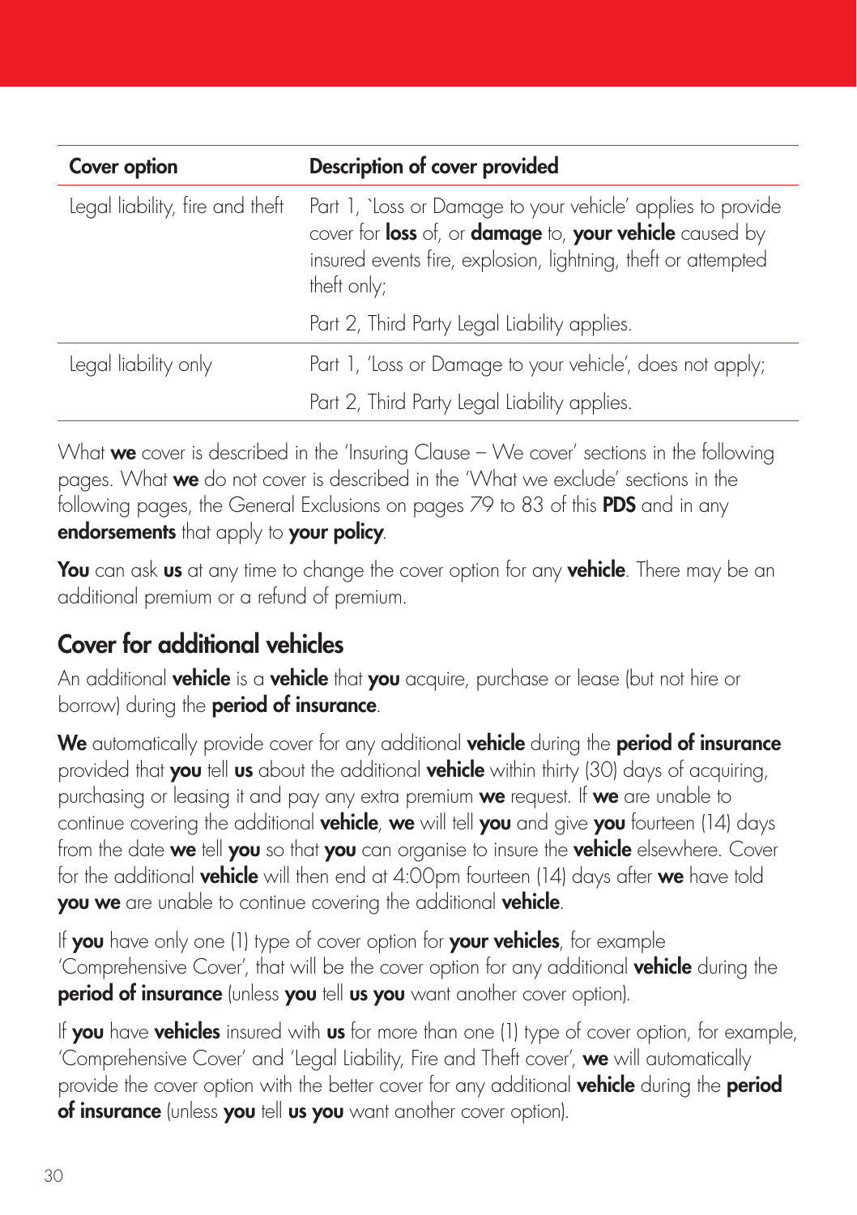| Cover option | Description of cover provided |
| --- | --- |
| Legal liability, fire and theft | Part 1, `Loss or Damage to your vehicle' applies to provide cover for **loss** of, or **damage** to, **your vehicle** caused by insured events fire, explosion, lightning, theft or attempted theft only;<br><br>Part 2, Third Party Legal Liability applies. |
| Legal liability only | Part 1, 'Loss or Damage to your vehicle', does not apply;<br><br>Part 2, Third Party Legal Liability applies. |

What **we** cover is described in the 'Insuring Clause – We cover' sections in the following pages. What **we** do not cover is described in the 'What we exclude' sections in the following pages, the General Exclusions on pages 79 to 83 of this **PDS** and in any **endorsements** that apply to **your policy**.

**You** can ask **us** at any time to change the cover option for any **vehicle**. There may be an additional premium or a refund of premium.

## Cover for additional vehicles

An additional **vehicle** is a **vehicle** that **you** acquire, purchase or lease (but not hire or borrow) during the **period of insurance**.

**We** automatically provide cover for any additional **vehicle** during the **period of insurance** provided that **you** tell **us** about the additional **vehicle** within thirty (30) days of acquiring, purchasing or leasing it and pay any extra premium **we** request. If **we** are unable to continue covering the additional **vehicle**, **we** will tell **you** and give **you** fourteen (14) days from the date **we** tell **you** so that **you** can organise to insure the **vehicle** elsewhere. Cover for the additional **vehicle** will then end at 4:00pm fourteen (14) days after **we** have told **you we** are unable to continue covering the additional **vehicle**.

If **you** have only one (1) type of cover option for **your vehicles**, for example 'Comprehensive Cover', that will be the cover option for any additional **vehicle** during the **period of insurance** (unless **you** tell **us you** want another cover option).

If **you** have **vehicles** insured with **us** for more than one (1) type of cover option, for example, 'Comprehensive Cover' and 'Legal Liability, Fire and Theft cover', **we** will automatically provide the cover option with the better cover for any additional **vehicle** during the **period of insurance** (unless **you** tell **us you** want another cover option).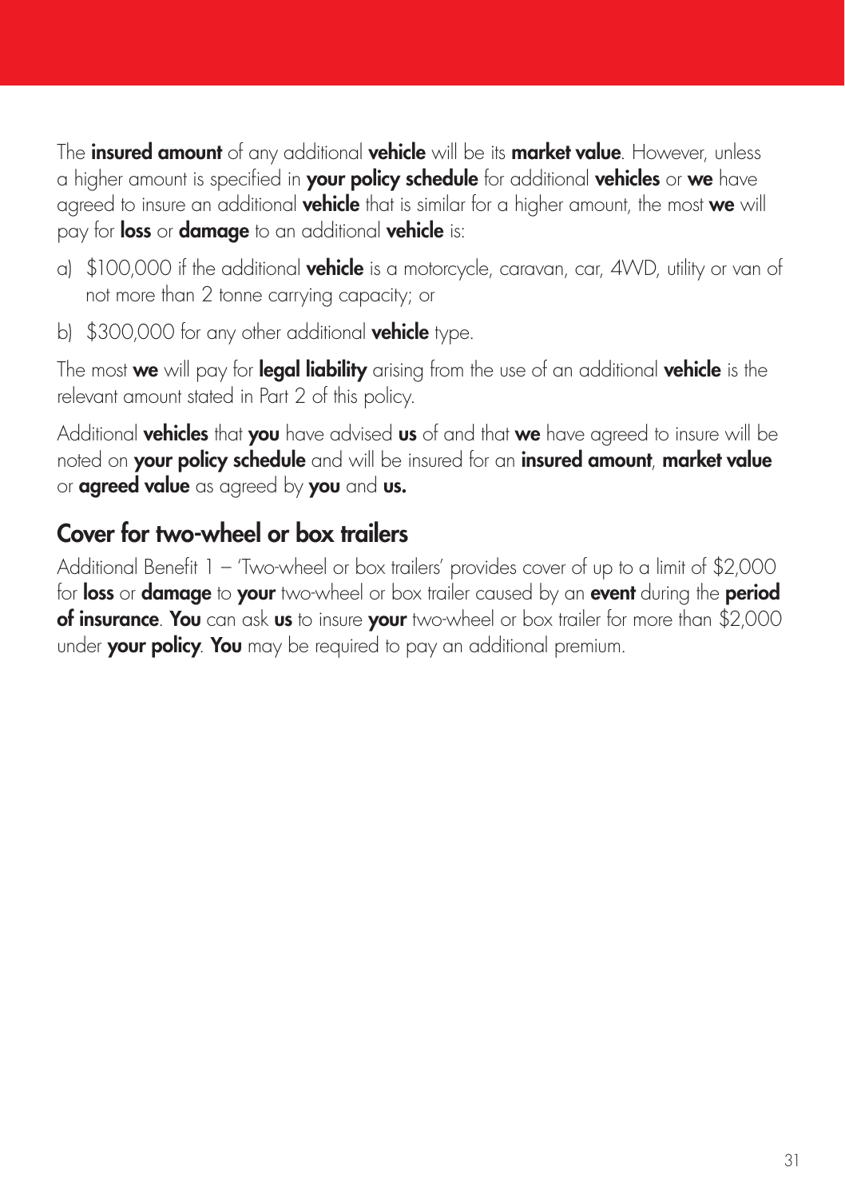The **insured amount** of any additional **vehicle** will be its **market value**. However, unless a higher amount is specified in **your policy schedule** for additional **vehicles** or **we** have agreed to insure an additional **vehicle** that is similar for a higher amount, the most **we** will pay for **loss** or **damage** to an additional **vehicle** is:

a) $100,000 if the additional **vehicle** is a motorcycle, caravan, car, 4WD, utility or van of not more than 2 tonne carrying capacity; or

b) $300,000 for any other additional **vehicle** type.

The most **we** will pay for **legal liability** arising from the use of an additional **vehicle** is the relevant amount stated in Part 2 of this policy.

Additional **vehicles** that **you** have advised **us** of and that **we** have agreed to insure will be noted on **your policy schedule** and will be insured for an **insured amount**, **market value** or **agreed value** as agreed by **you** and **us.**

## Cover for two-wheel or box trailers

Additional Benefit 1 – 'Two-wheel or box trailers' provides cover of up to a limit of $2,000 for **loss** or **damage** to **your** two-wheel or box trailer caused by an **event** during the **period of insurance**. **You** can ask **us** to insure **your** two-wheel or box trailer for more than $2,000 under **your policy**. **You** may be required to pay an additional premium.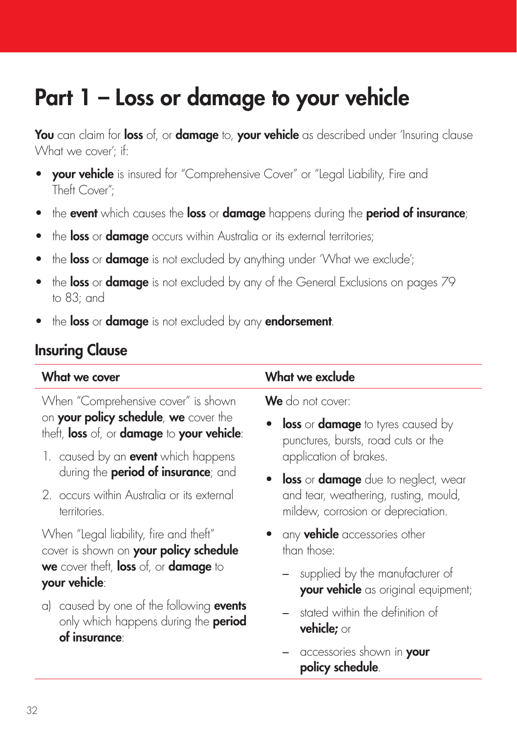# Part 1 – Loss or damage to your vehicle

**You** can claim for **loss** of, or **damage** to, **your vehicle** as described under 'Insuring clause What we cover'; if:

- **your vehicle** is insured for "Comprehensive Cover" or "Legal Liability, Fire and Theft Cover";
- the **event** which causes the **loss** or **damage** happens during the **period of insurance**;
- the **loss** or **damage** occurs within Australia or its external territories;
- the **loss** or **damage** is not excluded by anything under 'What we exclude';
- the **loss** or **damage** is not excluded by any of the General Exclusions on pages 79 to 83; and
- the **loss** or **damage** is not excluded by any **endorsement**.

## Insuring Clause

| What we cover | What we exclude |
|---|---|
| When "Comprehensive cover" is shown on **your policy schedule**, **we** cover the theft, **loss** of, or **damage** to **your vehicle**:<br>1. caused by an **event** which happens during the **period of insurance**; and<br>2. occurs within Australia or its external territories.<br><br>When "Legal liability, fire and theft" cover is shown on **your policy schedule** **we** cover theft, **loss** of, or **damage** to **your vehicle**:<br>a) caused by one of the following **events** only which happens during the **period of insurance**: | **We** do not cover:<br>• **loss** or **damage** to tyres caused by punctures, bursts, road cuts or the application of brakes.<br>• **loss** or **damage** due to neglect, wear and tear, weathering, rusting, mould, mildew, corrosion or depreciation.<br>• any **vehicle** accessories other than those:<br>– supplied by the manufacturer of **your vehicle** as original equipment;<br>– stated within the definition of **vehicle;** or<br>– accessories shown in **your policy schedule**. |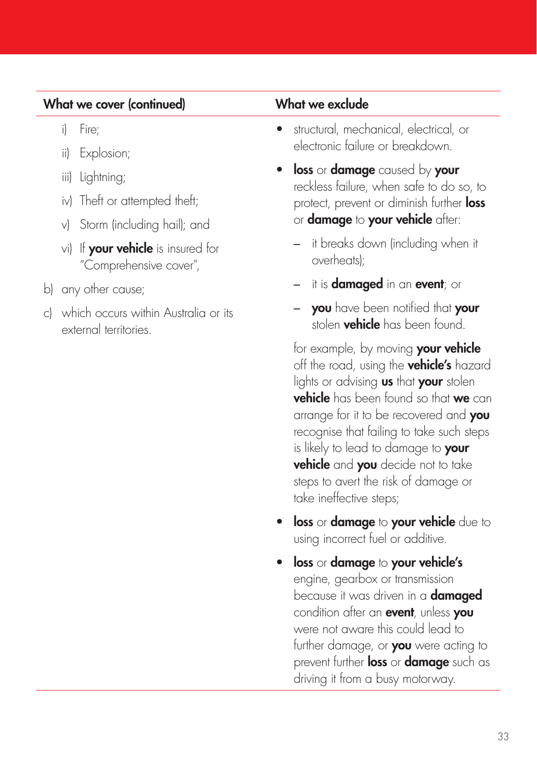## What we cover (continued)

- i) Fire;
- ii) Explosion;
- iii) Lightning;
- iv) Theft or attempted theft;
- v) Storm (including hail); and
- vi) If **your vehicle** is insured for "Comprehensive cover",

b) any other cause;

c) which occurs within Australia or its external territories.

## What we exclude

- structural, mechanical, electrical, or electronic failure or breakdown.
- **loss** or **damage** caused by **your** reckless failure, when safe to do so, to protect, prevent or diminish further **loss** or **damage** to **your vehicle** after:
  - it breaks down (including when it overheats);
  - it is **damaged** in an **event**; or
  - **you** have been notified that **your** stolen **vehicle** has been found.

  for example, by moving **your vehicle** off the road, using the **vehicle's** hazard lights or advising **us** that **your** stolen **vehicle** has been found so that **we** can arrange for it to be recovered and **you** recognise that failing to take such steps is likely to lead to damage to **your vehicle** and **you** decide not to take steps to avert the risk of damage or take ineffective steps;
- **loss** or **damage** to **your vehicle** due to using incorrect fuel or additive.
- **loss** or **damage** to **your vehicle's** engine, gearbox or transmission because it was driven in a **damaged** condition after an **event**, unless **you** were not aware this could lead to further damage, or **you** were acting to prevent further **loss** or **damage** such as driving it from a busy motorway.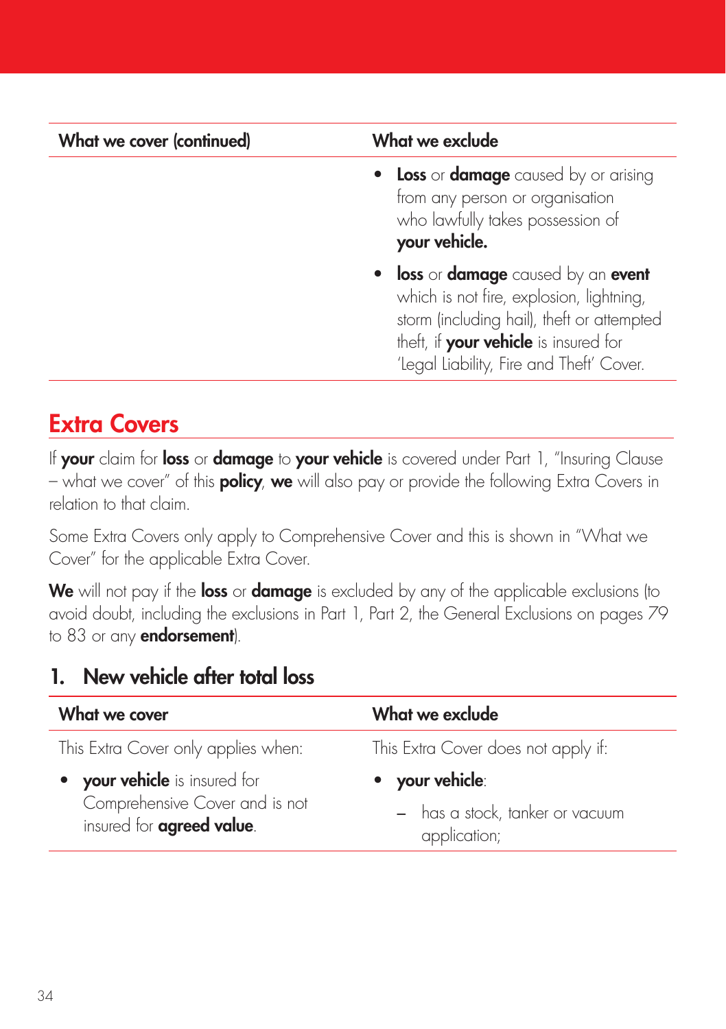| What we cover (continued) | What we exclude |
|---|---|
| | • **Loss** or **damage** caused by or arising from any person or organisation who lawfully takes possession of **your vehicle.** <br> • **loss** or **damage** caused by an **event** which is not fire, explosion, lightning, storm (including hail), theft or attempted theft, if **your vehicle** is insured for 'Legal Liability, Fire and Theft' Cover. |

## Extra Covers

If **your** claim for **loss** or **damage** to **your vehicle** is covered under Part 1, "Insuring Clause – what we cover" of this **policy**, **we** will also pay or provide the following Extra Covers in relation to that claim.

Some Extra Covers only apply to Comprehensive Cover and this is shown in "What we Cover" for the applicable Extra Cover.

**We** will not pay if the **loss** or **damage** is excluded by any of the applicable exclusions (to avoid doubt, including the exclusions in Part 1, Part 2, the General Exclusions on pages 79 to 83 or any **endorsement**).

### 1. New vehicle after total loss

| What we cover | What we exclude |
|---|---|
| This Extra Cover only applies when: <br> • **your vehicle** is insured for Comprehensive Cover and is not insured for **agreed value**. | This Extra Cover does not apply if: <br> • **your vehicle**: <br> – has a stock, tanker or vacuum application; |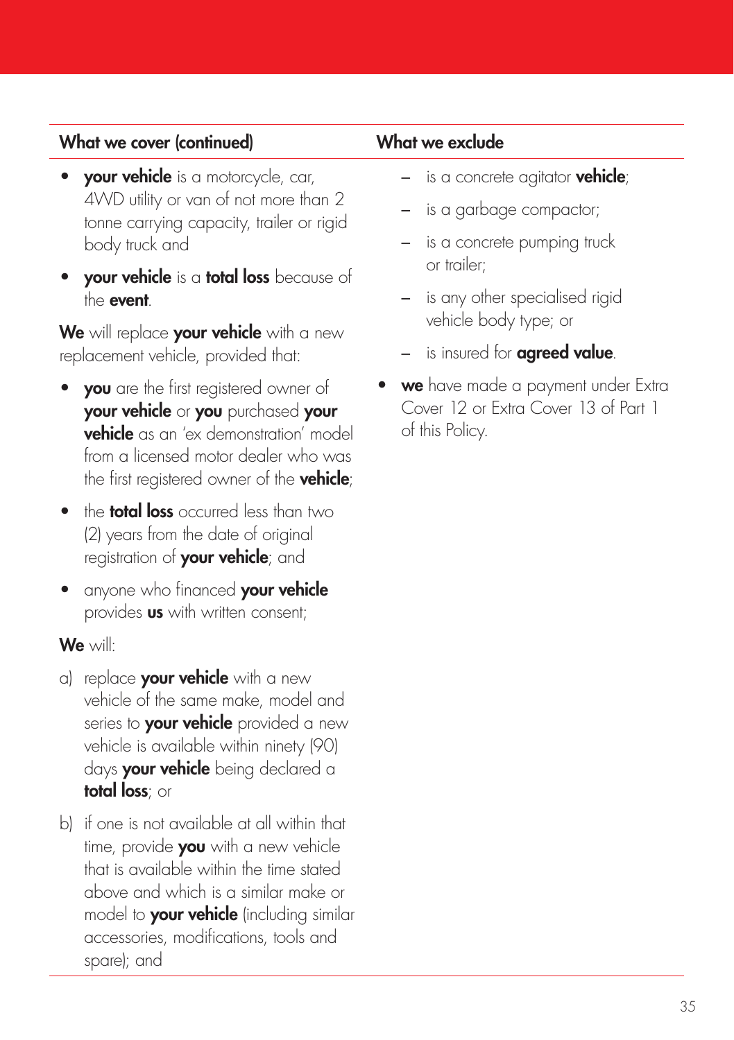## What we cover (continued)

- **your vehicle** is a motorcycle, car, 4WD utility or van of not more than 2 tonne carrying capacity, trailer or rigid body truck and
- **your vehicle** is a **total loss** because of the **event**.

**We** will replace **your vehicle** with a new replacement vehicle, provided that:

- **you** are the first registered owner of **your vehicle** or **you** purchased **your vehicle** as an 'ex demonstration' model from a licensed motor dealer who was the first registered owner of the **vehicle**;
- the **total loss** occurred less than two (2) years from the date of original registration of **your vehicle**; and
- anyone who financed **your vehicle** provides **us** with written consent;

**We** will:

a) replace **your vehicle** with a new vehicle of the same make, model and series to **your vehicle** provided a new vehicle is available within ninety (90) days **your vehicle** being declared a **total loss**; or

b) if one is not available at all within that time, provide **you** with a new vehicle that is available within the time stated above and which is a similar make or model to **your vehicle** (including similar accessories, modifications, tools and spare); and

## What we exclude

- is a concrete agitator **vehicle**;
- is a garbage compactor;
- is a concrete pumping truck or trailer;
- is any other specialised rigid vehicle body type; or
- is insured for **agreed value**.

- **we** have made a payment under Extra Cover 12 or Extra Cover 13 of Part 1 of this Policy.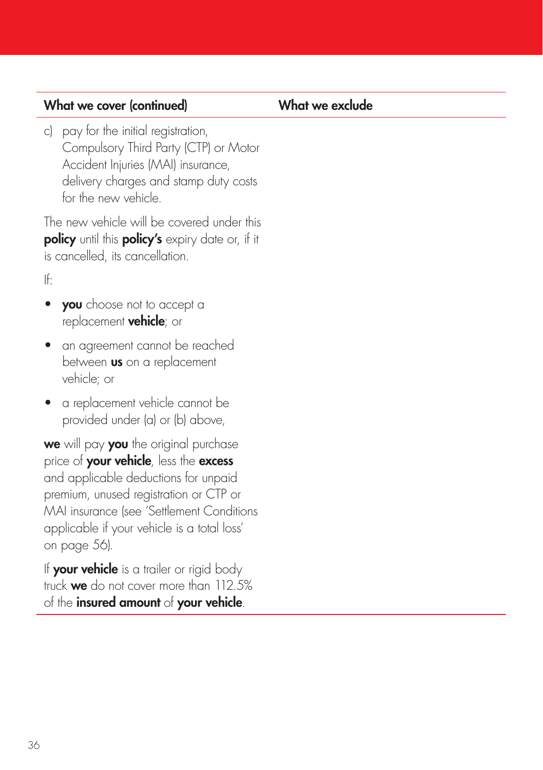| What we cover (continued) | What we exclude |
| --- | --- |
| c) pay for the initial registration, Compulsory Third Party (CTP) or Motor Accident Injuries (MAI) insurance, delivery charges and stamp duty costs for the new vehicle.<br><br>The new vehicle will be covered under this **policy** until this **policy's** expiry date or, if it is cancelled, its cancellation.<br><br>If:<br><br>• **you** choose not to accept a replacement **vehicle**; or<br>• an agreement cannot be reached between **us** on a replacement vehicle; or<br>• a replacement vehicle cannot be provided under (a) or (b) above,<br><br>**we** will pay **you** the original purchase price of **your vehicle**, less the **excess** and applicable deductions for unpaid premium, unused registration or CTP or MAI insurance (see 'Settlement Conditions applicable if your vehicle is a total loss' on page 56).<br><br>If **your vehicle** is a trailer or rigid body truck **we** do not cover more than 112.5% of the **insured amount** of **your vehicle**. | |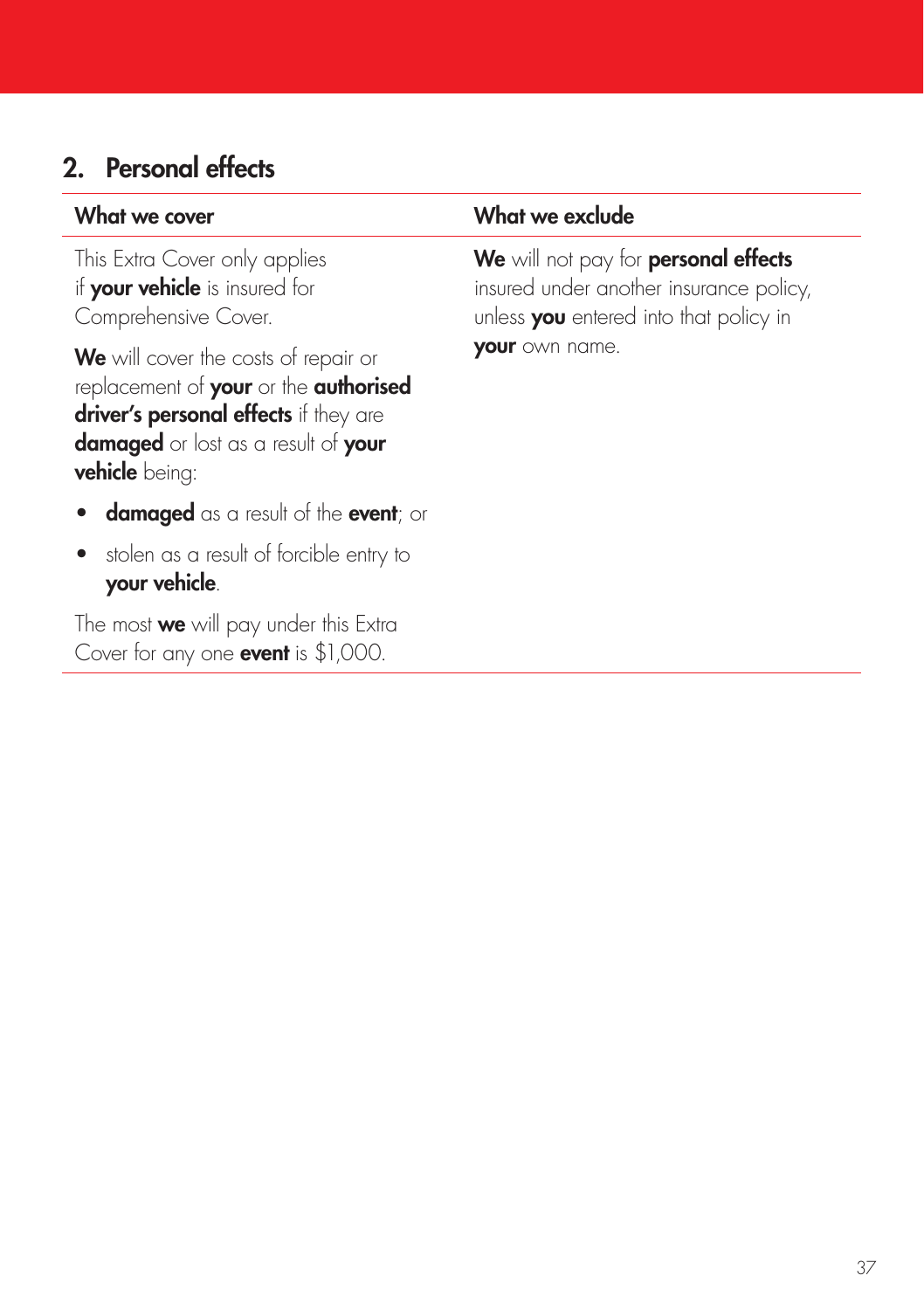## 2. Personal effects

| What we cover | What we exclude |
| --- | --- |
| This Extra Cover only applies if **your vehicle** is insured for Comprehensive Cover.<br><br>**We** will cover the costs of repair or replacement of **your** or the **authorised driver's personal effects** if they are **damaged** or lost as a result of **your vehicle** being:<br><br>• **damaged** as a result of the **event**; or<br>• stolen as a result of forcible entry to **your vehicle**.<br><br>The most **we** will pay under this Extra Cover for any one **event** is $1,000. | **We** will not pay for **personal effects** insured under another insurance policy, unless **you** entered into that policy in **your** own name. |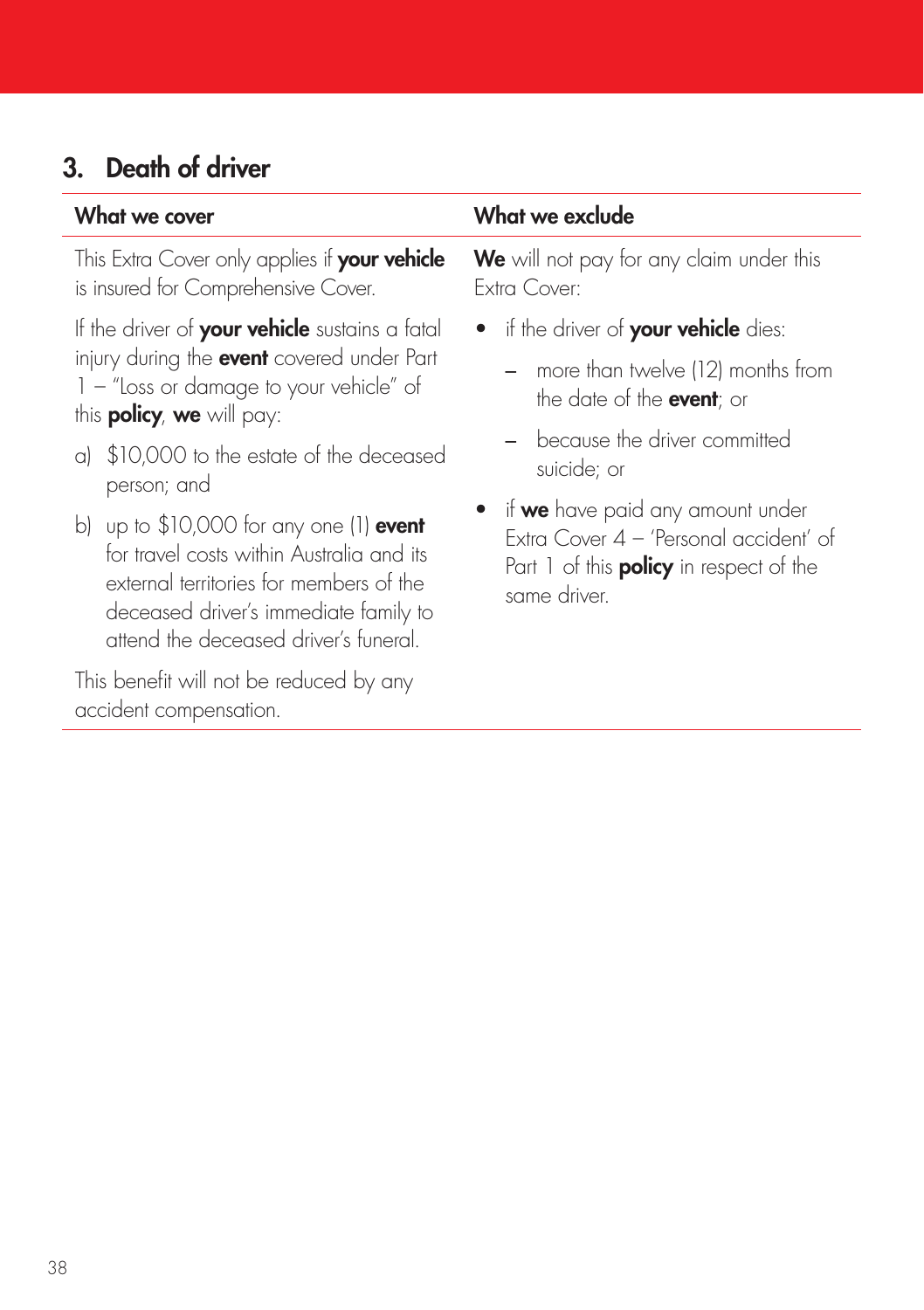## 3. Death of driver

| What we cover | What we exclude |
| --- | --- |
| This Extra Cover only applies if **your vehicle** is insured for Comprehensive Cover.<br><br>If the driver of **your vehicle** sustains a fatal injury during the **event** covered under Part 1 – "Loss or damage to your vehicle" of this **policy**, **we** will pay:<br><br>a) $10,000 to the estate of the deceased person; and<br><br>b) up to $10,000 for any one (1) **event** for travel costs within Australia and its external territories for members of the deceased driver's immediate family to attend the deceased driver's funeral.<br><br>This benefit will not be reduced by any accident compensation. | **We** will not pay for any claim under this Extra Cover:<br><br>• if the driver of **your vehicle** dies:<br>– more than twelve (12) months from the date of the **event**; or<br>– because the driver committed suicide; or<br><br>• if **we** have paid any amount under Extra Cover 4 – 'Personal accident' of Part 1 of this **policy** in respect of the same driver. |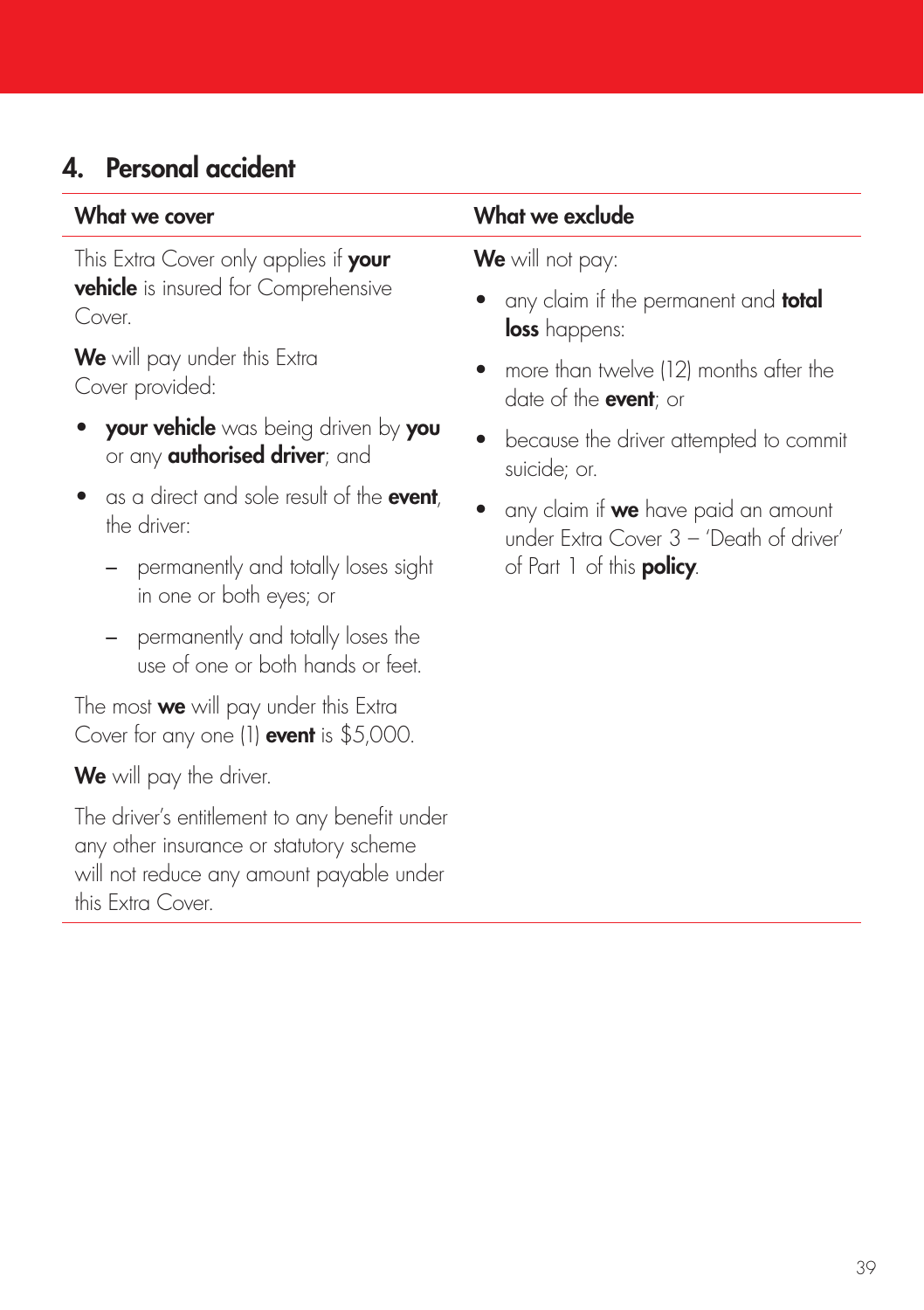## 4. Personal accident

### What we cover

This Extra Cover only applies if **your vehicle** is insured for Comprehensive Cover.

**We** will pay under this Extra Cover provided:

- **your vehicle** was being driven by **you** or any **authorised driver**; and
- as a direct and sole result of the **event**, the driver:
  - permanently and totally loses sight in one or both eyes; or
  - permanently and totally loses the use of one or both hands or feet.

The most **we** will pay under this Extra Cover for any one (1) **event** is $5,000.

**We** will pay the driver.

The driver's entitlement to any benefit under any other insurance or statutory scheme will not reduce any amount payable under this Extra Cover.

### What we exclude

**We** will not pay:

- any claim if the permanent and **total loss** happens:
- more than twelve (12) months after the date of the **event**; or
- because the driver attempted to commit suicide; or.
- any claim if **we** have paid an amount under Extra Cover 3 – 'Death of driver' of Part 1 of this **policy**.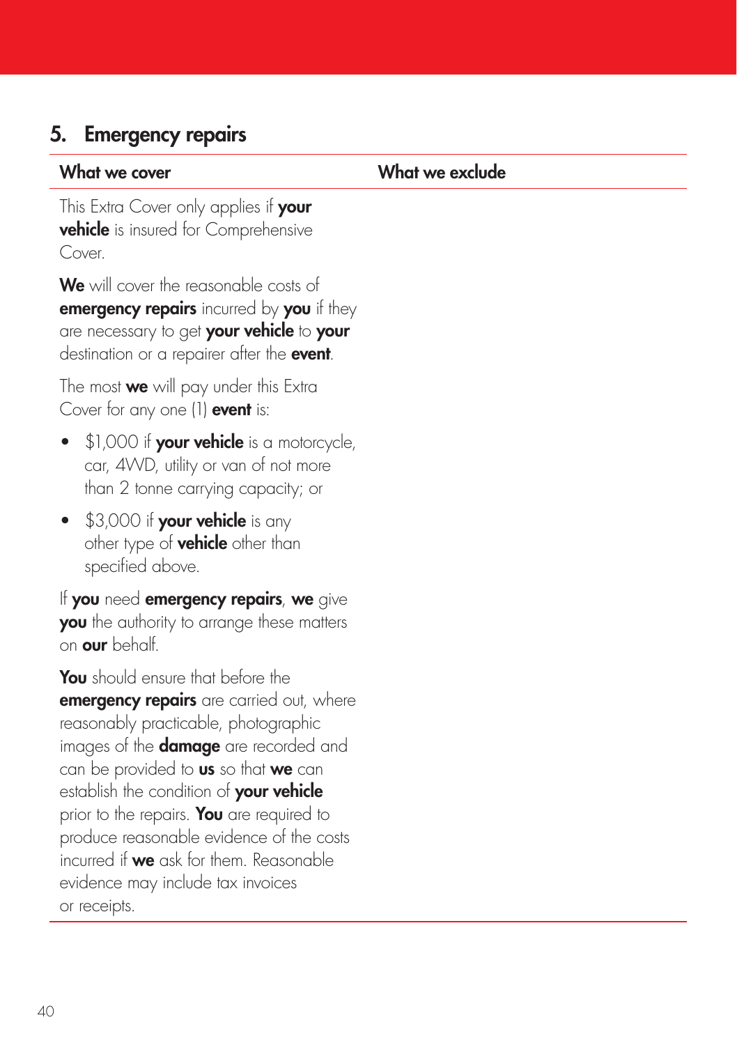## 5. Emergency repairs

| What we cover | What we exclude |
|---|---|
| This Extra Cover only applies if **your vehicle** is insured for Comprehensive Cover.<br><br>**We** will cover the reasonable costs of **emergency repairs** incurred by **you** if they are necessary to get **your vehicle** to **your** destination or a repairer after the **event**.<br><br>The most **we** will pay under this Extra Cover for any one (1) **event** is:<br>• $1,000 if **your vehicle** is a motorcycle, car, 4WD, utility or van of not more than 2 tonne carrying capacity; or<br>• $3,000 if **your vehicle** is any other type of **vehicle** other than specified above.<br><br>If **you** need **emergency repairs**, **we** give **you** the authority to arrange these matters on **our** behalf.<br><br>**You** should ensure that before the **emergency repairs** are carried out, where reasonably practicable, photographic images of the **damage** are recorded and can be provided to **us** so that **we** can establish the condition of **your vehicle** prior to the repairs. **You** are required to produce reasonable evidence of the costs incurred if **we** ask for them. Reasonable evidence may include tax invoices or receipts. | |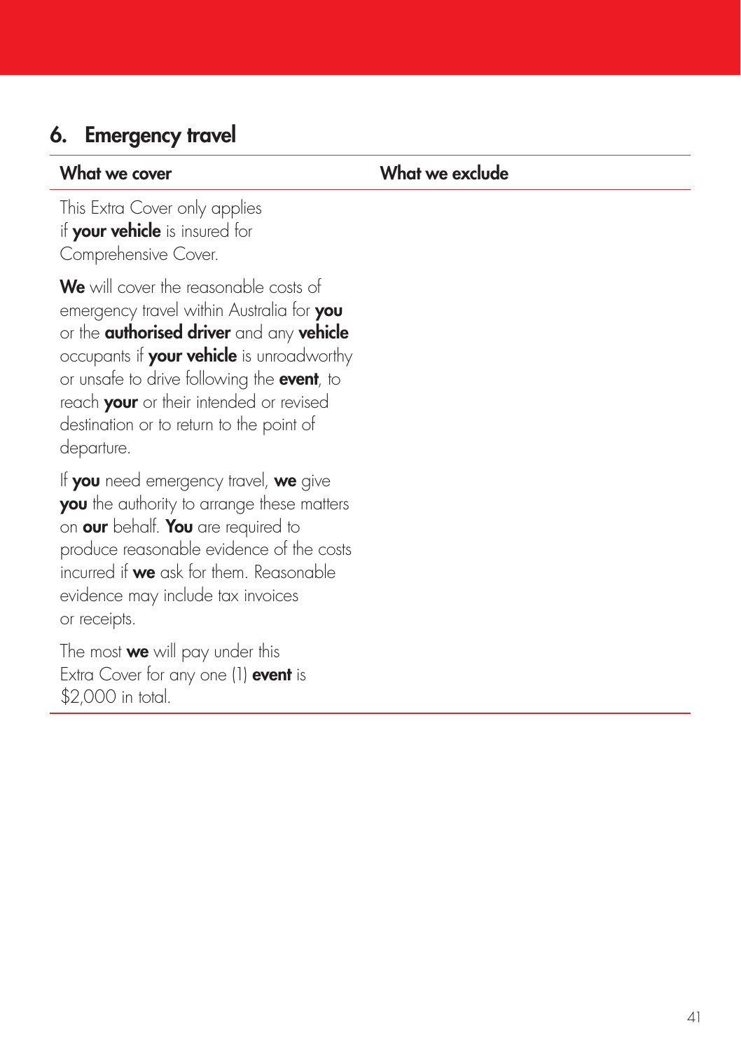## 6. Emergency travel

| What we cover | What we exclude |
| --- | --- |
| This Extra Cover only applies if **your vehicle** is insured for Comprehensive Cover.<br><br>**We** will cover the reasonable costs of emergency travel within Australia for **you** or the **authorised driver** and any **vehicle** occupants if **your vehicle** is unroadworthy or unsafe to drive following the **event**, to reach **your** or their intended or revised destination or to return to the point of departure.<br><br>If **you** need emergency travel, **we** give **you** the authority to arrange these matters on **our** behalf. **You** are required to produce reasonable evidence of the costs incurred if **we** ask for them. Reasonable evidence may include tax invoices or receipts.<br><br>The most **we** will pay under this Extra Cover for any one (1) **event** is $2,000 in total. | |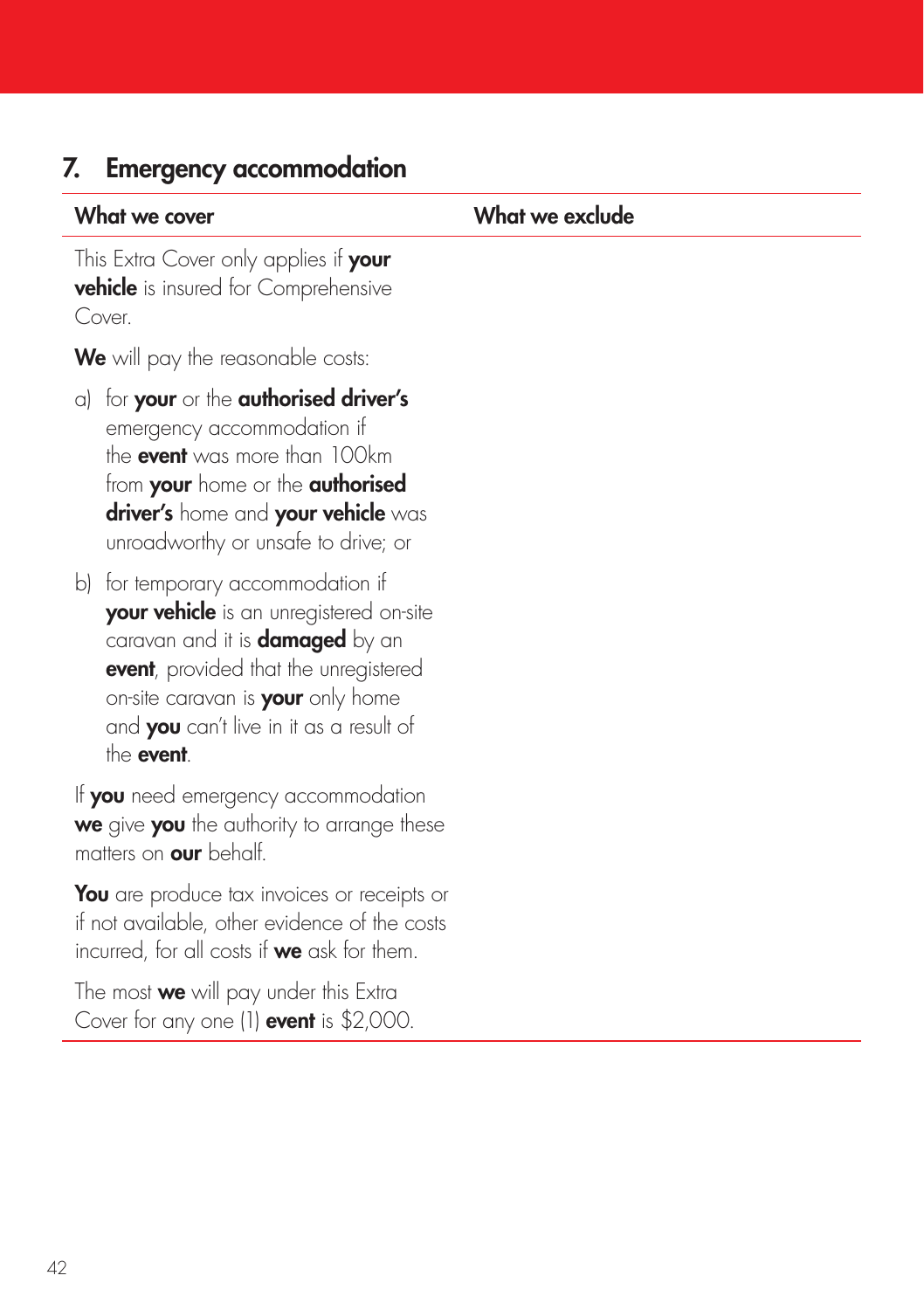## 7. Emergency accommodation

| What we cover | What we exclude |
|---|---|
| This Extra Cover only applies if **your vehicle** is insured for Comprehensive Cover.<br><br>**We** will pay the reasonable costs:<br><br>a) for **your** or the **authorised driver's** emergency accommodation if the **event** was more than 100km from **your** home or the **authorised driver's** home and **your vehicle** was unroadworthy or unsafe to drive; or<br><br>b) for temporary accommodation if **your vehicle** is an unregistered on-site caravan and it is **damaged** by an **event**, provided that the unregistered on-site caravan is **your** only home and **you** can't live in it as a result of the **event**.<br><br>If **you** need emergency accommodation **we** give **you** the authority to arrange these matters on **our** behalf.<br><br>**You** are produce tax invoices or receipts or if not available, other evidence of the costs incurred, for all costs if **we** ask for them.<br><br>The most **we** will pay under this Extra Cover for any one (1) **event** is $2,000. | |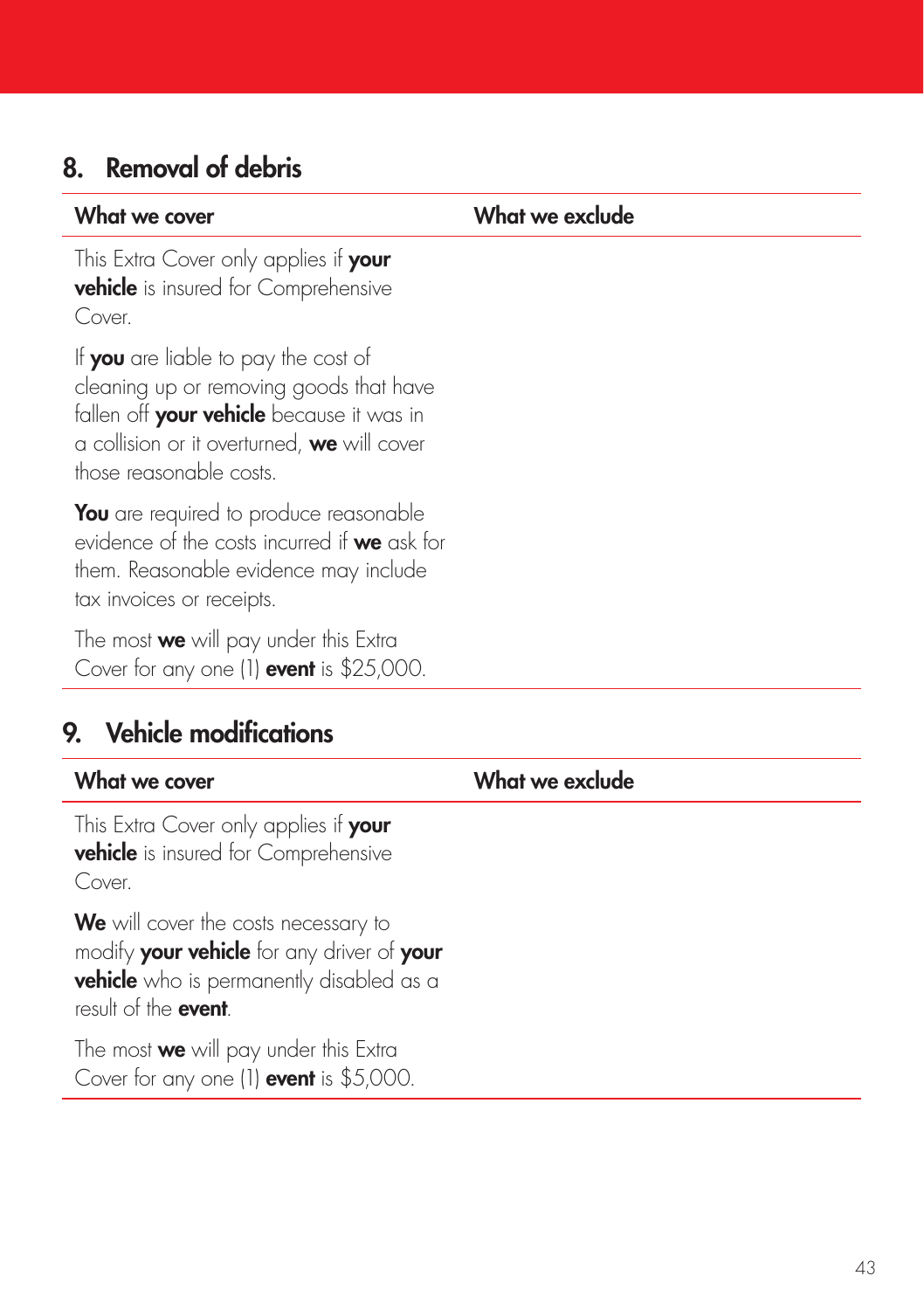## 8. Removal of debris

| What we cover | What we exclude |
|---|---|
| This Extra Cover only applies if **your vehicle** is insured for Comprehensive Cover.<br><br>If **you** are liable to pay the cost of cleaning up or removing goods that have fallen off **your vehicle** because it was in a collision or it overturned, **we** will cover those reasonable costs.<br><br>**You** are required to produce reasonable evidence of the costs incurred if **we** ask for them. Reasonable evidence may include tax invoices or receipts.<br><br>The most **we** will pay under this Extra Cover for any one (1) **event** is $25,000. | |

## 9. Vehicle modifications

| What we cover | What we exclude |
|---|---|
| This Extra Cover only applies if **your vehicle** is insured for Comprehensive Cover.<br><br>**We** will cover the costs necessary to modify **your vehicle** for any driver of **your vehicle** who is permanently disabled as a result of the **event**.<br><br>The most **we** will pay under this Extra Cover for any one (1) **event** is $5,000. | |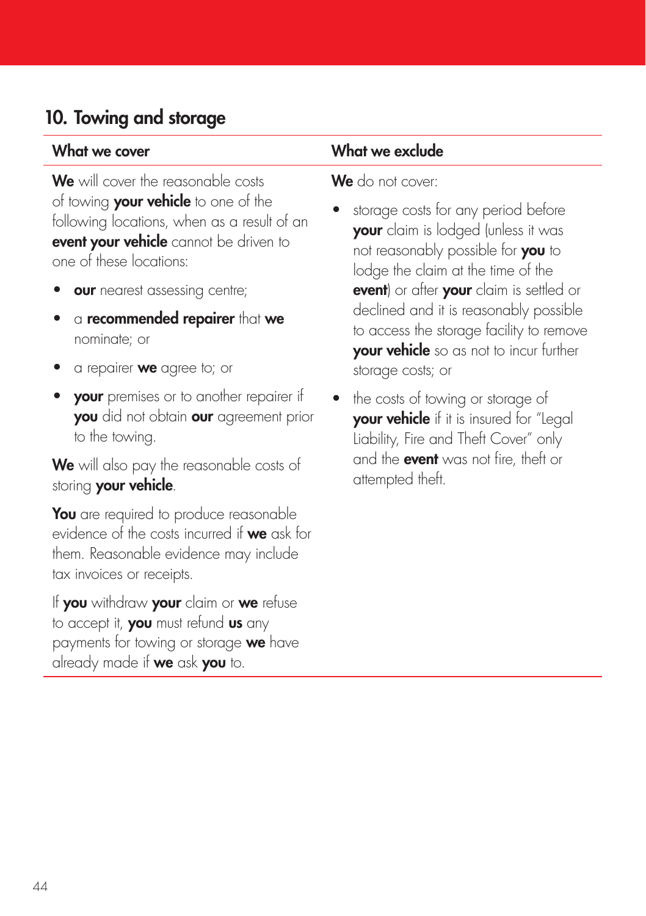## 10. Towing and storage

### What we cover

**We** will cover the reasonable costs of towing **your vehicle** to one of the following locations, when as a result of an **event your vehicle** cannot be driven to one of these locations:

- **our** nearest assessing centre;
- a **recommended repairer** that **we** nominate; or
- a repairer **we** agree to; or
- **your** premises or to another repairer if **you** did not obtain **our** agreement prior to the towing.

**We** will also pay the reasonable costs of storing **your vehicle**.

**You** are required to produce reasonable evidence of the costs incurred if **we** ask for them. Reasonable evidence may include tax invoices or receipts.

If **you** withdraw **your** claim or **we** refuse to accept it, **you** must refund **us** any payments for towing or storage **we** have already made if **we** ask **you** to.

### What we exclude

**We** do not cover:

- storage costs for any period before **your** claim is lodged (unless it was not reasonably possible for **you** to lodge the claim at the time of the **event**) or after **your** claim is settled or declined and it is reasonably possible to access the storage facility to remove **your vehicle** so as not to incur further storage costs; or
- the costs of towing or storage of **your vehicle** if it is insured for "Legal Liability, Fire and Theft Cover" only and the **event** was not fire, theft or attempted theft.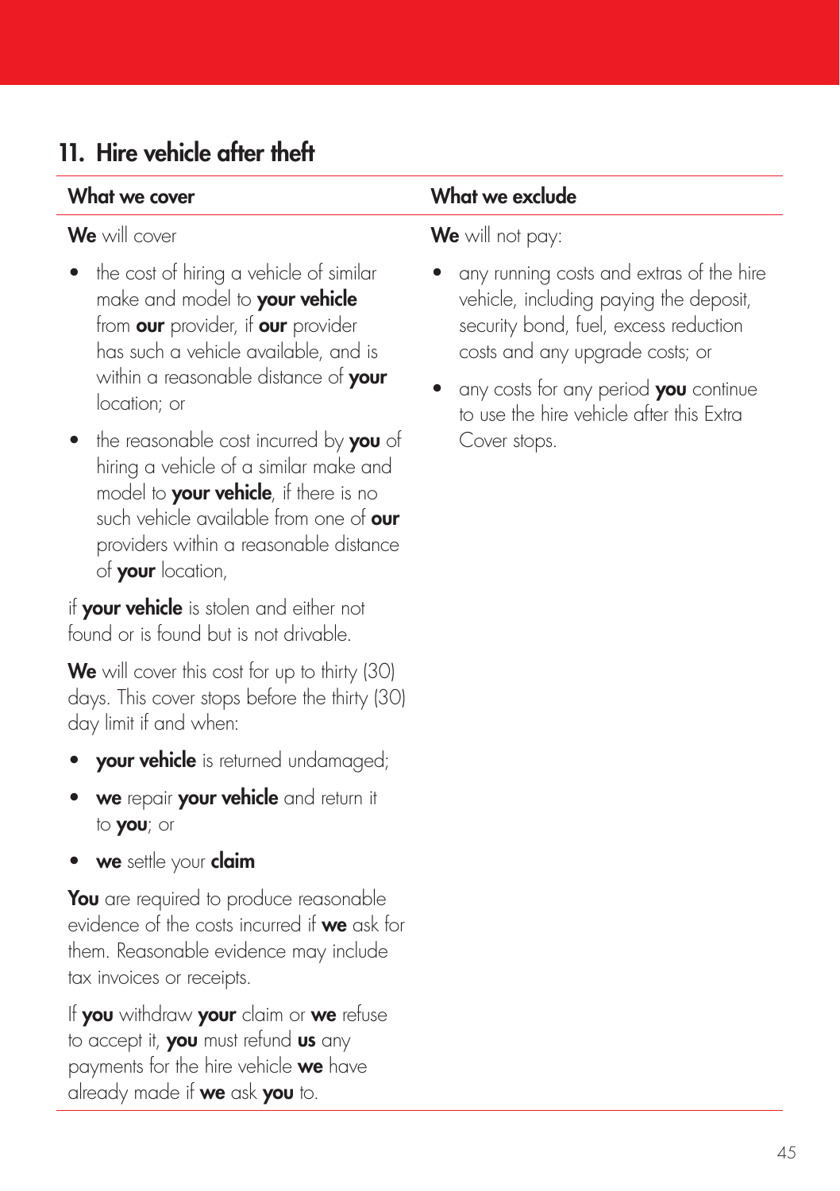## 11. Hire vehicle after theft

### What we cover

**We** will cover

- the cost of hiring a vehicle of similar make and model to **your vehicle** from **our** provider, if **our** provider has such a vehicle available, and is within a reasonable distance of **your** location; or
- the reasonable cost incurred by **you** of hiring a vehicle of a similar make and model to **your vehicle**, if there is no such vehicle available from one of **our** providers within a reasonable distance of **your** location,

if **your vehicle** is stolen and either not found or is found but is not drivable.

**We** will cover this cost for up to thirty (30) days. This cover stops before the thirty (30) day limit if and when:

- **your vehicle** is returned undamaged;
- **we** repair **your vehicle** and return it to **you**; or
- **we** settle your **claim**

**You** are required to produce reasonable evidence of the costs incurred if **we** ask for them. Reasonable evidence may include tax invoices or receipts.

If **you** withdraw **your** claim or **we** refuse to accept it, **you** must refund **us** any payments for the hire vehicle **we** have already made if **we** ask **you** to.

### What we exclude

**We** will not pay:

- any running costs and extras of the hire vehicle, including paying the deposit, security bond, fuel, excess reduction costs and any upgrade costs; or
- any costs for any period **you** continue to use the hire vehicle after this Extra Cover stops.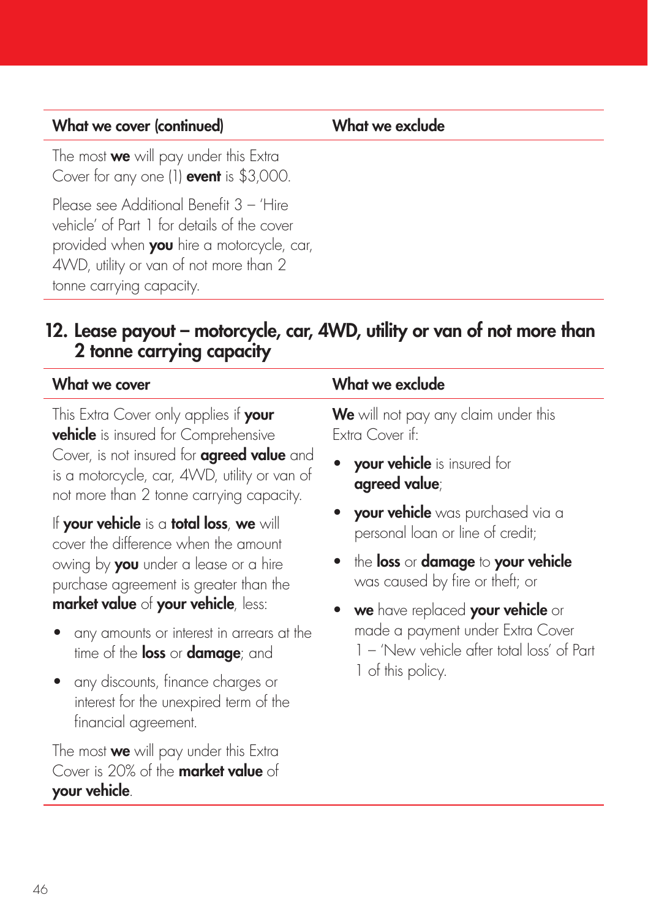| What we cover (continued) | What we exclude |
| --- | --- |
| The most **we** will pay under this Extra Cover for any one (1) **event** is $3,000.<br><br>Please see Additional Benefit 3 – 'Hire vehicle' of Part 1 for details of the cover provided when **you** hire a motorcycle, car, 4WD, utility or van of not more than 2 tonne carrying capacity. | |

## 12. Lease payout – motorcycle, car, 4WD, utility or van of not more than 2 tonne carrying capacity

| What we cover | What we exclude |
| --- | --- |
| This Extra Cover only applies if **your vehicle** is insured for Comprehensive Cover, is not insured for **agreed value** and is a motorcycle, car, 4WD, utility or van of not more than 2 tonne carrying capacity.<br><br>If **your vehicle** is a **total loss**, **we** will cover the difference when the amount owing by **you** under a lease or a hire purchase agreement is greater than the **market value** of **your vehicle**, less:<br><br>• any amounts or interest in arrears at the time of the **loss** or **damage**; and<br><br>• any discounts, finance charges or interest for the unexpired term of the financial agreement.<br><br>The most **we** will pay under this Extra Cover is 20% of the **market value** of **your vehicle**. | **We** will not pay any claim under this Extra Cover if:<br><br>• **your vehicle** is insured for **agreed value**;<br><br>• **your vehicle** was purchased via a personal loan or line of credit;<br><br>• the **loss** or **damage** to **your vehicle** was caused by fire or theft; or<br><br>• **we** have replaced **your vehicle** or made a payment under Extra Cover 1 – 'New vehicle after total loss' of Part 1 of this policy. |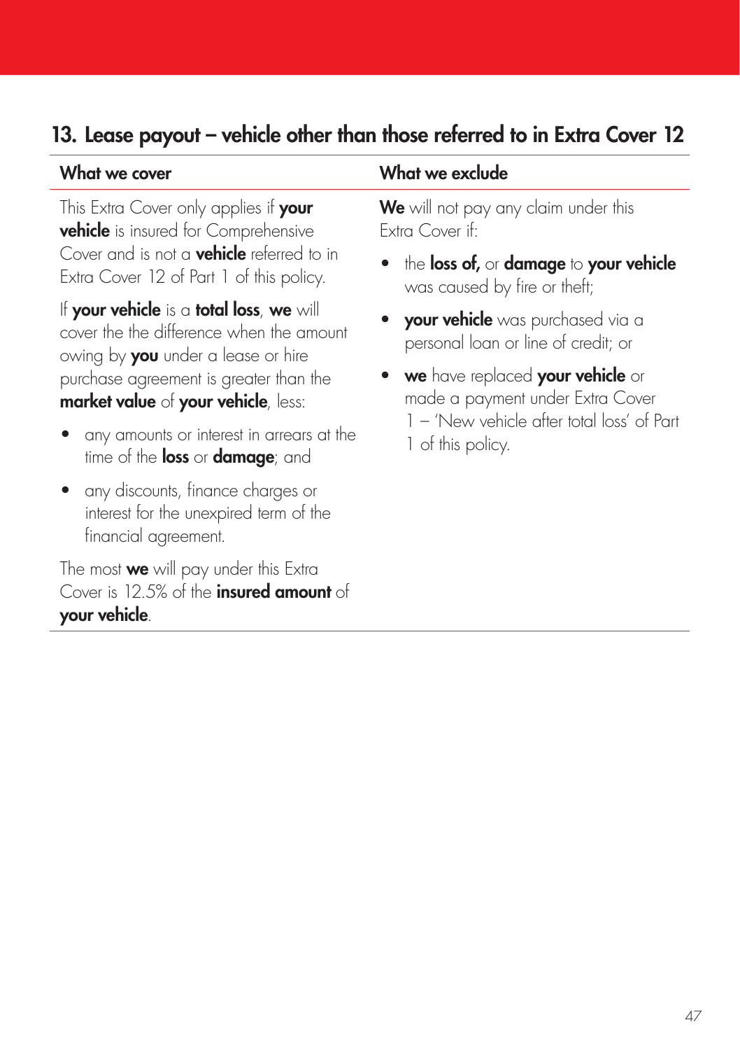## 13. Lease payout – vehicle other than those referred to in Extra Cover 12

### What we cover

This Extra Cover only applies if **your vehicle** is insured for Comprehensive Cover and is not a **vehicle** referred to in Extra Cover 12 of Part 1 of this policy.

If **your vehicle** is a **total loss**, **we** will cover the the difference when the amount owing by **you** under a lease or hire purchase agreement is greater than the **market value** of **your vehicle**, less:

- any amounts or interest in arrears at the time of the **loss** or **damage**; and
- any discounts, finance charges or interest for the unexpired term of the financial agreement.

The most **we** will pay under this Extra Cover is 12.5% of the **insured amount** of **your vehicle**.

### What we exclude

**We** will not pay any claim under this Extra Cover if:

- the **loss of,** or **damage** to **your vehicle** was caused by fire or theft;
- **your vehicle** was purchased via a personal loan or line of credit; or
- **we** have replaced **your vehicle** or made a payment under Extra Cover 1 – 'New vehicle after total loss' of Part 1 of this policy.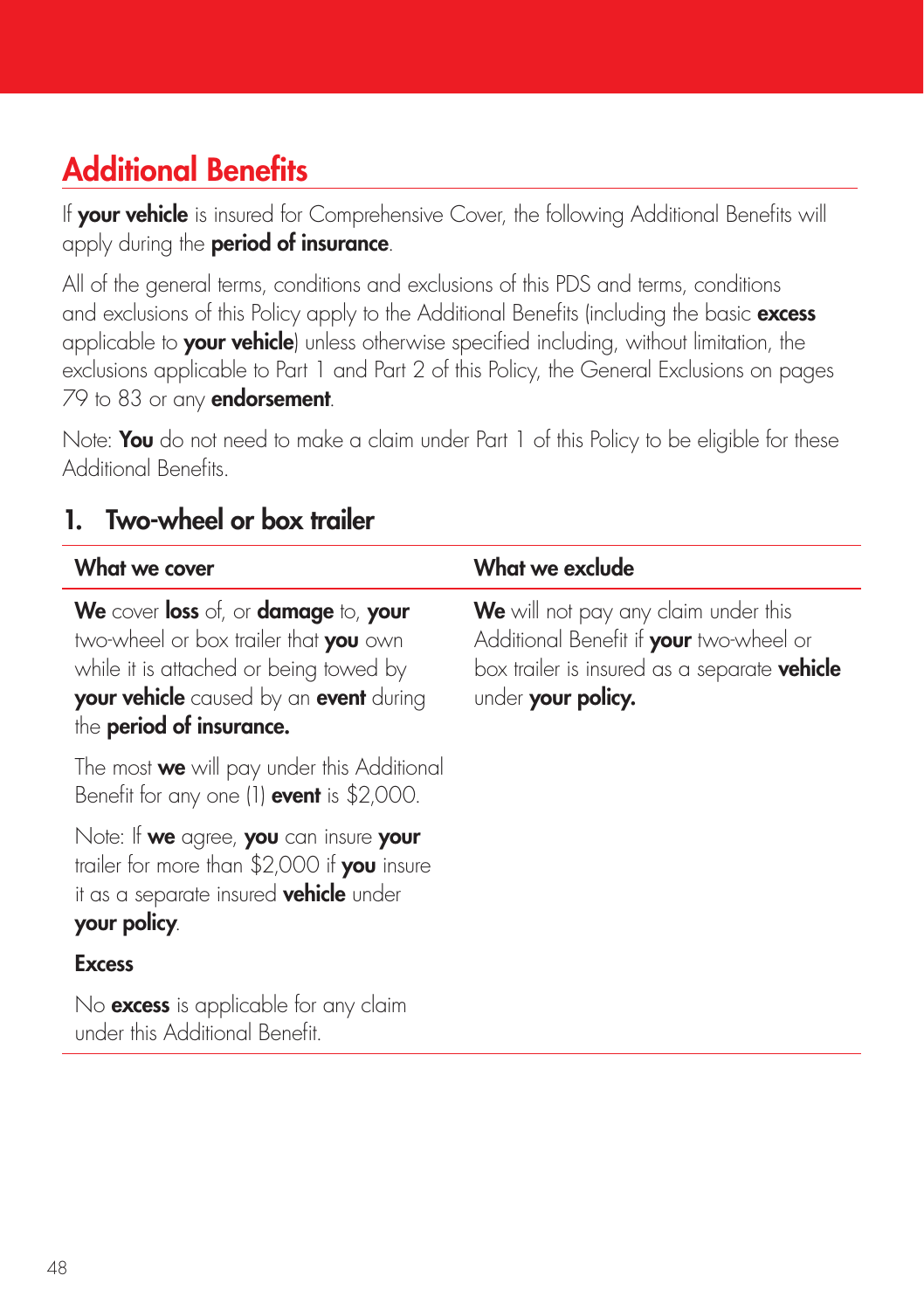# Additional Benefits

If **your vehicle** is insured for Comprehensive Cover, the following Additional Benefits will apply during the **period of insurance**.

All of the general terms, conditions and exclusions of this PDS and terms, conditions and exclusions of this Policy apply to the Additional Benefits (including the basic **excess** applicable to **your vehicle**) unless otherwise specified including, without limitation, the exclusions applicable to Part 1 and Part 2 of this Policy, the General Exclusions on pages 79 to 83 or any **endorsement**.

Note: **You** do not need to make a claim under Part 1 of this Policy to be eligible for these Additional Benefits.

## 1. Two-wheel or box trailer

| What we cover | What we exclude |
|---|---|
| **We** cover **loss** of, or **damage** to, **your** two-wheel or box trailer that **you** own while it is attached or being towed by **your vehicle** caused by an **event** during the **period of insurance.**<br><br>The most **we** will pay under this Additional Benefit for any one (1) **event** is $2,000.<br><br>Note: If **we** agree, **you** can insure **your** trailer for more than $2,000 if **you** insure it as a separate insured **vehicle** under **your policy**.<br><br>**Excess**<br><br>No **excess** is applicable for any claim under this Additional Benefit. | **We** will not pay any claim under this Additional Benefit if **your** two-wheel or box trailer is insured as a separate **vehicle** under **your policy.** |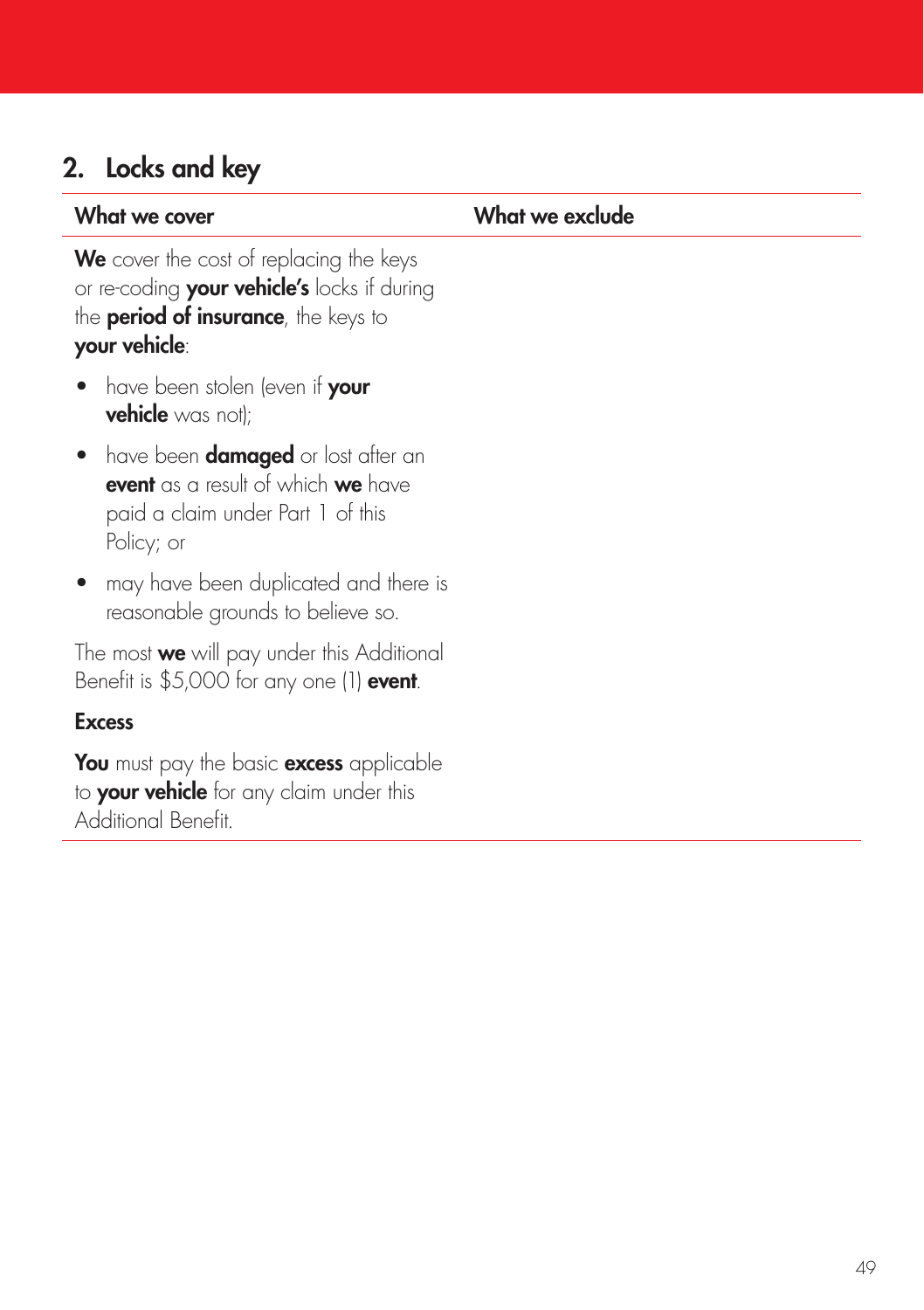## 2. Locks and key

| What we cover | What we exclude |
|---|---|
| **We** cover the cost of replacing the keys or re-coding **your vehicle's** locks if during the **period of insurance**, the keys to **your vehicle**:<br>• have been stolen (even if **your vehicle** was not);<br>• have been **damaged** or lost after an **event** as a result of which **we** have paid a claim under Part 1 of this Policy; or<br>• may have been duplicated and there is reasonable grounds to believe so.<br>The most **we** will pay under this Additional Benefit is $5,000 for any one (1) **event**.<br>**Excess**<br>**You** must pay the basic **excess** applicable to **your vehicle** for any claim under this Additional Benefit. | |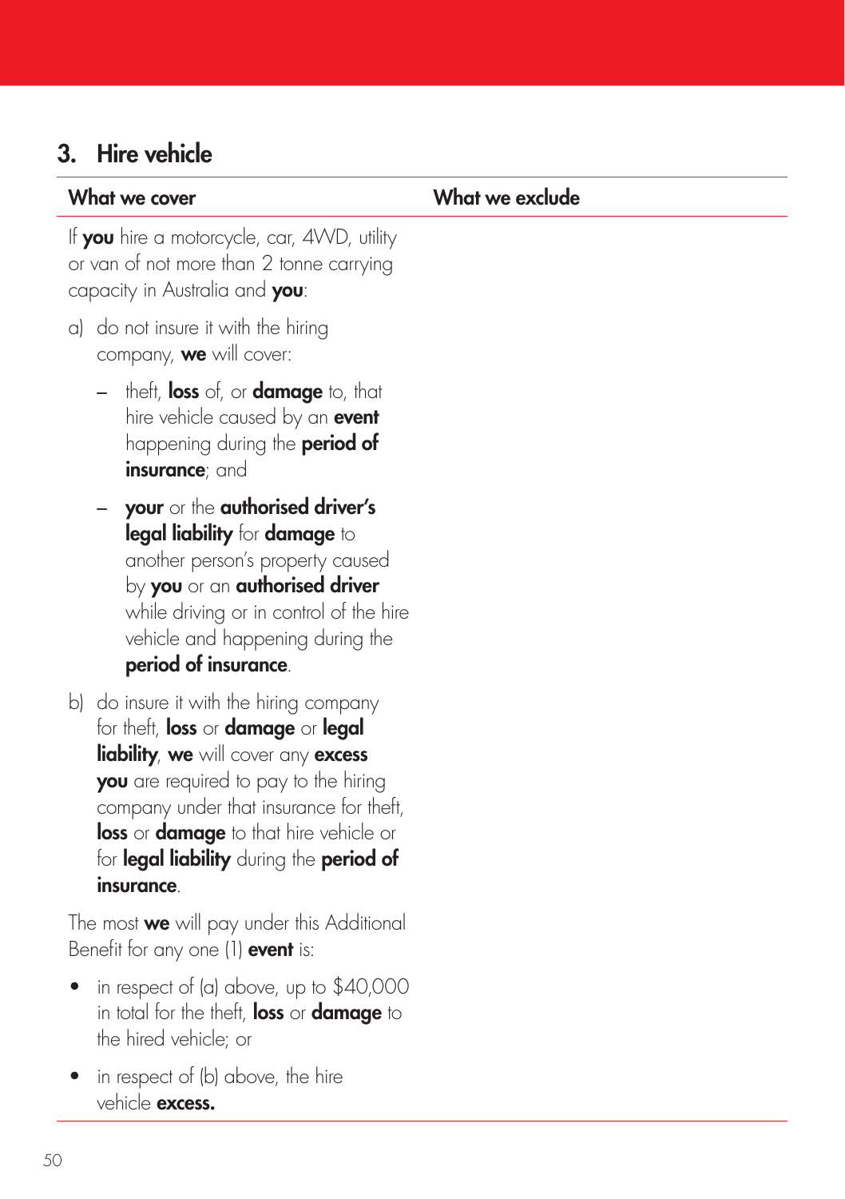## 3. Hire vehicle

| What we cover | What we exclude |
|---|---|
| If **you** hire a motorcycle, car, 4WD, utility or van of not more than 2 tonne carrying capacity in Australia and **you**:<br><br>a) do not insure it with the hiring company, **we** will cover:<br><br>– theft, **loss** of, or **damage** to, that hire vehicle caused by an **event** happening during the **period of insurance**; and<br><br>– **your** or the **authorised driver's legal liability** for **damage** to another person's property caused by **you** or an **authorised driver** while driving or in control of the hire vehicle and happening during the **period of insurance**.<br><br>b) do insure it with the hiring company for theft, **loss** or **damage** or **legal liability**, **we** will cover any **excess you** are required to pay to the hiring company under that insurance for theft, **loss** or **damage** to that hire vehicle or for **legal liability** during the **period of insurance**.<br><br>The most **we** will pay under this Additional Benefit for any one (1) **event** is:<br><br>• in respect of (a) above, up to $40,000 in total for the theft, **loss** or **damage** to the hired vehicle; or<br><br>• in respect of (b) above, the hire vehicle **excess.** | |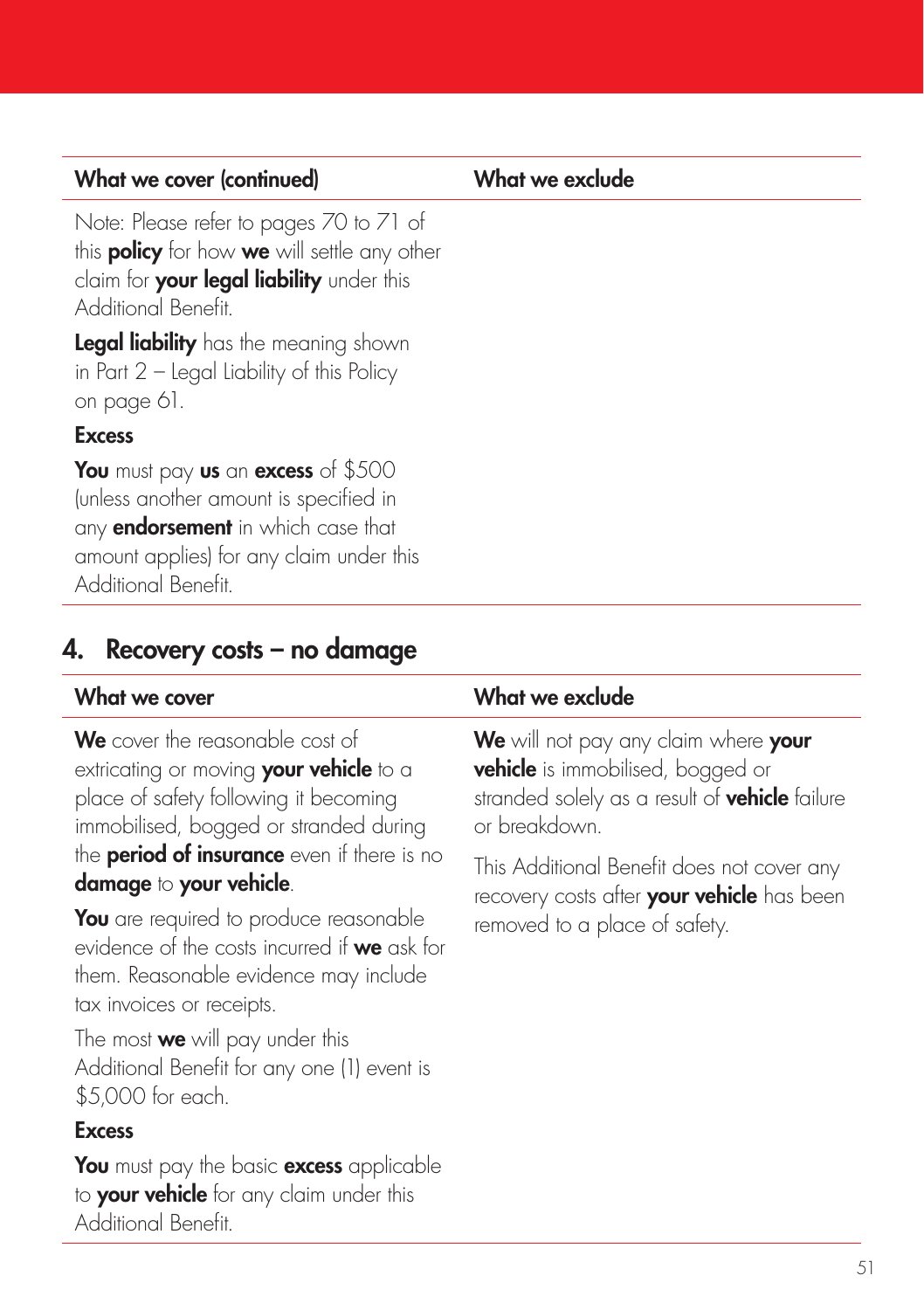| What we cover (continued) | What we exclude |
|---|---|
| Note: Please refer to pages 70 to 71 of this **policy** for how **we** will settle any other claim for **your legal liability** under this Additional Benefit.<br><br>**Legal liability** has the meaning shown in Part 2 – Legal Liability of this Policy on page 61.<br><br>**Excess**<br><br>**You** must pay **us** an **excess** of $500 (unless another amount is specified in any **endorsement** in which case that amount applies) for any claim under this Additional Benefit. | |

## 4. Recovery costs – no damage

| What we cover | What we exclude |
|---|---|
| **We** cover the reasonable cost of extricating or moving **your vehicle** to a place of safety following it becoming immobilised, bogged or stranded during the **period of insurance** even if there is no **damage** to **your vehicle**.<br><br>**You** are required to produce reasonable evidence of the costs incurred if **we** ask for them. Reasonable evidence may include tax invoices or receipts.<br><br>The most **we** will pay under this Additional Benefit for any one (1) event is $5,000 for each.<br><br>**Excess**<br><br>**You** must pay the basic **excess** applicable to **your vehicle** for any claim under this Additional Benefit. | **We** will not pay any claim where **your vehicle** is immobilised, bogged or stranded solely as a result of **vehicle** failure or breakdown.<br><br>This Additional Benefit does not cover any recovery costs after **your vehicle** has been removed to a place of safety. |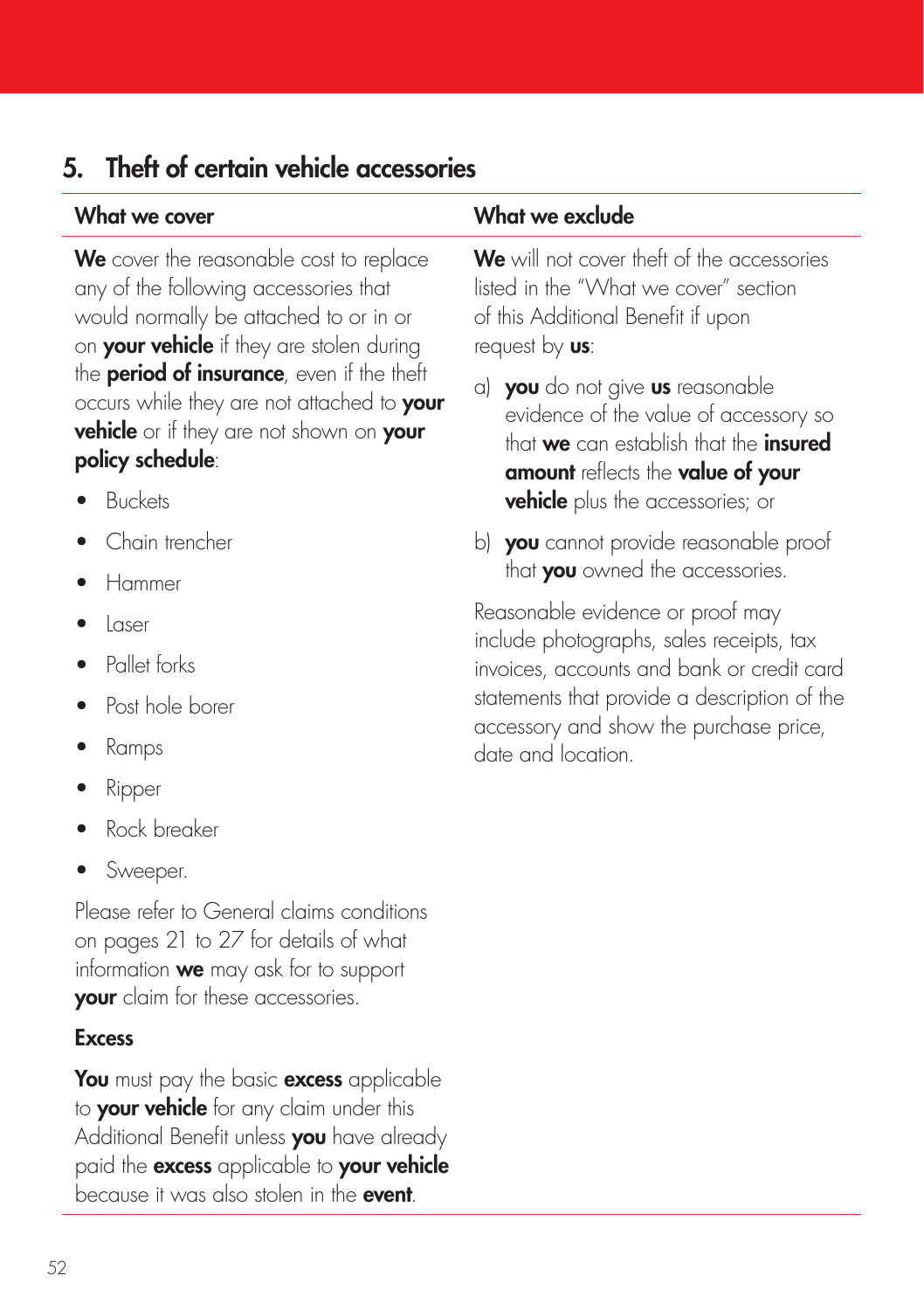## 5. Theft of certain vehicle accessories

### What we cover

**We** cover the reasonable cost to replace any of the following accessories that would normally be attached to or in or on **your vehicle** if they are stolen during the **period of insurance**, even if the theft occurs while they are not attached to **your vehicle** or if they are not shown on **your policy schedule**:

- Buckets
- Chain trencher
- Hammer
- Laser
- Pallet forks
- Post hole borer
- Ramps
- Ripper
- Rock breaker
- Sweeper.

Please refer to General claims conditions on pages 21 to 27 for details of what information **we** may ask for to support **your** claim for these accessories.

**Excess**

**You** must pay the basic **excess** applicable to **your vehicle** for any claim under this Additional Benefit unless **you** have already paid the **excess** applicable to **your vehicle** because it was also stolen in the **event**.

### What we exclude

**We** will not cover theft of the accessories listed in the "What we cover" section of this Additional Benefit if upon request by **us**:

a) **you** do not give **us** reasonable evidence of the value of accessory so that **we** can establish that the **insured amount** reflects the **value of your vehicle** plus the accessories; or

b) **you** cannot provide reasonable proof that **you** owned the accessories.

Reasonable evidence or proof may include photographs, sales receipts, tax invoices, accounts and bank or credit card statements that provide a description of the accessory and show the purchase price, date and location.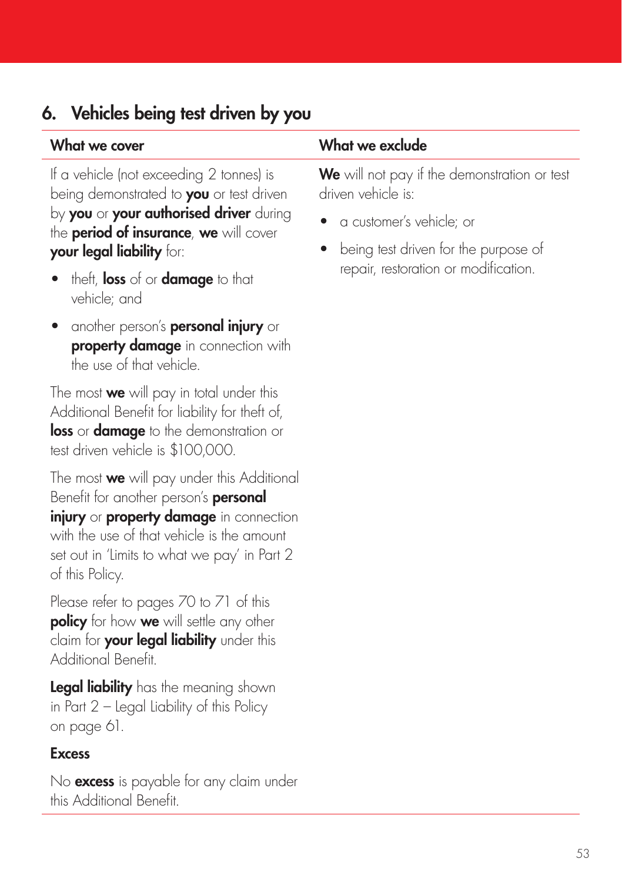## 6. Vehicles being test driven by you

### What we cover

If a vehicle (not exceeding 2 tonnes) is being demonstrated to **you** or test driven by **you** or **your authorised driver** during the **period of insurance**, **we** will cover **your legal liability** for:

- theft, **loss** of or **damage** to that vehicle; and
- another person's **personal injury** or **property damage** in connection with the use of that vehicle.

The most **we** will pay in total under this Additional Benefit for liability for theft of, **loss** or **damage** to the demonstration or test driven vehicle is $100,000.

The most **we** will pay under this Additional Benefit for another person's **personal injury** or **property damage** in connection with the use of that vehicle is the amount set out in 'Limits to what we pay' in Part 2 of this Policy.

Please refer to pages 70 to 71 of this **policy** for how **we** will settle any other claim for **your legal liability** under this Additional Benefit.

**Legal liability** has the meaning shown in Part 2 – Legal Liability of this Policy on page 61.

**Excess**

No **excess** is payable for any claim under this Additional Benefit.

### What we exclude

**We** will not pay if the demonstration or test driven vehicle is:

- a customer's vehicle; or
- being test driven for the purpose of repair, restoration or modification.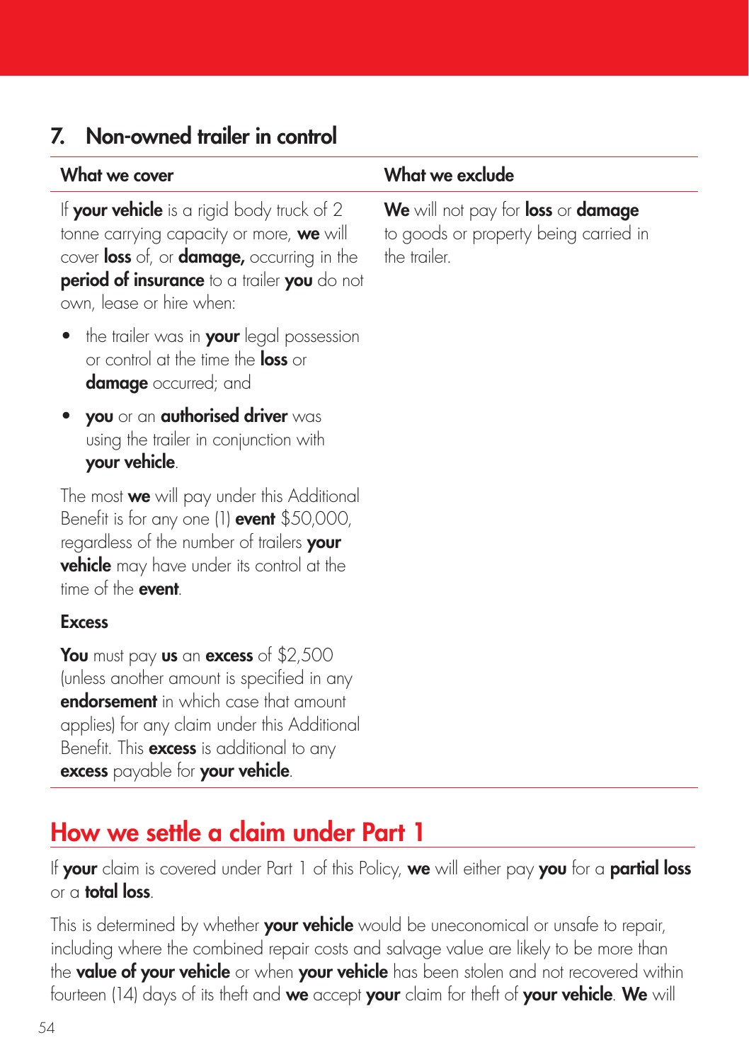## 7. Non-owned trailer in control

| What we cover | What we exclude |
|---|---|
| If **your vehicle** is a rigid body truck of 2 tonne carrying capacity or more, **we** will cover **loss** of, or **damage,** occurring in the **period of insurance** to a trailer **you** do not own, lease or hire when:<br>• the trailer was in **your** legal possession or control at the time the **loss** or **damage** occurred; and<br>• **you** or an **authorised driver** was using the trailer in conjunction with **your vehicle**.<br><br>The most **we** will pay under this Additional Benefit is for any one (1) **event** $50,000, regardless of the number of trailers **your vehicle** may have under its control at the time of the **event**.<br><br>**Excess**<br><br>**You** must pay **us** an **excess** of $2,500 (unless another amount is specified in any **endorsement** in which case that amount applies) for any claim under this Additional Benefit. This **excess** is additional to any **excess** payable for **your vehicle**. | **We** will not pay for **loss** or **damage** to goods or property being carried in the trailer. |

# How we settle a claim under Part 1

If **your** claim is covered under Part 1 of this Policy, **we** will either pay **you** for a **partial loss** or a **total loss**.

This is determined by whether **your vehicle** would be uneconomical or unsafe to repair, including where the combined repair costs and salvage value are likely to be more than the **value of your vehicle** or when **your vehicle** has been stolen and not recovered within fourteen (14) days of its theft and **we** accept **your** claim for theft of **your vehicle**. **We** will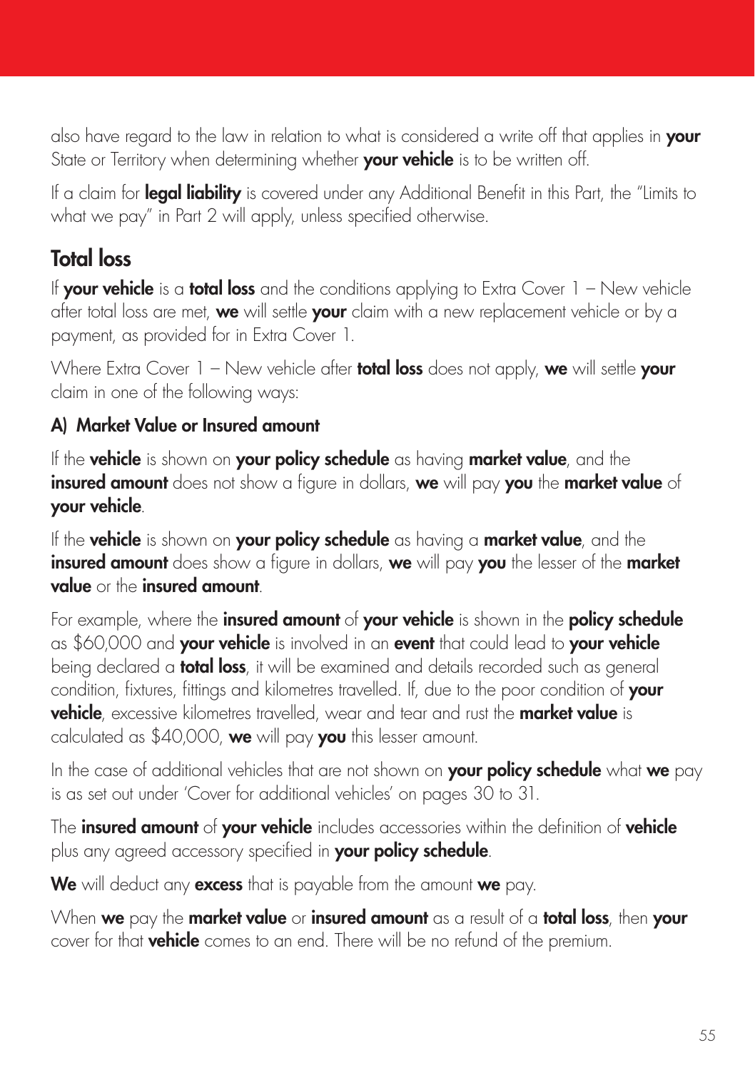also have regard to the law in relation to what is considered a write off that applies in **your** State or Territory when determining whether **your vehicle** is to be written off.

If a claim for **legal liability** is covered under any Additional Benefit in this Part, the "Limits to what we pay" in Part 2 will apply, unless specified otherwise.

## Total loss

If **your vehicle** is a **total loss** and the conditions applying to Extra Cover 1 – New vehicle after total loss are met, **we** will settle **your** claim with a new replacement vehicle or by a payment, as provided for in Extra Cover 1.

Where Extra Cover 1 – New vehicle after **total loss** does not apply, **we** will settle **your** claim in one of the following ways:

### A) Market Value or Insured amount

If the **vehicle** is shown on **your policy schedule** as having **market value**, and the **insured amount** does not show a figure in dollars, **we** will pay **you** the **market value** of **your vehicle**.

If the **vehicle** is shown on **your policy schedule** as having a **market value**, and the **insured amount** does show a figure in dollars, **we** will pay **you** the lesser of the **market value** or the **insured amount**.

For example, where the **insured amount** of **your vehicle** is shown in the **policy schedule** as $60,000 and **your vehicle** is involved in an **event** that could lead to **your vehicle** being declared a **total loss**, it will be examined and details recorded such as general condition, fixtures, fittings and kilometres travelled. If, due to the poor condition of **your vehicle**, excessive kilometres travelled, wear and tear and rust the **market value** is calculated as $40,000, **we** will pay **you** this lesser amount.

In the case of additional vehicles that are not shown on **your policy schedule** what **we** pay is as set out under 'Cover for additional vehicles' on pages 30 to 31.

The **insured amount** of **your vehicle** includes accessories within the definition of **vehicle** plus any agreed accessory specified in **your policy schedule**.

**We** will deduct any **excess** that is payable from the amount **we** pay.

When **we** pay the **market value** or **insured amount** as a result of a **total loss**, then **your** cover for that **vehicle** comes to an end. There will be no refund of the premium.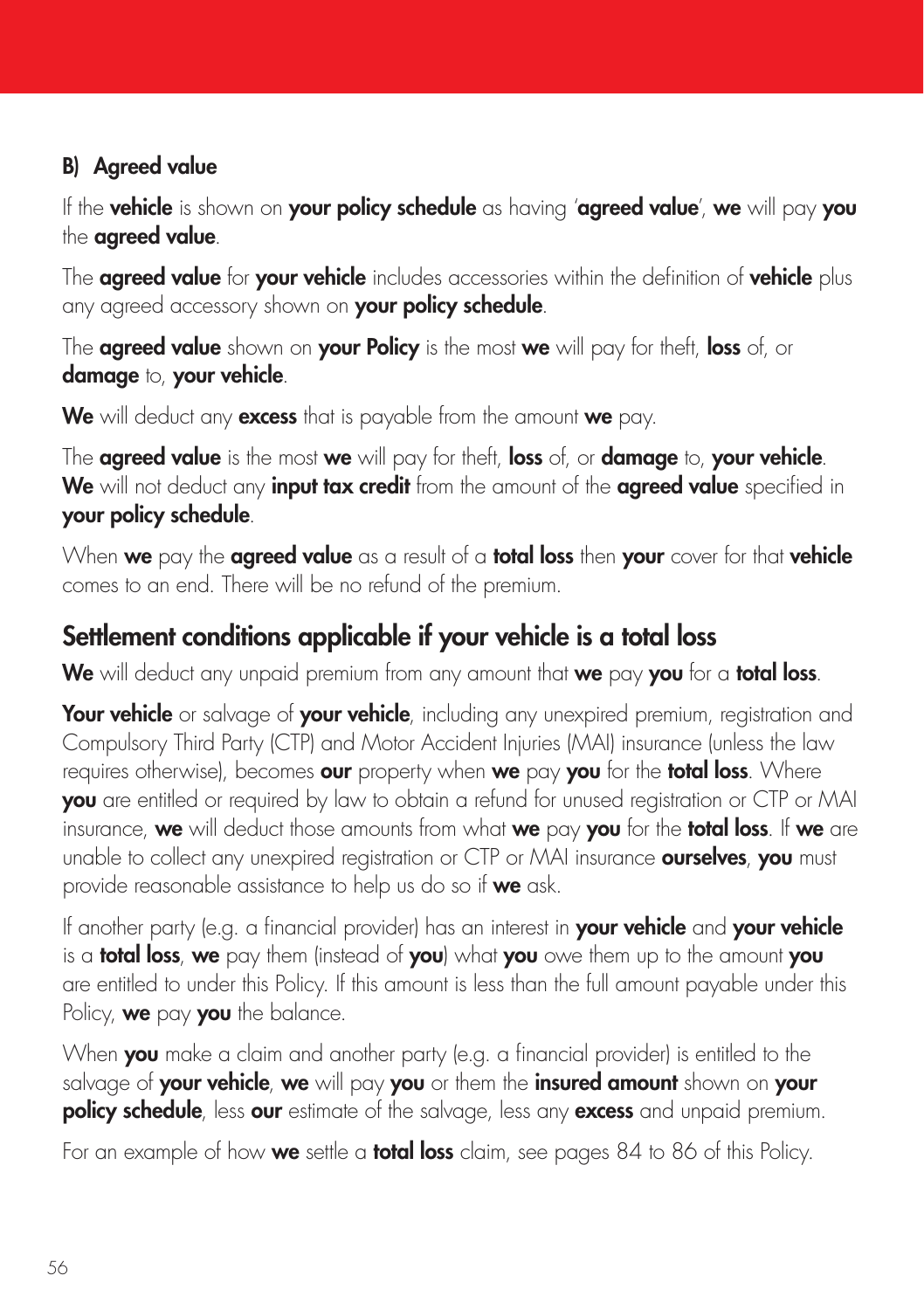### B) Agreed value

If the **vehicle** is shown on **your policy schedule** as having '**agreed value**', **we** will pay **you** the **agreed value**.

The **agreed value** for **your vehicle** includes accessories within the definition of **vehicle** plus any agreed accessory shown on **your policy schedule**.

The **agreed value** shown on **your Policy** is the most **we** will pay for theft, **loss** of, or **damage** to, **your vehicle**.

**We** will deduct any **excess** that is payable from the amount **we** pay.

The **agreed value** is the most **we** will pay for theft, **loss** of, or **damage** to, **your vehicle**. **We** will not deduct any **input tax credit** from the amount of the **agreed value** specified in **your policy schedule**.

When **we** pay the **agreed value** as a result of a **total loss** then **your** cover for that **vehicle** comes to an end. There will be no refund of the premium.

## Settlement conditions applicable if your vehicle is a total loss

**We** will deduct any unpaid premium from any amount that **we** pay **you** for a **total loss**.

**Your vehicle** or salvage of **your vehicle**, including any unexpired premium, registration and Compulsory Third Party (CTP) and Motor Accident Injuries (MAI) insurance (unless the law requires otherwise), becomes **our** property when **we** pay **you** for the **total loss**. Where **you** are entitled or required by law to obtain a refund for unused registration or CTP or MAI insurance, **we** will deduct those amounts from what **we** pay **you** for the **total loss**. If **we** are unable to collect any unexpired registration or CTP or MAI insurance **ourselves**, **you** must provide reasonable assistance to help us do so if **we** ask.

If another party (e.g. a financial provider) has an interest in **your vehicle** and **your vehicle** is a **total loss**, **we** pay them (instead of **you**) what **you** owe them up to the amount **you** are entitled to under this Policy. If this amount is less than the full amount payable under this Policy, **we** pay **you** the balance.

When **you** make a claim and another party (e.g. a financial provider) is entitled to the salvage of **your vehicle**, **we** will pay **you** or them the **insured amount** shown on **your policy schedule**, less **our** estimate of the salvage, less any **excess** and unpaid premium.

For an example of how **we** settle a **total loss** claim, see pages 84 to 86 of this Policy.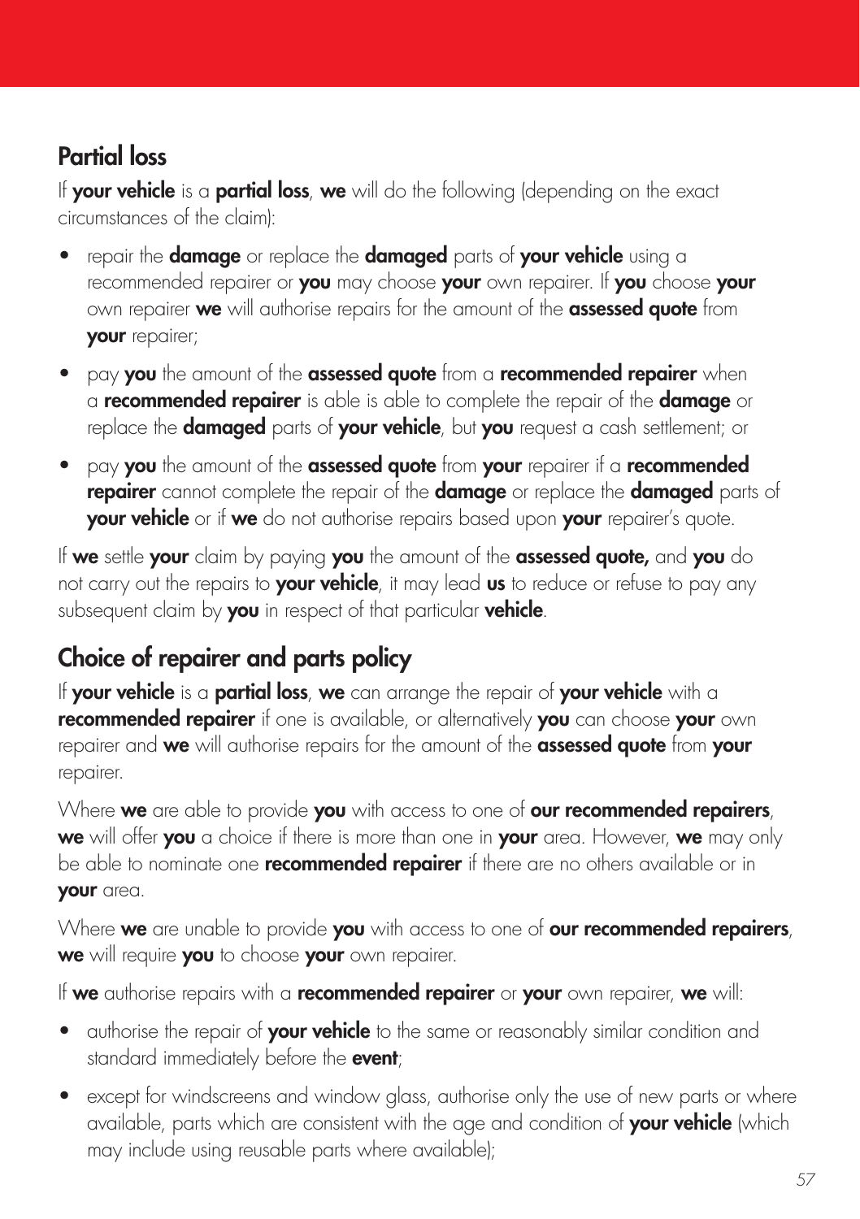## Partial loss

If **your vehicle** is a **partial loss**, **we** will do the following (depending on the exact circumstances of the claim):

- repair the **damage** or replace the **damaged** parts of **your vehicle** using a recommended repairer or **you** may choose **your** own repairer. If **you** choose **your** own repairer **we** will authorise repairs for the amount of the **assessed quote** from **your** repairer;
- pay **you** the amount of the **assessed quote** from a **recommended repairer** when a **recommended repairer** is able is able to complete the repair of the **damage** or replace the **damaged** parts of **your vehicle**, but **you** request a cash settlement; or
- pay **you** the amount of the **assessed quote** from **your** repairer if a **recommended repairer** cannot complete the repair of the **damage** or replace the **damaged** parts of **your vehicle** or if **we** do not authorise repairs based upon **your** repairer's quote.

If **we** settle **your** claim by paying **you** the amount of the **assessed quote,** and **you** do not carry out the repairs to **your vehicle**, it may lead **us** to reduce or refuse to pay any subsequent claim by **you** in respect of that particular **vehicle**.

## Choice of repairer and parts policy

If **your vehicle** is a **partial loss**, **we** can arrange the repair of **your vehicle** with a **recommended repairer** if one is available, or alternatively **you** can choose **your** own repairer and **we** will authorise repairs for the amount of the **assessed quote** from **your** repairer.

Where **we** are able to provide **you** with access to one of **our recommended repairers**, **we** will offer **you** a choice if there is more than one in **your** area. However, **we** may only be able to nominate one **recommended repairer** if there are no others available or in **your** area.

Where **we** are unable to provide **you** with access to one of **our recommended repairers**, **we** will require **you** to choose **your** own repairer.

If **we** authorise repairs with a **recommended repairer** or **your** own repairer, **we** will:

- authorise the repair of **your vehicle** to the same or reasonably similar condition and standard immediately before the **event**;
- except for windscreens and window glass, authorise only the use of new parts or where available, parts which are consistent with the age and condition of **your vehicle** (which may include using reusable parts where available);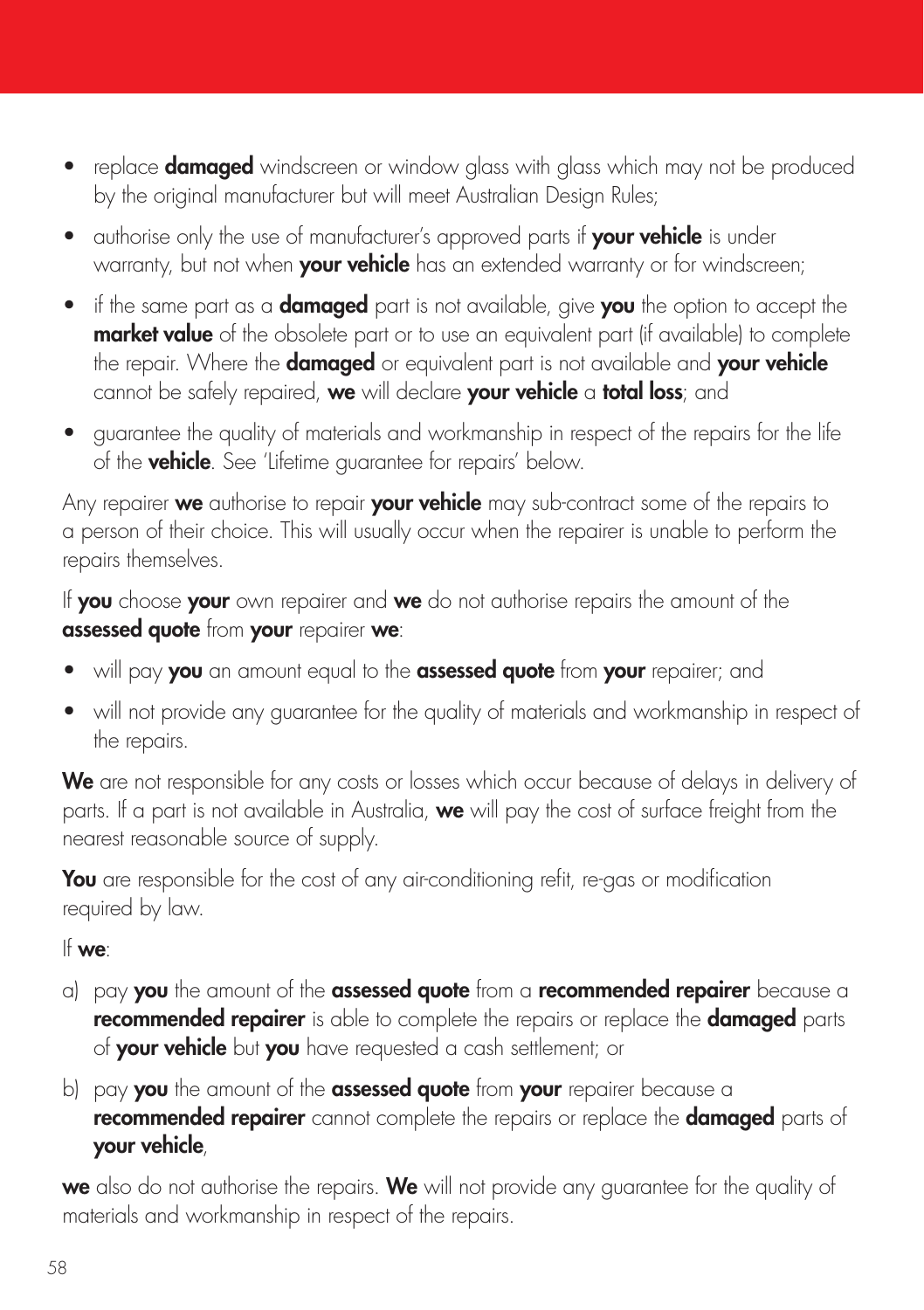- replace **damaged** windscreen or window glass with glass which may not be produced by the original manufacturer but will meet Australian Design Rules;
- authorise only the use of manufacturer's approved parts if **your vehicle** is under warranty, but not when **your vehicle** has an extended warranty or for windscreen;
- if the same part as a **damaged** part is not available, give **you** the option to accept the **market value** of the obsolete part or to use an equivalent part (if available) to complete the repair. Where the **damaged** or equivalent part is not available and **your vehicle** cannot be safely repaired, **we** will declare **your vehicle** a **total loss**; and
- guarantee the quality of materials and workmanship in respect of the repairs for the life of the **vehicle**. See 'Lifetime guarantee for repairs' below.

Any repairer **we** authorise to repair **your vehicle** may sub-contract some of the repairs to a person of their choice. This will usually occur when the repairer is unable to perform the repairs themselves.

If **you** choose **your** own repairer and **we** do not authorise repairs the amount of the **assessed quote** from **your** repairer **we**:

- will pay **you** an amount equal to the **assessed quote** from **your** repairer; and
- will not provide any guarantee for the quality of materials and workmanship in respect of the repairs.

**We** are not responsible for any costs or losses which occur because of delays in delivery of parts. If a part is not available in Australia, **we** will pay the cost of surface freight from the nearest reasonable source of supply.

**You** are responsible for the cost of any air-conditioning refit, re-gas or modification required by law.

If **we**:

a) pay **you** the amount of the **assessed quote** from a **recommended repairer** because a **recommended repairer** is able to complete the repairs or replace the **damaged** parts of **your vehicle** but **you** have requested a cash settlement; or

b) pay **you** the amount of the **assessed quote** from **your** repairer because a **recommended repairer** cannot complete the repairs or replace the **damaged** parts of **your vehicle**,

**we** also do not authorise the repairs. **We** will not provide any guarantee for the quality of materials and workmanship in respect of the repairs.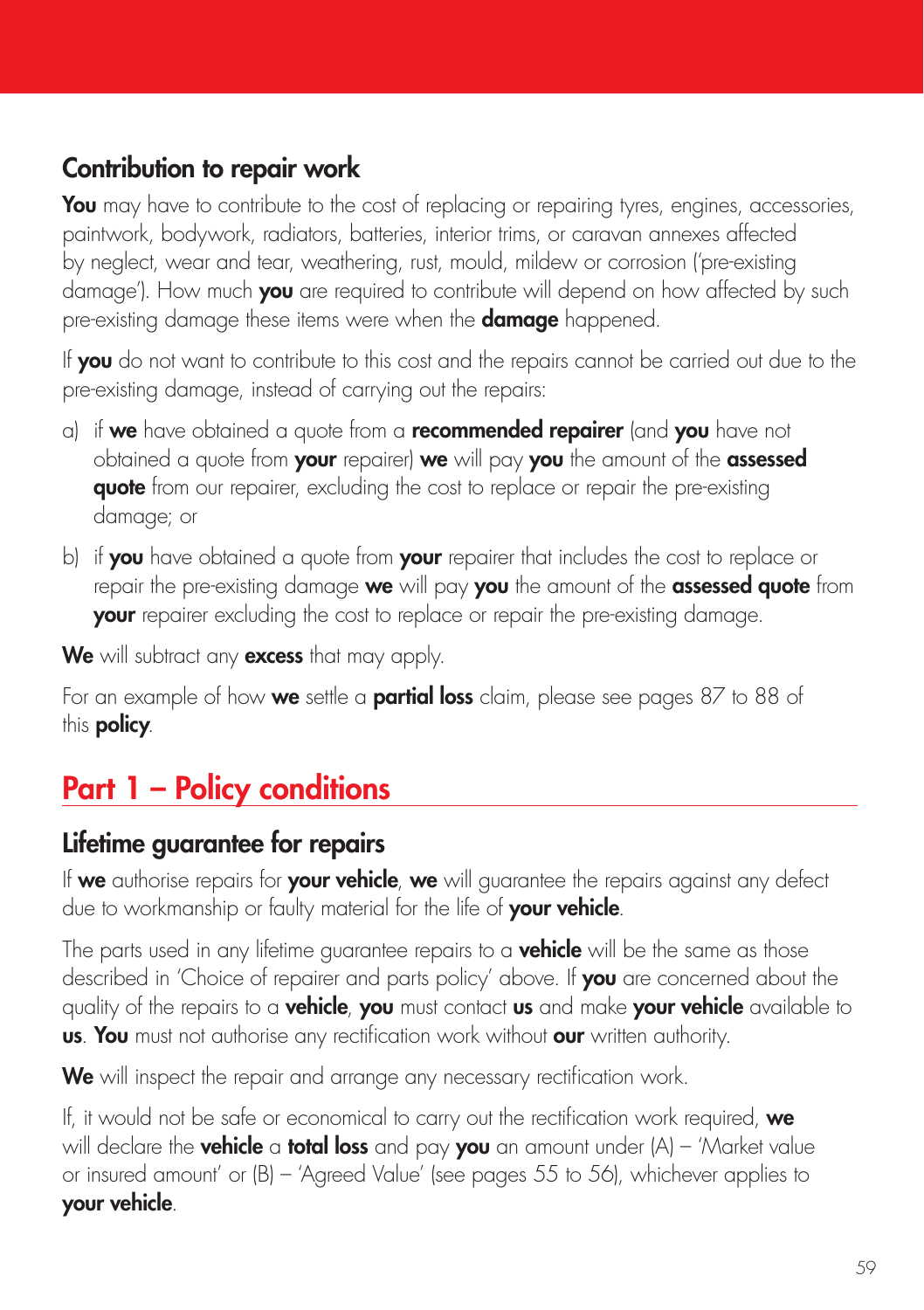### Contribution to repair work

**You** may have to contribute to the cost of replacing or repairing tyres, engines, accessories, paintwork, bodywork, radiators, batteries, interior trims, or caravan annexes affected by neglect, wear and tear, weathering, rust, mould, mildew or corrosion ('pre-existing damage'). How much **you** are required to contribute will depend on how affected by such pre-existing damage these items were when the **damage** happened.

If **you** do not want to contribute to this cost and the repairs cannot be carried out due to the pre-existing damage, instead of carrying out the repairs:

a) if **we** have obtained a quote from a **recommended repairer** (and **you** have not obtained a quote from **your** repairer) **we** will pay **you** the amount of the **assessed quote** from our repairer, excluding the cost to replace or repair the pre-existing damage; or

b) if **you** have obtained a quote from **your** repairer that includes the cost to replace or repair the pre-existing damage **we** will pay **you** the amount of the **assessed quote** from **your** repairer excluding the cost to replace or repair the pre-existing damage.

**We** will subtract any **excess** that may apply.

For an example of how **we** settle a **partial loss** claim, please see pages 87 to 88 of this **policy**.

## Part 1 – Policy conditions

### Lifetime guarantee for repairs

If **we** authorise repairs for **your vehicle**, **we** will guarantee the repairs against any defect due to workmanship or faulty material for the life of **your vehicle**.

The parts used in any lifetime guarantee repairs to a **vehicle** will be the same as those described in 'Choice of repairer and parts policy' above. If **you** are concerned about the quality of the repairs to a **vehicle**, **you** must contact **us** and make **your vehicle** available to **us**. **You** must not authorise any rectification work without **our** written authority.

**We** will inspect the repair and arrange any necessary rectification work.

If, it would not be safe or economical to carry out the rectification work required, **we** will declare the **vehicle** a **total loss** and pay **you** an amount under (A) – 'Market value or insured amount' or (B) – 'Agreed Value' (see pages 55 to 56), whichever applies to **your vehicle**.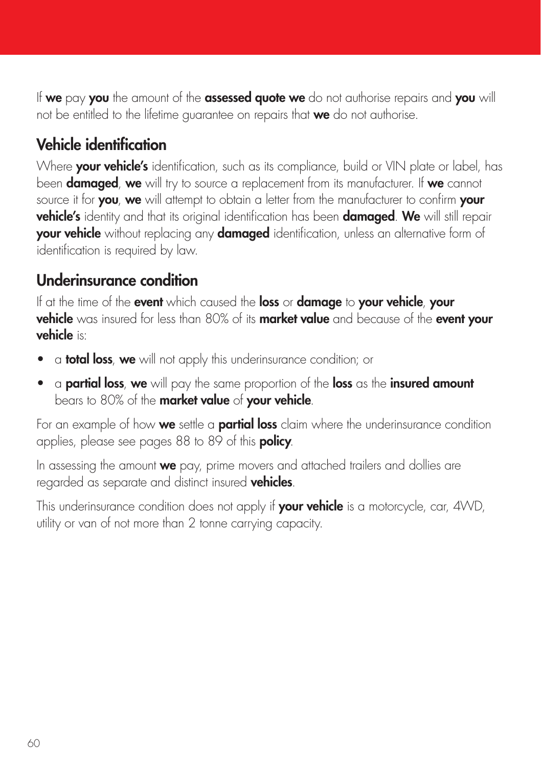If **we** pay **you** the amount of the **assessed quote we** do not authorise repairs and **you** will not be entitled to the lifetime guarantee on repairs that **we** do not authorise.

## Vehicle identification

Where **your vehicle's** identification, such as its compliance, build or VIN plate or label, has been **damaged**, **we** will try to source a replacement from its manufacturer. If **we** cannot source it for **you**, **we** will attempt to obtain a letter from the manufacturer to confirm **your vehicle's** identity and that its original identification has been **damaged**. **We** will still repair **your vehicle** without replacing any **damaged** identification, unless an alternative form of identification is required by law.

## Underinsurance condition

If at the time of the **event** which caused the **loss** or **damage** to **your vehicle**, **your vehicle** was insured for less than 80% of its **market value** and because of the **event your vehicle** is:

- a **total loss**, **we** will not apply this underinsurance condition; or
- a **partial loss**, **we** will pay the same proportion of the **loss** as the **insured amount** bears to 80% of the **market value** of **your vehicle**.

For an example of how **we** settle a **partial loss** claim where the underinsurance condition applies, please see pages 88 to 89 of this **policy**.

In assessing the amount **we** pay, prime movers and attached trailers and dollies are regarded as separate and distinct insured **vehicles**.

This underinsurance condition does not apply if **your vehicle** is a motorcycle, car, 4WD, utility or van of not more than 2 tonne carrying capacity.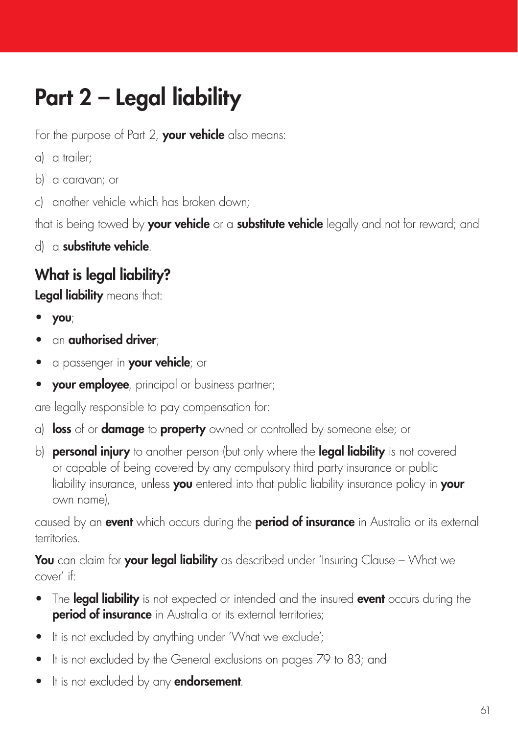# Part 2 – Legal liability

For the purpose of Part 2, **your vehicle** also means:

a) a trailer;

b) a caravan; or

c) another vehicle which has broken down;

that is being towed by **your vehicle** or a **substitute vehicle** legally and not for reward; and

d) a **substitute vehicle**.

## What is legal liability?

**Legal liability** means that:

- **you**;
- an **authorised driver**;
- a passenger in **your vehicle**; or
- **your employee**, principal or business partner;

are legally responsible to pay compensation for:

a) **loss** of or **damage** to **property** owned or controlled by someone else; or

b) **personal injury** to another person (but only where the **legal liability** is not covered or capable of being covered by any compulsory third party insurance or public liability insurance, unless **you** entered into that public liability insurance policy in **your** own name),

caused by an **event** which occurs during the **period of insurance** in Australia or its external territories.

**You** can claim for **your legal liability** as described under 'Insuring Clause – What we cover' if:

- The **legal liability** is not expected or intended and the insured **event** occurs during the **period of insurance** in Australia or its external territories;
- It is not excluded by anything under 'What we exclude';
- It is not excluded by the General exclusions on pages 79 to 83; and
- It is not excluded by any **endorsement**.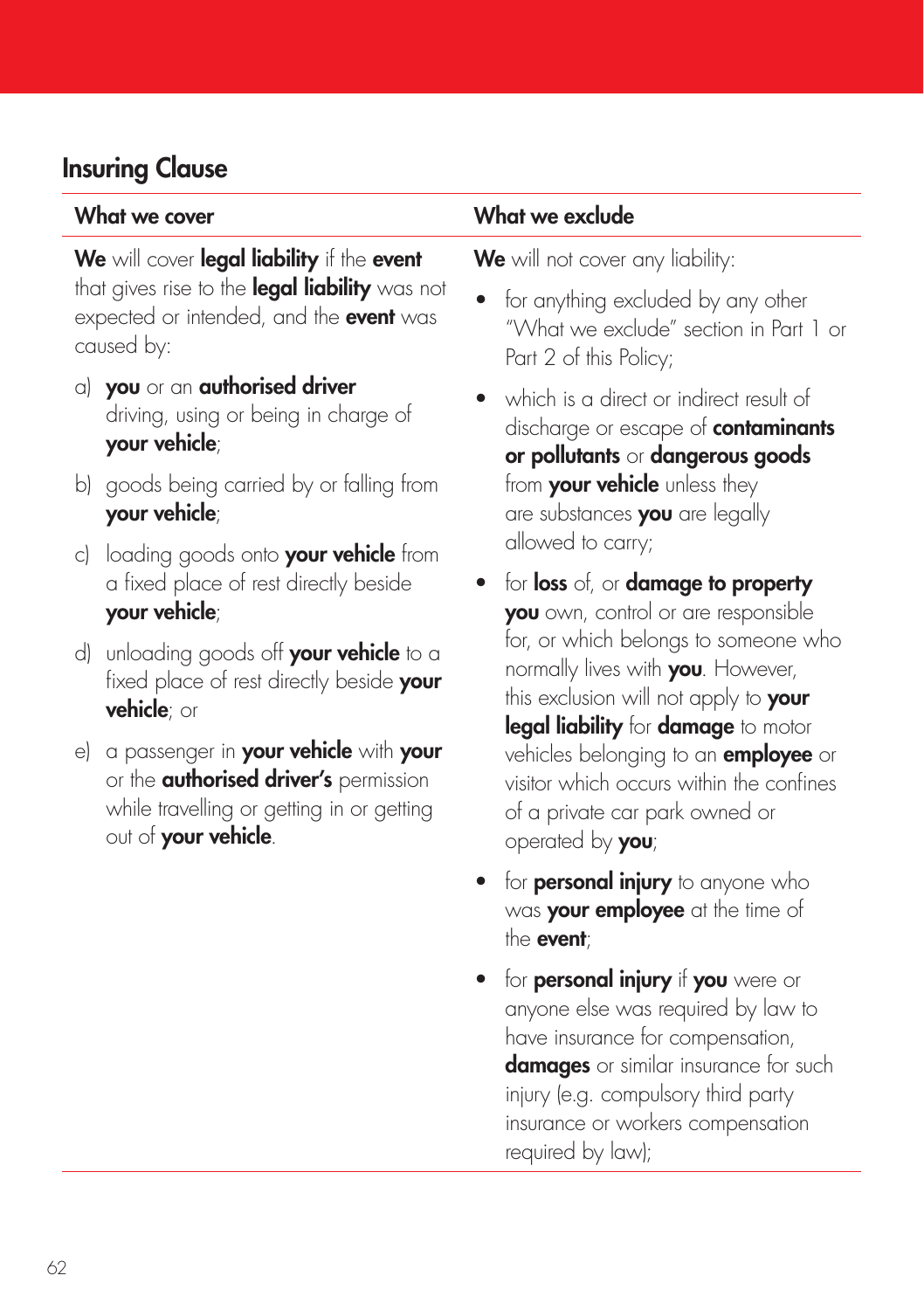## Insuring Clause

| What we cover | What we exclude |
|---|---|
| **We** will cover **legal liability** if the **event** that gives rise to the **legal liability** was not expected or intended, and the **event** was caused by:<br><br>a) **you** or an **authorised driver** driving, using or being in charge of **your vehicle**;<br><br>b) goods being carried by or falling from **your vehicle**;<br><br>c) loading goods onto **your vehicle** from a fixed place of rest directly beside **your vehicle**;<br><br>d) unloading goods off **your vehicle** to a fixed place of rest directly beside **your vehicle**; or<br><br>e) a passenger in **your vehicle** with **your** or the **authorised driver's** permission while travelling or getting in or getting out of **your vehicle**. | **We** will not cover any liability:<br><br>• for anything excluded by any other "What we exclude" section in Part 1 or Part 2 of this Policy;<br><br>• which is a direct or indirect result of discharge or escape of **contaminants or pollutants** or **dangerous goods** from **your vehicle** unless they are substances **you** are legally allowed to carry;<br><br>• for **loss** of, or **damage to property you** own, control or are responsible for, or which belongs to someone who normally lives with **you**. However, this exclusion will not apply to **your legal liability** for **damage** to motor vehicles belonging to an **employee** or visitor which occurs within the confines of a private car park owned or operated by **you**;<br><br>• for **personal injury** to anyone who was **your employee** at the time of the **event**;<br><br>• for **personal injury** if **you** were or anyone else was required by law to have insurance for compensation, **damages** or similar insurance for such injury (e.g. compulsory third party insurance or workers compensation required by law); |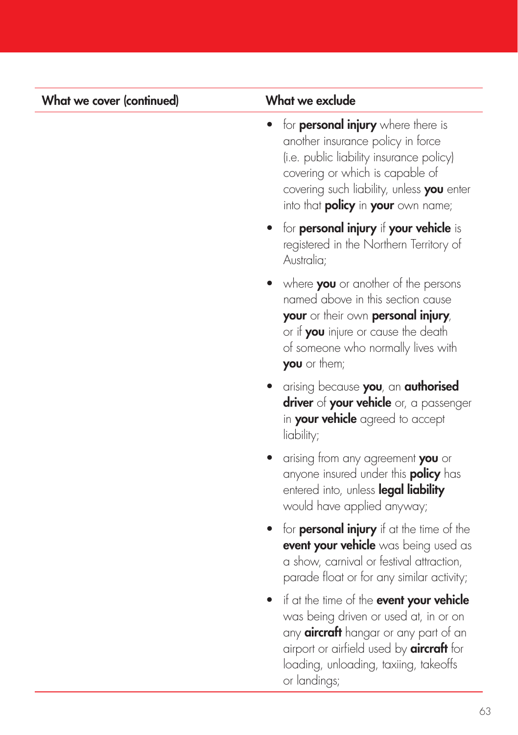| What we cover (continued) | What we exclude |
| --- | --- |
| | • for **personal injury** where there is another insurance policy in force (i.e. public liability insurance policy) covering or which is capable of covering such liability, unless **you** enter into that **policy** in **your** own name;<br>• for **personal injury** if **your vehicle** is registered in the Northern Territory of Australia;<br>• where **you** or another of the persons named above in this section cause **your** or their own **personal injury**, or if **you** injure or cause the death of someone who normally lives with **you** or them;<br>• arising because **you**, an **authorised driver** of **your vehicle** or, a passenger in **your vehicle** agreed to accept liability;<br>• arising from any agreement **you** or anyone insured under this **policy** has entered into, unless **legal liability** would have applied anyway;<br>• for **personal injury** if at the time of the **event your vehicle** was being used as a show, carnival or festival attraction, parade float or for any similar activity;<br>• if at the time of the **event your vehicle** was being driven or used at, in or on any **aircraft** hangar or any part of an airport or airfield used by **aircraft** for loading, unloading, taxiing, takeoffs or landings; |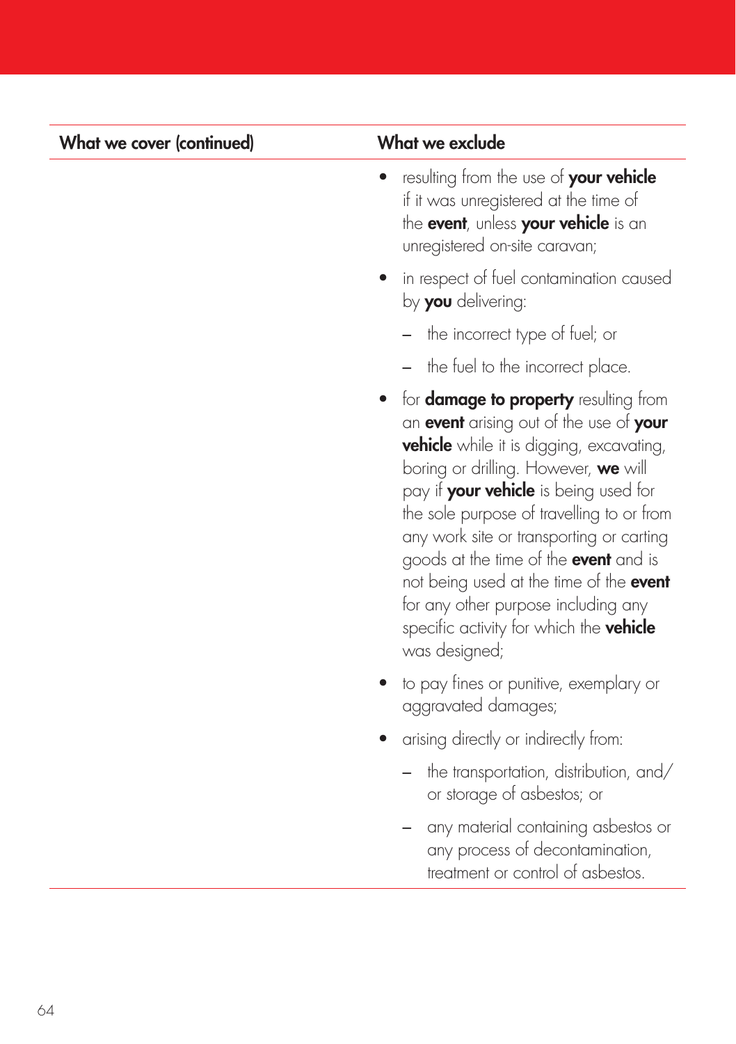| What we cover (continued) | What we exclude |
| --- | --- |
| | • resulting from the use of **your vehicle** if it was unregistered at the time of the **event**, unless **your vehicle** is an unregistered on-site caravan;<br>• in respect of fuel contamination caused by **you** delivering:<br>– the incorrect type of fuel; or<br>– the fuel to the incorrect place.<br>• for **damage to property** resulting from an **event** arising out of the use of **your vehicle** while it is digging, excavating, boring or drilling. However, **we** will pay if **your vehicle** is being used for the sole purpose of travelling to or from any work site or transporting or carting goods at the time of the **event** and is not being used at the time of the **event** for any other purpose including any specific activity for which the **vehicle** was designed;<br>• to pay fines or punitive, exemplary or aggravated damages;<br>• arising directly or indirectly from:<br>– the transportation, distribution, and/or storage of asbestos; or<br>– any material containing asbestos or any process of decontamination, treatment or control of asbestos. |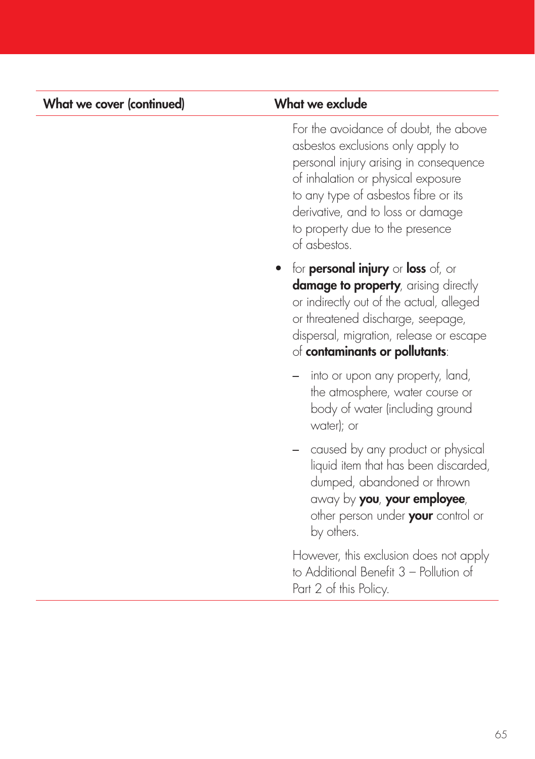| What we cover (continued) | What we exclude |
| --- | --- |
| | For the avoidance of doubt, the above asbestos exclusions only apply to personal injury arising in consequence of inhalation or physical exposure to any type of asbestos fibre or its derivative, and to loss or damage to property due to the presence of asbestos. |
| | • for **personal injury** or **loss** of, or **damage to property**, arising directly or indirectly out of the actual, alleged or threatened discharge, seepage, dispersal, migration, release or escape of **contaminants or pollutants**:<br>– into or upon any property, land, the atmosphere, water course or body of water (including ground water); or<br>– caused by any product or physical liquid item that has been discarded, dumped, abandoned or thrown away by **you**, **your employee**, other person under **your** control or by others.<br>However, this exclusion does not apply to Additional Benefit 3 – Pollution of Part 2 of this Policy. |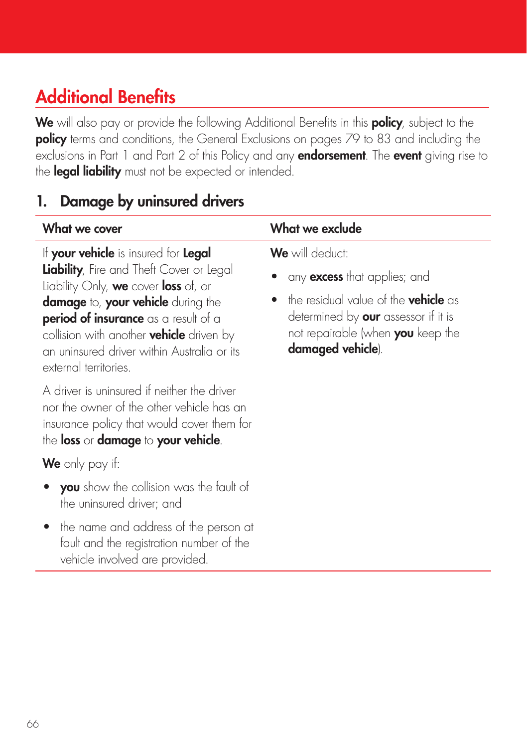# Additional Benefits

**We** will also pay or provide the following Additional Benefits in this **policy**, subject to the **policy** terms and conditions, the General Exclusions on pages 79 to 83 and including the exclusions in Part 1 and Part 2 of this Policy and any **endorsement**. The **event** giving rise to the **legal liability** must not be expected or intended.

## 1. Damage by uninsured drivers

| What we cover | What we exclude |
|---|---|
| If **your vehicle** is insured for **Legal Liability**, Fire and Theft Cover or Legal Liability Only, **we** cover **loss** of, or **damage** to, **your vehicle** during the **period of insurance** as a result of a collision with another **vehicle** driven by an uninsured driver within Australia or its external territories.<br><br>A driver is uninsured if neither the driver nor the owner of the other vehicle has an insurance policy that would cover them for the **loss** or **damage** to **your vehicle**.<br><br>**We** only pay if:<br>• **you** show the collision was the fault of the uninsured driver; and<br>• the name and address of the person at fault and the registration number of the vehicle involved are provided. | **We** will deduct:<br>• any **excess** that applies; and<br>• the residual value of the **vehicle** as determined by **our** assessor if it is not repairable (when **you** keep the **damaged vehicle**). |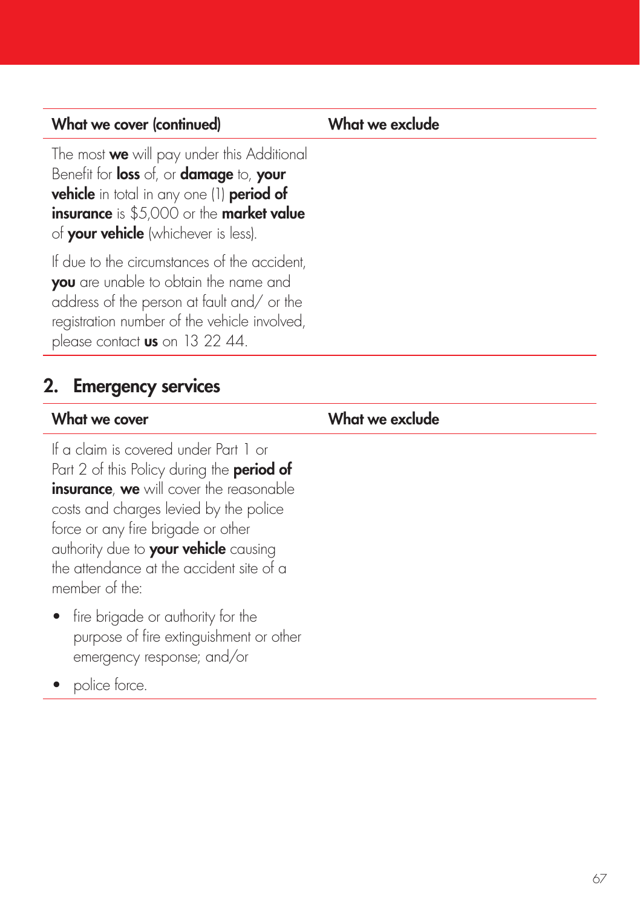| What we cover (continued) | What we exclude |
|---|---|
| The most **we** will pay under this Additional Benefit for **loss** of, or **damage** to, **your vehicle** in total in any one (1) **period of insurance** is $5,000 or the **market value** of **your vehicle** (whichever is less).<br><br>If due to the circumstances of the accident, **you** are unable to obtain the name and address of the person at fault and/ or the registration number of the vehicle involved, please contact **us** on 13 22 44. | |

## 2. Emergency services

| What we cover | What we exclude |
|---|---|
| If a claim is covered under Part 1 or Part 2 of this Policy during the **period of insurance**, **we** will cover the reasonable costs and charges levied by the police force or any fire brigade or other authority due to **your vehicle** causing the attendance at the accident site of a member of the:<br><br>• fire brigade or authority for the purpose of fire extinguishment or other emergency response; and/or<br>• police force. | |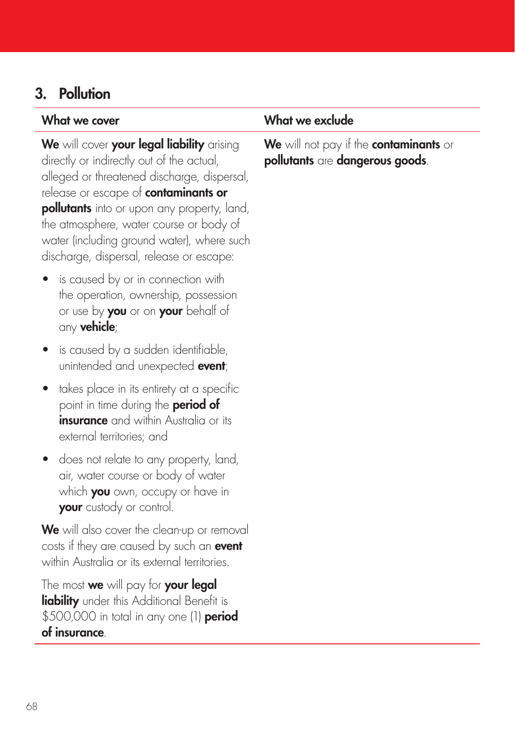## 3. Pollution

| What we cover | What we exclude |
|---|---|
| **We** will cover **your legal liability** arising directly or indirectly out of the actual, alleged or threatened discharge, dispersal, release or escape of **contaminants or pollutants** into or upon any property, land, the atmosphere, water course or body of water (including ground water), where such discharge, dispersal, release or escape:<br>• is caused by or in connection with the operation, ownership, possession or use by **you** or on **your** behalf of any **vehicle**;<br>• is caused by a sudden identifiable, unintended and unexpected **event**;<br>• takes place in its entirety at a specific point in time during the **period of insurance** and within Australia or its external territories; and<br>• does not relate to any property, land, air, water course or body of water which **you** own, occupy or have in **your** custody or control.<br><br>**We** will also cover the clean-up or removal costs if they are caused by such an **event** within Australia or its external territories.<br><br>The most **we** will pay for **your legal liability** under this Additional Benefit is $500,000 in total in any one (1) **period of insurance**. | **We** will not pay if the **contaminants** or **pollutants** are **dangerous goods**. |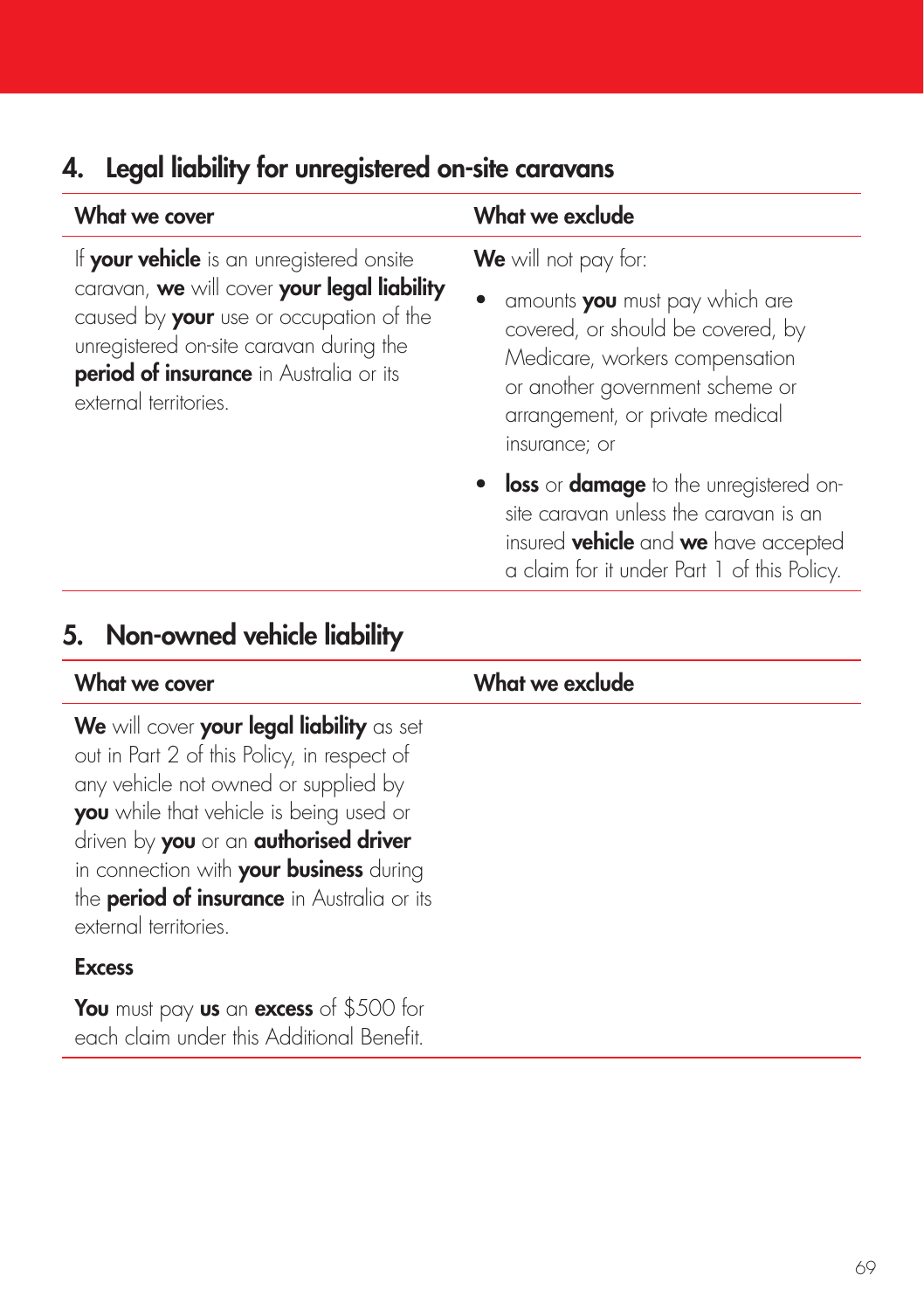## 4. Legal liability for unregistered on-site caravans

| What we cover | What we exclude |
|---|---|
| If **your vehicle** is an unregistered onsite caravan, **we** will cover **your legal liability** caused by **your** use or occupation of the unregistered on-site caravan during the **period of insurance** in Australia or its external territories. | **We** will not pay for:<br>• amounts **you** must pay which are covered, or should be covered, by Medicare, workers compensation or another government scheme or arrangement, or private medical insurance; or<br>• **loss** or **damage** to the unregistered on-site caravan unless the caravan is an insured **vehicle** and **we** have accepted a claim for it under Part 1 of this Policy. |

## 5. Non-owned vehicle liability

| What we cover | What we exclude |
|---|---|
| **We** will cover **your legal liability** as set out in Part 2 of this Policy, in respect of any vehicle not owned or supplied by **you** while that vehicle is being used or driven by **you** or an **authorised driver** in connection with **your business** during the **period of insurance** in Australia or its external territories.<br><br>**Excess**<br><br>**You** must pay **us** an **excess** of $500 for each claim under this Additional Benefit. | |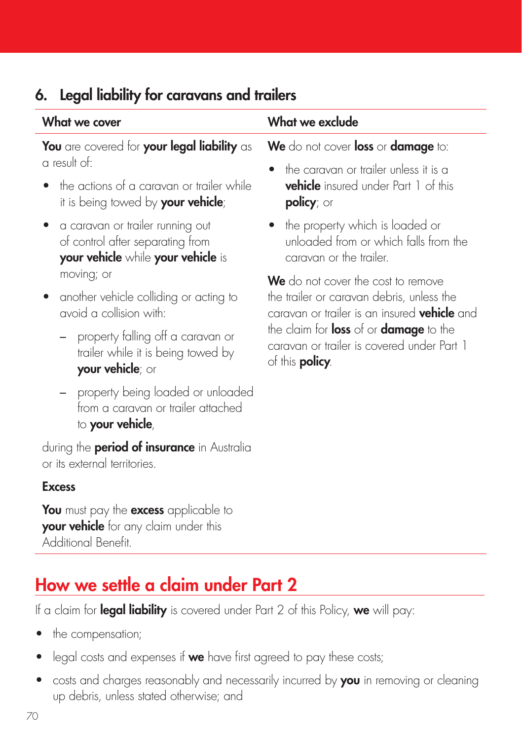## 6. Legal liability for caravans and trailers

| What we cover | What we exclude |
| --- | --- |
| **You** are covered for **your legal liability** as a result of:<br>• the actions of a caravan or trailer while it is being towed by **your vehicle**;<br>• a caravan or trailer running out of control after separating from **your vehicle** while **your vehicle** is moving; or<br>• another vehicle colliding or acting to avoid a collision with:<br>  – property falling off a caravan or trailer while it is being towed by **your vehicle**; or<br>  – property being loaded or unloaded from a caravan or trailer attached to **your vehicle**,<br>during the **period of insurance** in Australia or its external territories.<br>**Excess**<br>**You** must pay the **excess** applicable to **your vehicle** for any claim under this Additional Benefit. | **We** do not cover **loss** or **damage** to:<br>• the caravan or trailer unless it is a **vehicle** insured under Part 1 of this **policy**; or<br>• the property which is loaded or unloaded from or which falls from the caravan or the trailer.<br>**We** do not cover the cost to remove the trailer or caravan debris, unless the caravan or trailer is an insured **vehicle** and the claim for **loss** of or **damage** to the caravan or trailer is covered under Part 1 of this **policy**. |

# How we settle a claim under Part 2

If a claim for **legal liability** is covered under Part 2 of this Policy, **we** will pay:

- the compensation;
- legal costs and expenses if **we** have first agreed to pay these costs;
- costs and charges reasonably and necessarily incurred by **you** in removing or cleaning up debris, unless stated otherwise; and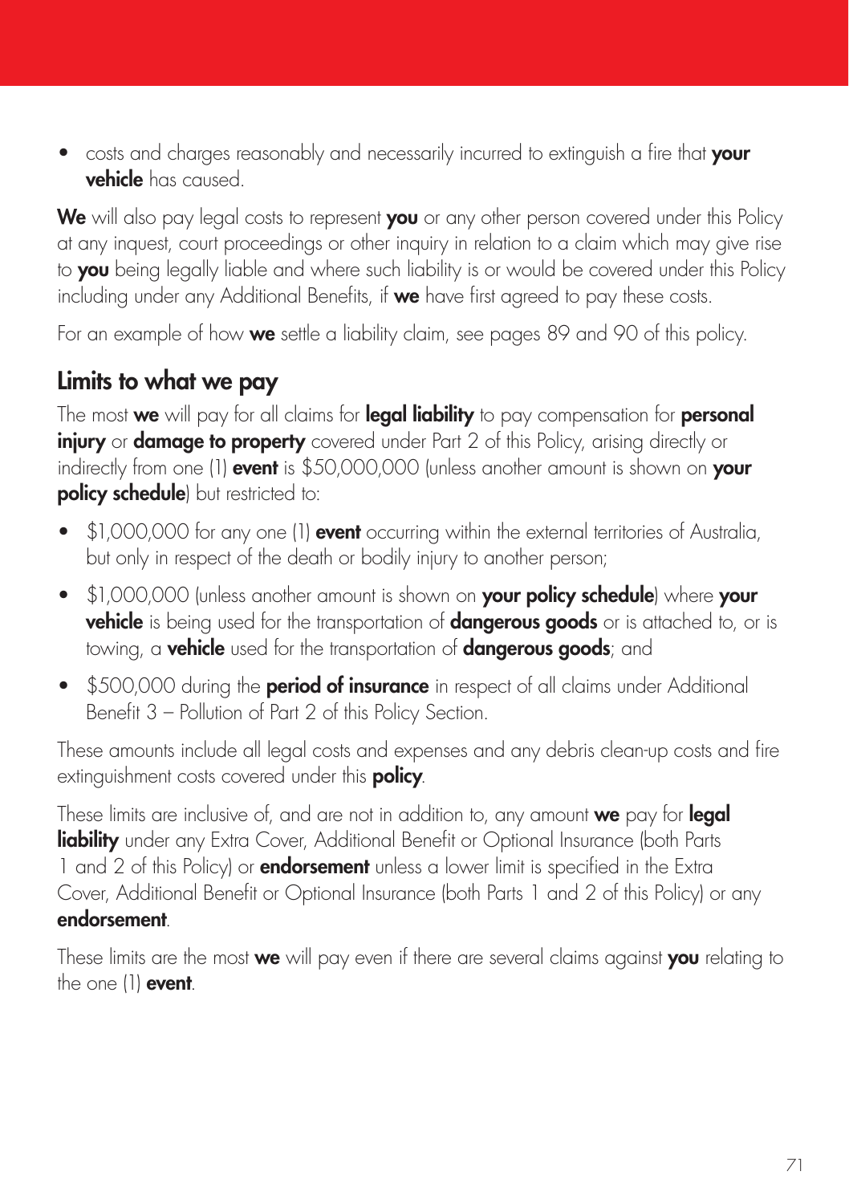- costs and charges reasonably and necessarily incurred to extinguish a fire that **your vehicle** has caused.

**We** will also pay legal costs to represent **you** or any other person covered under this Policy at any inquest, court proceedings or other inquiry in relation to a claim which may give rise to **you** being legally liable and where such liability is or would be covered under this Policy including under any Additional Benefits, if **we** have first agreed to pay these costs.

For an example of how **we** settle a liability claim, see pages 89 and 90 of this policy.

## Limits to what we pay

The most **we** will pay for all claims for **legal liability** to pay compensation for **personal injury** or **damage to property** covered under Part 2 of this Policy, arising directly or indirectly from one (1) **event** is $50,000,000 (unless another amount is shown on **your policy schedule**) but restricted to:

- $1,000,000 for any one (1) **event** occurring within the external territories of Australia, but only in respect of the death or bodily injury to another person;
- $1,000,000 (unless another amount is shown on **your policy schedule**) where **your vehicle** is being used for the transportation of **dangerous goods** or is attached to, or is towing, a **vehicle** used for the transportation of **dangerous goods**; and
- $500,000 during the **period of insurance** in respect of all claims under Additional Benefit 3 – Pollution of Part 2 of this Policy Section.

These amounts include all legal costs and expenses and any debris clean-up costs and fire extinguishment costs covered under this **policy**.

These limits are inclusive of, and are not in addition to, any amount **we** pay for **legal liability** under any Extra Cover, Additional Benefit or Optional Insurance (both Parts 1 and 2 of this Policy) or **endorsement** unless a lower limit is specified in the Extra Cover, Additional Benefit or Optional Insurance (both Parts 1 and 2 of this Policy) or any **endorsement**.

These limits are the most **we** will pay even if there are several claims against **you** relating to the one (1) **event**.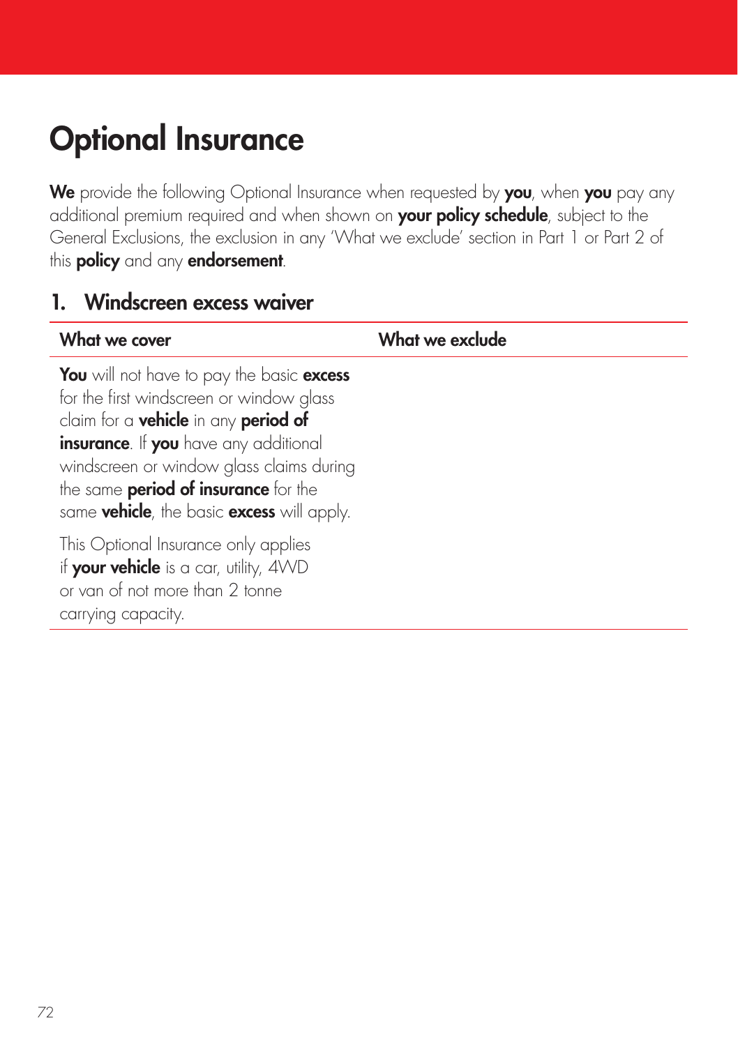# Optional Insurance

**We** provide the following Optional Insurance when requested by **you**, when **you** pay any additional premium required and when shown on **your policy schedule**, subject to the General Exclusions, the exclusion in any 'What we exclude' section in Part 1 or Part 2 of this **policy** and any **endorsement**.

## 1. Windscreen excess waiver

| What we cover | What we exclude |
|---|---|
| **You** will not have to pay the basic **excess** for the first windscreen or window glass claim for a **vehicle** in any **period of insurance**. If **you** have any additional windscreen or window glass claims during the same **period of insurance** for the same **vehicle**, the basic **excess** will apply.<br><br>This Optional Insurance only applies if **your vehicle** is a car, utility, 4WD or van of not more than 2 tonne carrying capacity. | |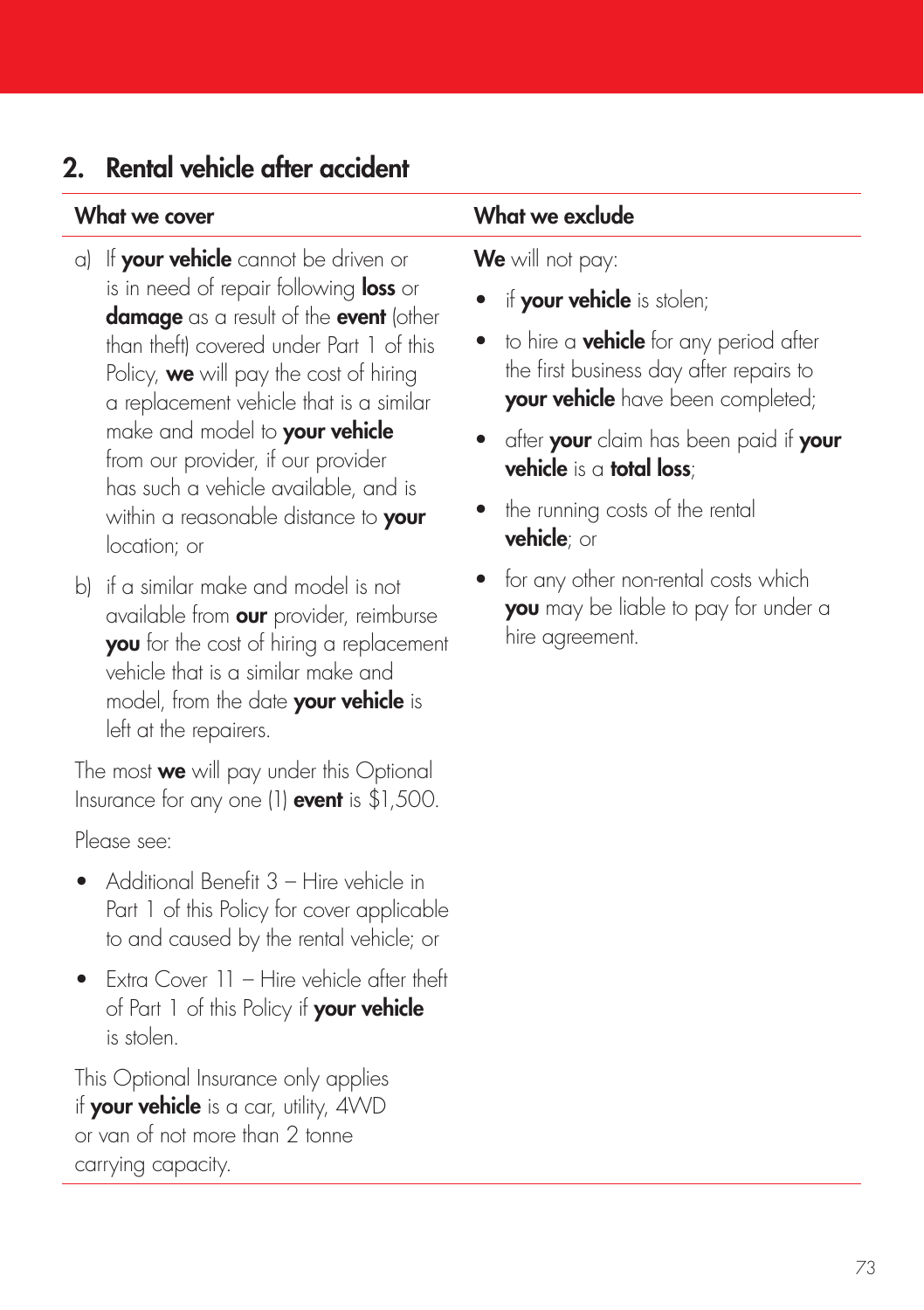## 2. Rental vehicle after accident

### What we cover

a) If **your vehicle** cannot be driven or is in need of repair following **loss** or **damage** as a result of the **event** (other than theft) covered under Part 1 of this Policy, **we** will pay the cost of hiring a replacement vehicle that is a similar make and model to **your vehicle** from our provider, if our provider has such a vehicle available, and is within a reasonable distance to **your** location; or

b) if a similar make and model is not available from **our** provider, reimburse **you** for the cost of hiring a replacement vehicle that is a similar make and model, from the date **your vehicle** is left at the repairers.

The most **we** will pay under this Optional Insurance for any one (1) **event** is $1,500.

Please see:

- Additional Benefit 3 – Hire vehicle in Part 1 of this Policy for cover applicable to and caused by the rental vehicle; or
- Extra Cover 11 – Hire vehicle after theft of Part 1 of this Policy if **your vehicle** is stolen.

This Optional Insurance only applies if **your vehicle** is a car, utility, 4WD or van of not more than 2 tonne carrying capacity.

### What we exclude

**We** will not pay:

- if **your vehicle** is stolen;
- to hire a **vehicle** for any period after the first business day after repairs to **your vehicle** have been completed;
- after **your** claim has been paid if **your vehicle** is a **total loss**;
- the running costs of the rental **vehicle**; or
- for any other non-rental costs which **you** may be liable to pay for under a hire agreement.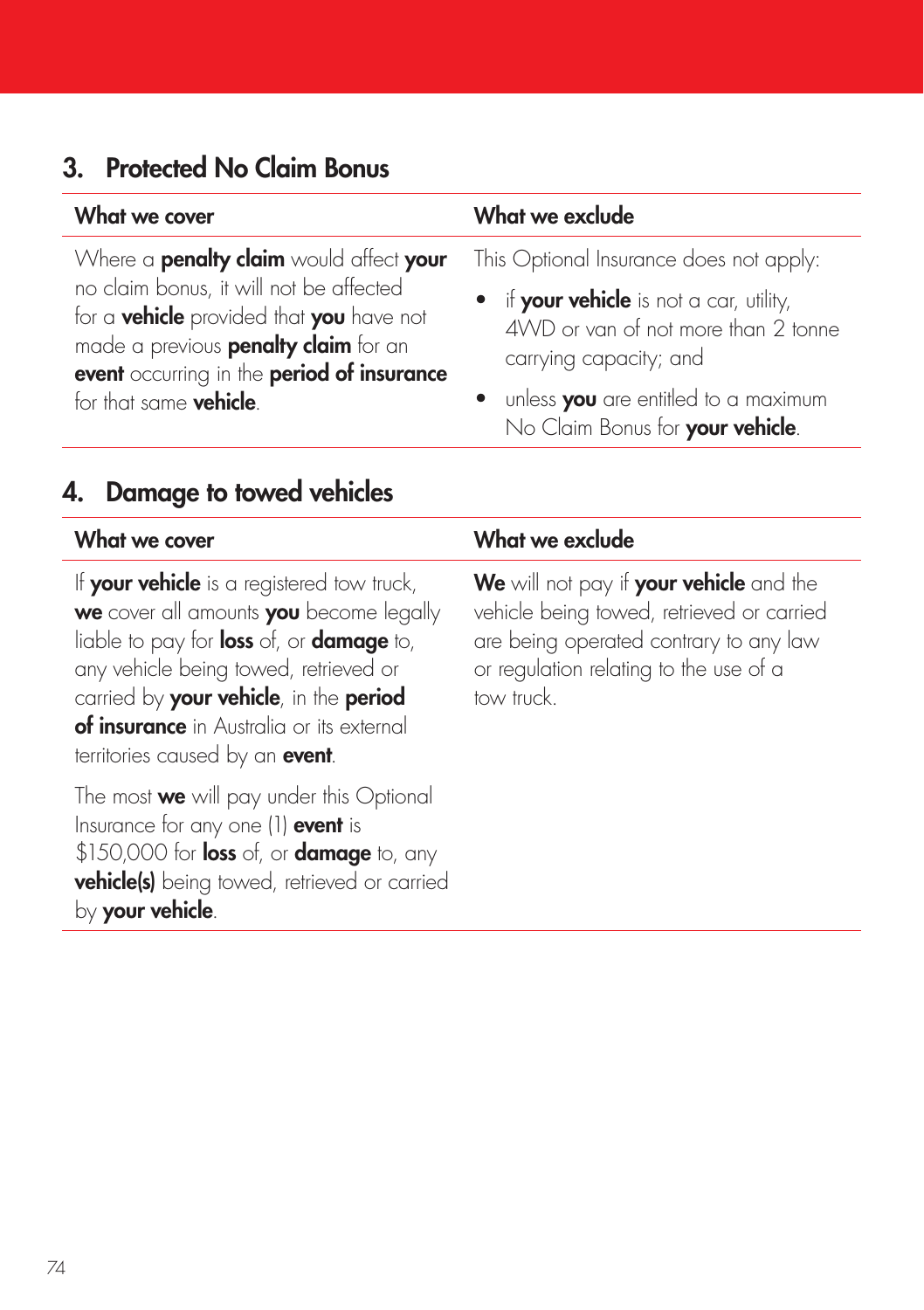## 3. Protected No Claim Bonus

| What we cover | What we exclude |
|---|---|
| Where a **penalty claim** would affect **your** no claim bonus, it will not be affected for a **vehicle** provided that **you** have not made a previous **penalty claim** for an **event** occurring in the **period of insurance** for that same **vehicle**. | This Optional Insurance does not apply:<br>• if **your vehicle** is not a car, utility, 4WD or van of not more than 2 tonne carrying capacity; and<br>• unless **you** are entitled to a maximum No Claim Bonus for **your vehicle**. |

## 4. Damage to towed vehicles

| What we cover | What we exclude |
|---|---|
| If **your vehicle** is a registered tow truck, **we** cover all amounts **you** become legally liable to pay for **loss** of, or **damage** to, any vehicle being towed, retrieved or carried by **your vehicle**, in the **period of insurance** in Australia or its external territories caused by an **event**.<br><br>The most **we** will pay under this Optional Insurance for any one (1) **event** is $150,000 for **loss** of, or **damage** to, any **vehicle(s)** being towed, retrieved or carried by **your vehicle**. | **We** will not pay if **your vehicle** and the vehicle being towed, retrieved or carried are being operated contrary to any law or regulation relating to the use of a tow truck. |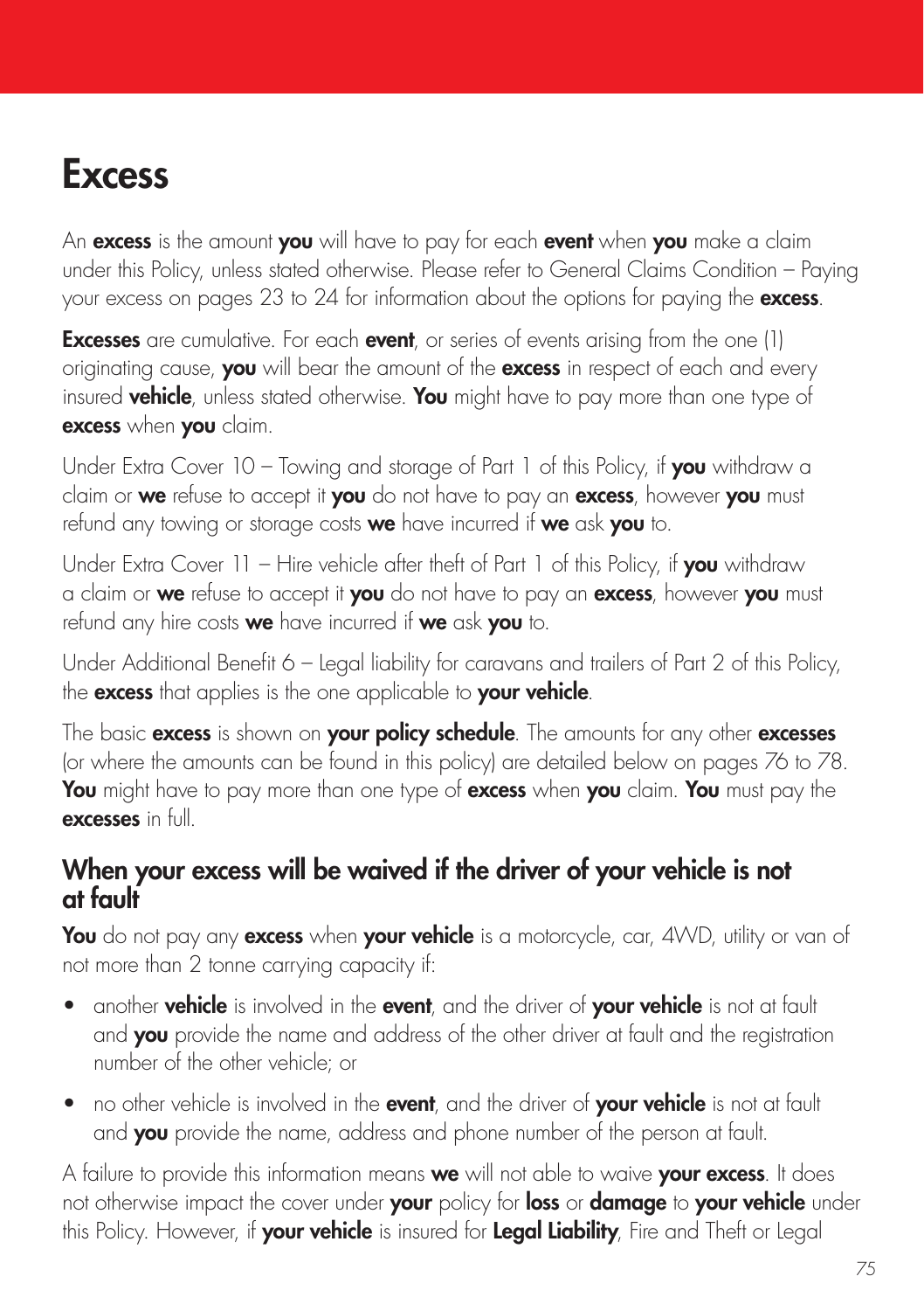# Excess

An **excess** is the amount **you** will have to pay for each **event** when **you** make a claim under this Policy, unless stated otherwise. Please refer to General Claims Condition – Paying your excess on pages 23 to 24 for information about the options for paying the **excess**.

**Excesses** are cumulative. For each **event**, or series of events arising from the one (1) originating cause, **you** will bear the amount of the **excess** in respect of each and every insured **vehicle**, unless stated otherwise. **You** might have to pay more than one type of **excess** when **you** claim.

Under Extra Cover 10 – Towing and storage of Part 1 of this Policy, if **you** withdraw a claim or **we** refuse to accept it **you** do not have to pay an **excess**, however **you** must refund any towing or storage costs **we** have incurred if **we** ask **you** to.

Under Extra Cover 11 – Hire vehicle after theft of Part 1 of this Policy, if **you** withdraw a claim or **we** refuse to accept it **you** do not have to pay an **excess**, however **you** must refund any hire costs **we** have incurred if **we** ask **you** to.

Under Additional Benefit 6 – Legal liability for caravans and trailers of Part 2 of this Policy, the **excess** that applies is the one applicable to **your vehicle**.

The basic **excess** is shown on **your policy schedule**. The amounts for any other **excesses** (or where the amounts can be found in this policy) are detailed below on pages 76 to 78. **You** might have to pay more than one type of **excess** when **you** claim. **You** must pay the **excesses** in full.

## When your excess will be waived if the driver of your vehicle is not at fault

**You** do not pay any **excess** when **your vehicle** is a motorcycle, car, 4WD, utility or van of not more than 2 tonne carrying capacity if:

- another **vehicle** is involved in the **event**, and the driver of **your vehicle** is not at fault and **you** provide the name and address of the other driver at fault and the registration number of the other vehicle; or
- no other vehicle is involved in the **event**, and the driver of **your vehicle** is not at fault and **you** provide the name, address and phone number of the person at fault.

A failure to provide this information means **we** will not able to waive **your excess**. It does not otherwise impact the cover under **your** policy for **loss** or **damage** to **your vehicle** under this Policy. However, if **your vehicle** is insured for **Legal Liability**, Fire and Theft or Legal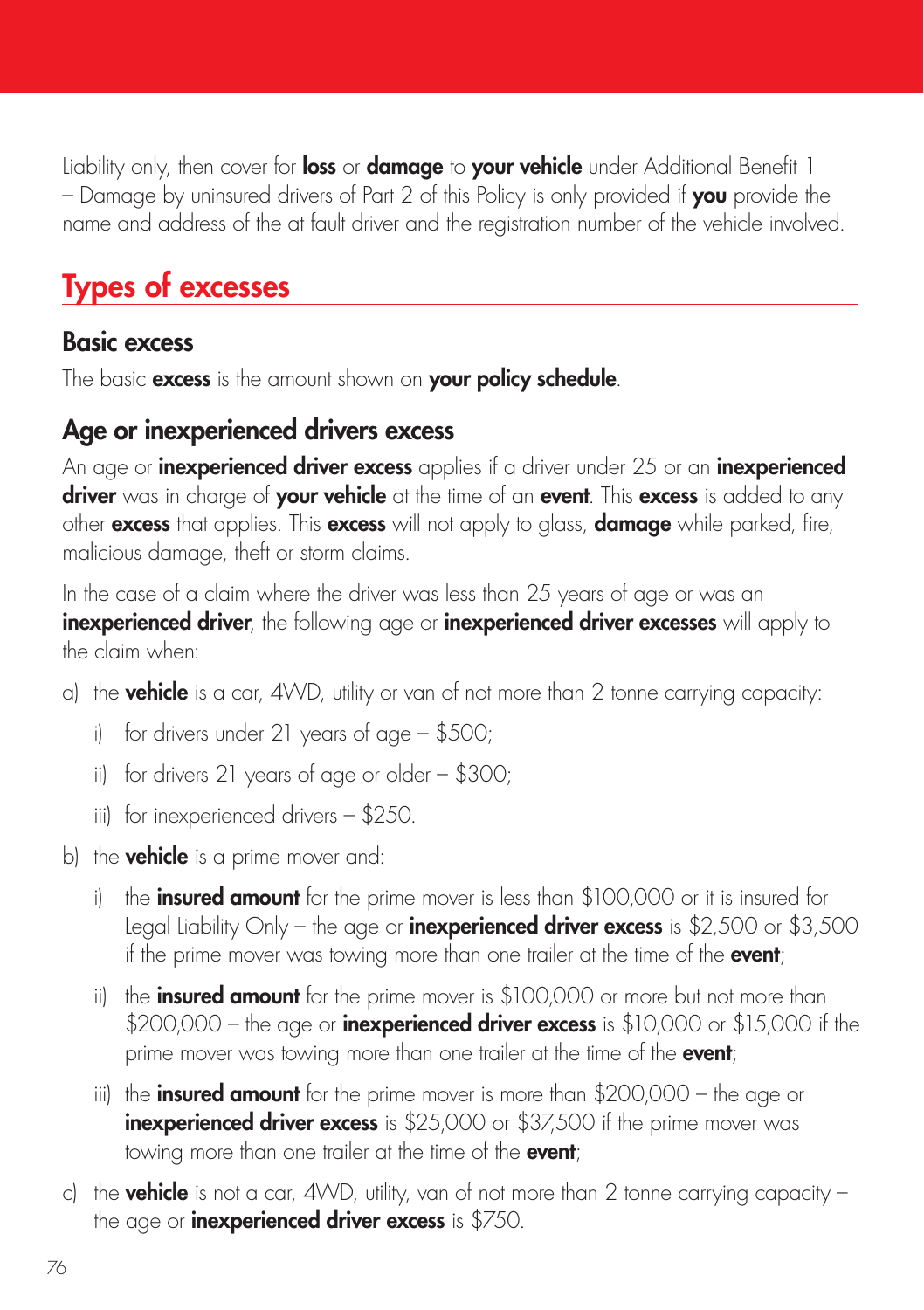Liability only, then cover for **loss** or **damage** to **your vehicle** under Additional Benefit 1 – Damage by uninsured drivers of Part 2 of this Policy is only provided if **you** provide the name and address of the at fault driver and the registration number of the vehicle involved.

## Types of excesses

### Basic excess

The basic **excess** is the amount shown on **your policy schedule**.

### Age or inexperienced drivers excess

An age or **inexperienced driver excess** applies if a driver under 25 or an **inexperienced driver** was in charge of **your vehicle** at the time of an **event**. This **excess** is added to any other **excess** that applies. This **excess** will not apply to glass, **damage** while parked, fire, malicious damage, theft or storm claims.

In the case of a claim where the driver was less than 25 years of age or was an **inexperienced driver**, the following age or **inexperienced driver excesses** will apply to the claim when:

a) the **vehicle** is a car, 4WD, utility or van of not more than 2 tonne carrying capacity:

   i) for drivers under 21 years of age – $500;

   ii) for drivers 21 years of age or older – $300;

   iii) for inexperienced drivers – $250.

b) the **vehicle** is a prime mover and:

   i) the **insured amount** for the prime mover is less than $100,000 or it is insured for Legal Liability Only – the age or **inexperienced driver excess** is $2,500 or $3,500 if the prime mover was towing more than one trailer at the time of the **event**;

   ii) the **insured amount** for the prime mover is $100,000 or more but not more than $200,000 – the age or **inexperienced driver excess** is $10,000 or $15,000 if the prime mover was towing more than one trailer at the time of the **event**;

   iii) the **insured amount** for the prime mover is more than $200,000 – the age or **inexperienced driver excess** is $25,000 or $37,500 if the prime mover was towing more than one trailer at the time of the **event**;

c) the **vehicle** is not a car, 4WD, utility, van of not more than 2 tonne carrying capacity – the age or **inexperienced driver excess** is $750.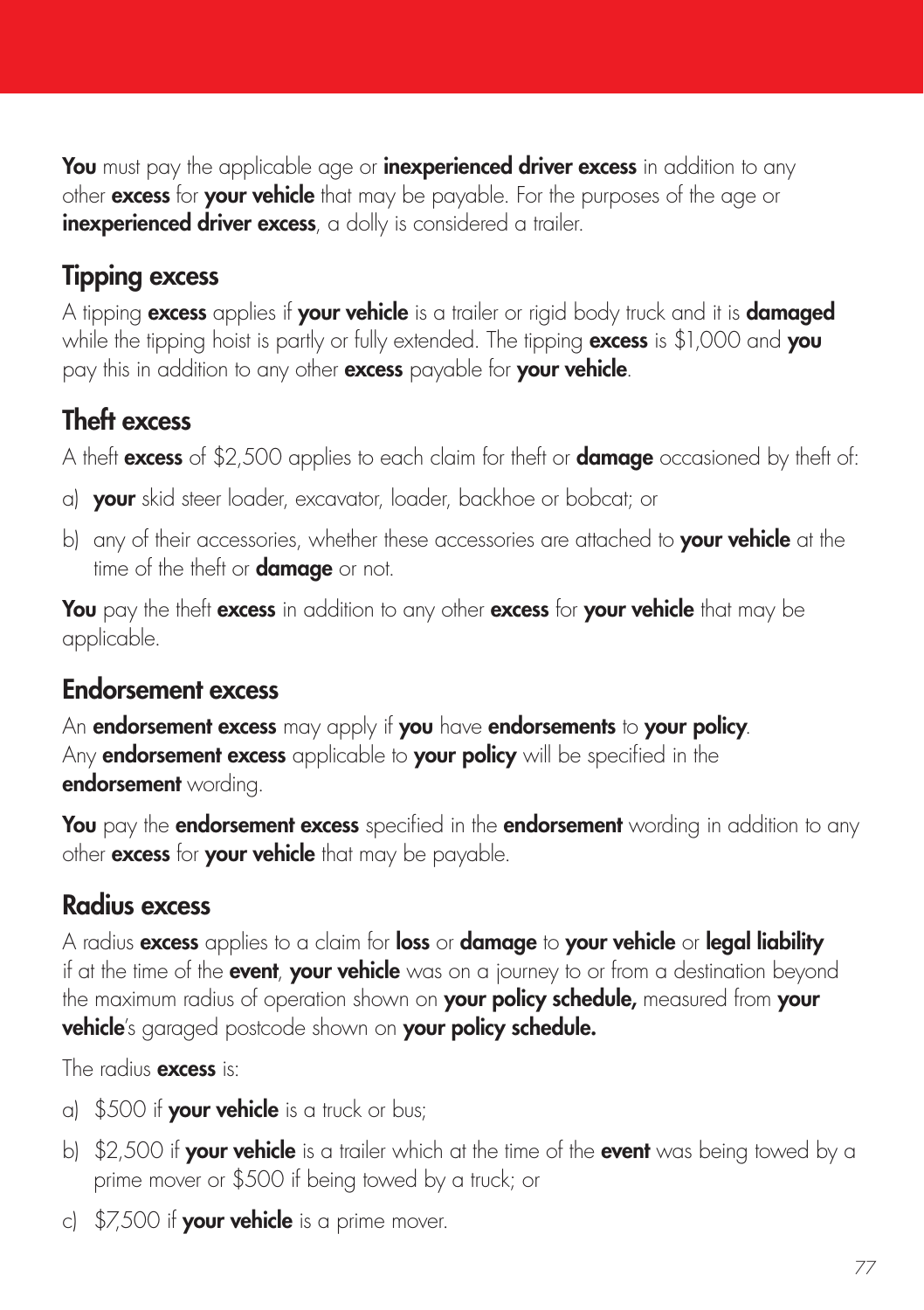**You** must pay the applicable age or **inexperienced driver excess** in addition to any other **excess** for **your vehicle** that may be payable. For the purposes of the age or **inexperienced driver excess**, a dolly is considered a trailer.

## Tipping excess

A tipping **excess** applies if **your vehicle** is a trailer or rigid body truck and it is **damaged** while the tipping hoist is partly or fully extended. The tipping **excess** is $1,000 and **you** pay this in addition to any other **excess** payable for **your vehicle**.

## Theft excess

A theft **excess** of $2,500 applies to each claim for theft or **damage** occasioned by theft of:

a) **your** skid steer loader, excavator, loader, backhoe or bobcat; or

b) any of their accessories, whether these accessories are attached to **your vehicle** at the time of the theft or **damage** or not.

**You** pay the theft **excess** in addition to any other **excess** for **your vehicle** that may be applicable.

## Endorsement excess

An **endorsement excess** may apply if **you** have **endorsements** to **your policy**. Any **endorsement excess** applicable to **your policy** will be specified in the **endorsement** wording.

**You** pay the **endorsement excess** specified in the **endorsement** wording in addition to any other **excess** for **your vehicle** that may be payable.

## Radius excess

A radius **excess** applies to a claim for **loss** or **damage** to **your vehicle** or **legal liability** if at the time of the **event**, **your vehicle** was on a journey to or from a destination beyond the maximum radius of operation shown on **your policy schedule,** measured from **your vehicle**'s garaged postcode shown on **your policy schedule.**

The radius **excess** is:

a) $500 if **your vehicle** is a truck or bus;

b) $2,500 if **your vehicle** is a trailer which at the time of the **event** was being towed by a prime mover or $500 if being towed by a truck; or

c) $7,500 if **your vehicle** is a prime mover.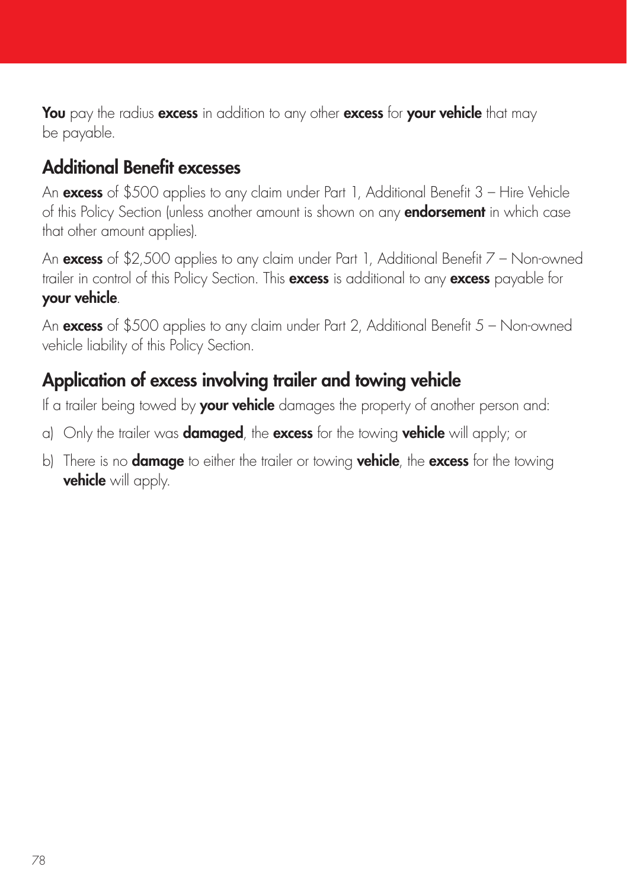**You** pay the radius **excess** in addition to any other **excess** for **your vehicle** that may be payable.

## Additional Benefit excesses

An **excess** of $500 applies to any claim under Part 1, Additional Benefit 3 – Hire Vehicle of this Policy Section (unless another amount is shown on any **endorsement** in which case that other amount applies).

An **excess** of $2,500 applies to any claim under Part 1, Additional Benefit 7 – Non-owned trailer in control of this Policy Section. This **excess** is additional to any **excess** payable for **your vehicle**.

An **excess** of $500 applies to any claim under Part 2, Additional Benefit 5 – Non-owned vehicle liability of this Policy Section.

## Application of excess involving trailer and towing vehicle

If a trailer being towed by **your vehicle** damages the property of another person and:

a) Only the trailer was **damaged**, the **excess** for the towing **vehicle** will apply; or

b) There is no **damage** to either the trailer or towing **vehicle**, the **excess** for the towing **vehicle** will apply.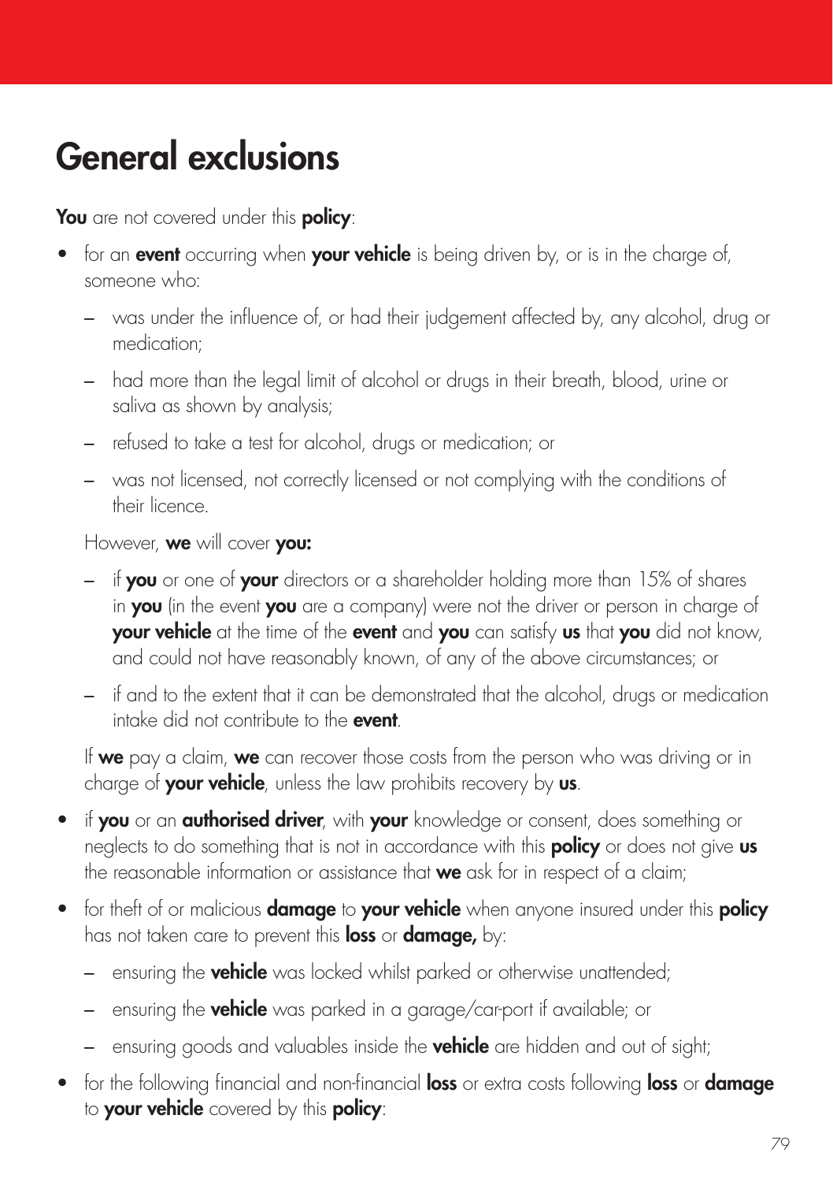# General exclusions

**You** are not covered under this **policy**:

- for an **event** occurring when **your vehicle** is being driven by, or is in the charge of, someone who:
  - was under the influence of, or had their judgement affected by, any alcohol, drug or medication;
  - had more than the legal limit of alcohol or drugs in their breath, blood, urine or saliva as shown by analysis;
  - refused to take a test for alcohol, drugs or medication; or
  - was not licensed, not correctly licensed or not complying with the conditions of their licence.

  However, **we** will cover **you:**

  - if **you** or one of **your** directors or a shareholder holding more than 15% of shares in **you** (in the event **you** are a company) were not the driver or person in charge of **your vehicle** at the time of the **event** and **you** can satisfy **us** that **you** did not know, and could not have reasonably known, of any of the above circumstances; or
  - if and to the extent that it can be demonstrated that the alcohol, drugs or medication intake did not contribute to the **event**.

  If **we** pay a claim, **we** can recover those costs from the person who was driving or in charge of **your vehicle**, unless the law prohibits recovery by **us**.

- if **you** or an **authorised driver**, with **your** knowledge or consent, does something or neglects to do something that is not in accordance with this **policy** or does not give **us** the reasonable information or assistance that **we** ask for in respect of a claim;

- for theft of or malicious **damage** to **your vehicle** when anyone insured under this **policy** has not taken care to prevent this **loss** or **damage,** by:
  - ensuring the **vehicle** was locked whilst parked or otherwise unattended;
  - ensuring the **vehicle** was parked in a garage/car-port if available; or
  - ensuring goods and valuables inside the **vehicle** are hidden and out of sight;

- for the following financial and non-financial **loss** or extra costs following **loss** or **damage** to **your vehicle** covered by this **policy**: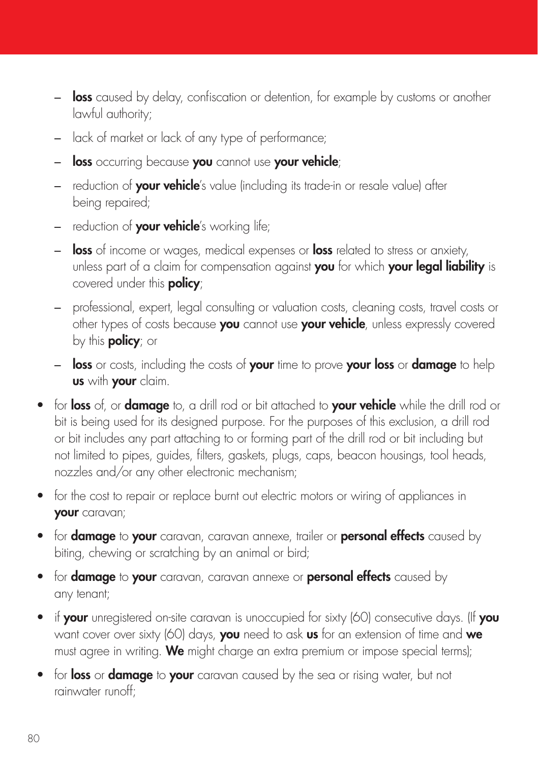- **loss** caused by delay, confiscation or detention, for example by customs or another lawful authority;
  - lack of market or lack of any type of performance;
  - **loss** occurring because **you** cannot use **your vehicle**;
  - reduction of **your vehicle**'s value (including its trade-in or resale value) after being repaired;
  - reduction of **your vehicle**'s working life;
  - **loss** of income or wages, medical expenses or **loss** related to stress or anxiety, unless part of a claim for compensation against **you** for which **your legal liability** is covered under this **policy**;
  - professional, expert, legal consulting or valuation costs, cleaning costs, travel costs or other types of costs because **you** cannot use **your vehicle**, unless expressly covered by this **policy**; or
  - **loss** or costs, including the costs of **your** time to prove **your loss** or **damage** to help **us** with **your** claim.
- for **loss** of, or **damage** to, a drill rod or bit attached to **your vehicle** while the drill rod or bit is being used for its designed purpose. For the purposes of this exclusion, a drill rod or bit includes any part attaching to or forming part of the drill rod or bit including but not limited to pipes, guides, filters, gaskets, plugs, caps, beacon housings, tool heads, nozzles and/or any other electronic mechanism;
- for the cost to repair or replace burnt out electric motors or wiring of appliances in **your** caravan;
- for **damage** to **your** caravan, caravan annexe, trailer or **personal effects** caused by biting, chewing or scratching by an animal or bird;
- for **damage** to **your** caravan, caravan annexe or **personal effects** caused by any tenant;
- if **your** unregistered on-site caravan is unoccupied for sixty (60) consecutive days. (If **you** want cover over sixty (60) days, **you** need to ask **us** for an extension of time and **we** must agree in writing. **We** might charge an extra premium or impose special terms);
- for **loss** or **damage** to **your** caravan caused by the sea or rising water, but not rainwater runoff;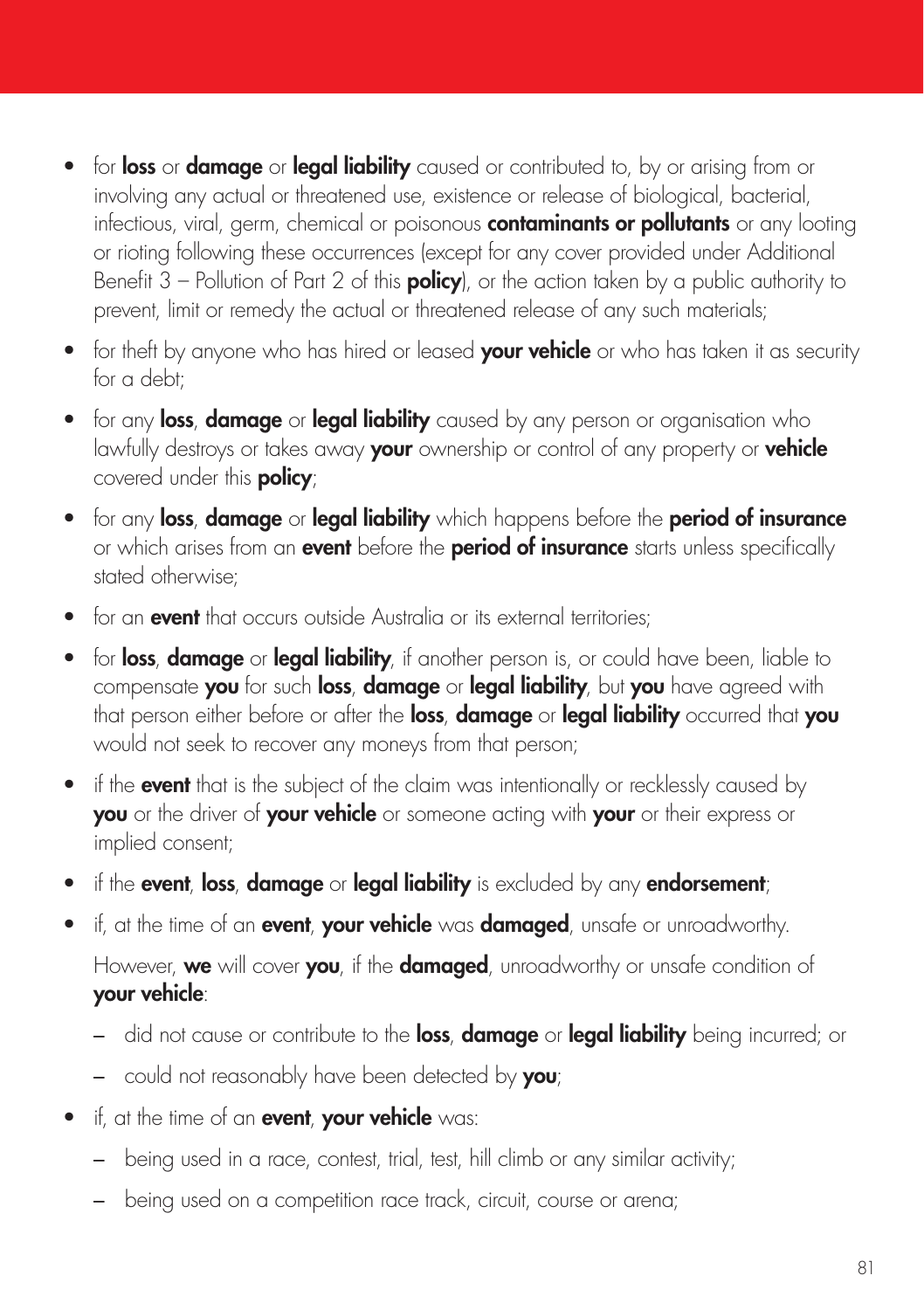- for **loss** or **damage** or **legal liability** caused or contributed to, by or arising from or involving any actual or threatened use, existence or release of biological, bacterial, infectious, viral, germ, chemical or poisonous **contaminants or pollutants** or any looting or rioting following these occurrences (except for any cover provided under Additional Benefit 3 – Pollution of Part 2 of this **policy**), or the action taken by a public authority to prevent, limit or remedy the actual or threatened release of any such materials;
- for theft by anyone who has hired or leased **your vehicle** or who has taken it as security for a debt;
- for any **loss**, **damage** or **legal liability** caused by any person or organisation who lawfully destroys or takes away **your** ownership or control of any property or **vehicle** covered under this **policy**;
- for any **loss**, **damage** or **legal liability** which happens before the **period of insurance** or which arises from an **event** before the **period of insurance** starts unless specifically stated otherwise;
- for an **event** that occurs outside Australia or its external territories;
- for **loss**, **damage** or **legal liability**, if another person is, or could have been, liable to compensate **you** for such **loss**, **damage** or **legal liability**, but **you** have agreed with that person either before or after the **loss**, **damage** or **legal liability** occurred that **you** would not seek to recover any moneys from that person;
- if the **event** that is the subject of the claim was intentionally or recklessly caused by **you** or the driver of **your vehicle** or someone acting with **your** or their express or implied consent;
- if the **event**, **loss**, **damage** or **legal liability** is excluded by any **endorsement**;
- if, at the time of an **event**, **your vehicle** was **damaged**, unsafe or unroadworthy.

  However, **we** will cover **you**, if the **damaged**, unroadworthy or unsafe condition of **your vehicle**:

  – did not cause or contribute to the **loss**, **damage** or **legal liability** being incurred; or

  – could not reasonably have been detected by **you**;
- if, at the time of an **event**, **your vehicle** was:

  – being used in a race, contest, trial, test, hill climb or any similar activity;

  – being used on a competition race track, circuit, course or arena;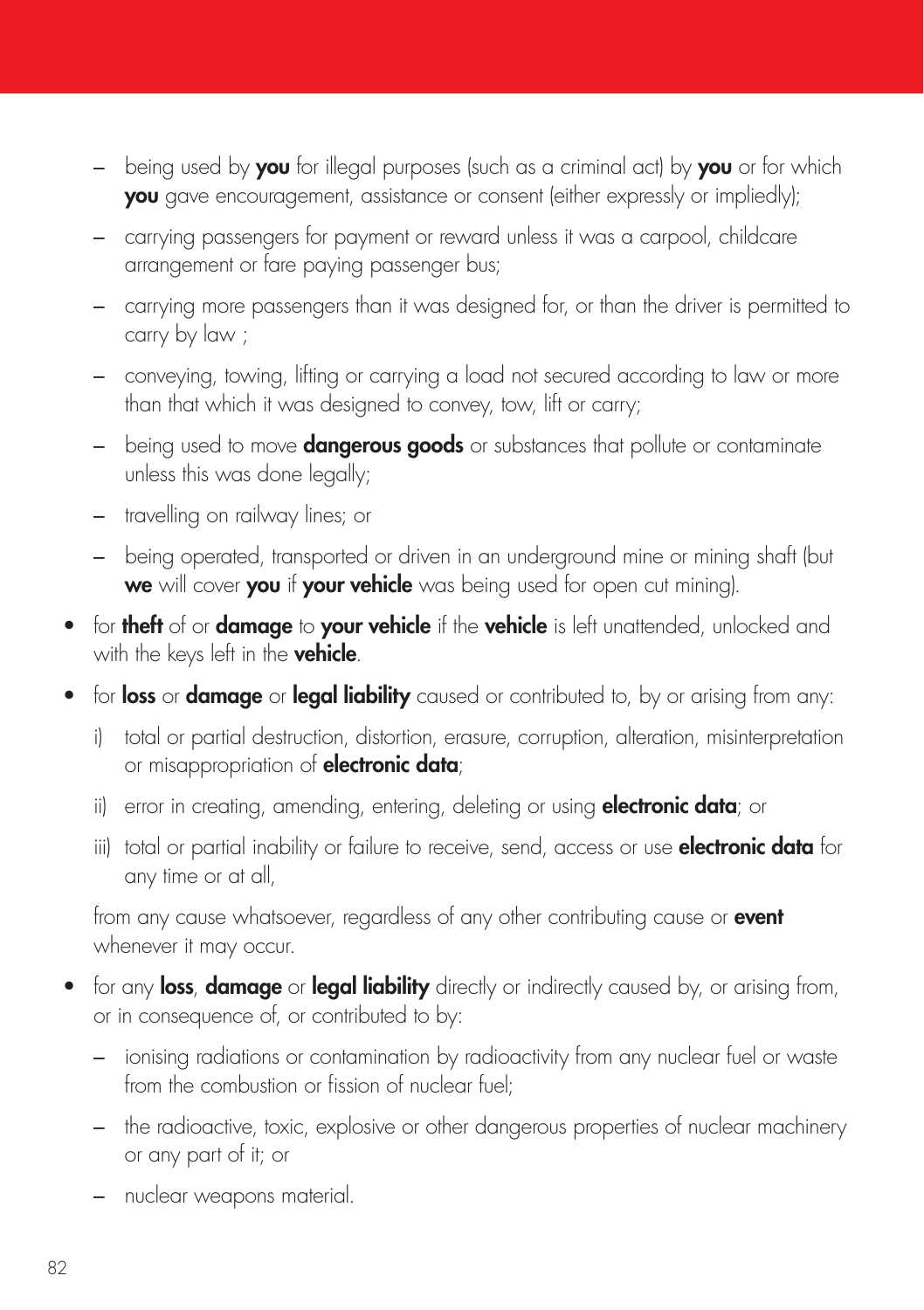- being used by **you** for illegal purposes (such as a criminal act) by **you** or for which **you** gave encouragement, assistance or consent (either expressly or impliedly);
  - carrying passengers for payment or reward unless it was a carpool, childcare arrangement or fare paying passenger bus;
  - carrying more passengers than it was designed for, or than the driver is permitted to carry by law ;
  - conveying, towing, lifting or carrying a load not secured according to law or more than that which it was designed to convey, tow, lift or carry;
  - being used to move **dangerous goods** or substances that pollute or contaminate unless this was done legally;
  - travelling on railway lines; or
  - being operated, transported or driven in an underground mine or mining shaft (but **we** will cover **you** if **your vehicle** was being used for open cut mining).
- for **theft** of or **damage** to **your vehicle** if the **vehicle** is left unattended, unlocked and with the keys left in the **vehicle**.
- for **loss** or **damage** or **legal liability** caused or contributed to, by or arising from any:
  i) total or partial destruction, distortion, erasure, corruption, alteration, misinterpretation or misappropriation of **electronic data**;
  ii) error in creating, amending, entering, deleting or using **electronic data**; or
  iii) total or partial inability or failure to receive, send, access or use **electronic data** for any time or at all,

  from any cause whatsoever, regardless of any other contributing cause or **event** whenever it may occur.
- for any **loss**, **damage** or **legal liability** directly or indirectly caused by, or arising from, or in consequence of, or contributed to by:
  - ionising radiations or contamination by radioactivity from any nuclear fuel or waste from the combustion or fission of nuclear fuel;
  - the radioactive, toxic, explosive or other dangerous properties of nuclear machinery or any part of it; or
  - nuclear weapons material.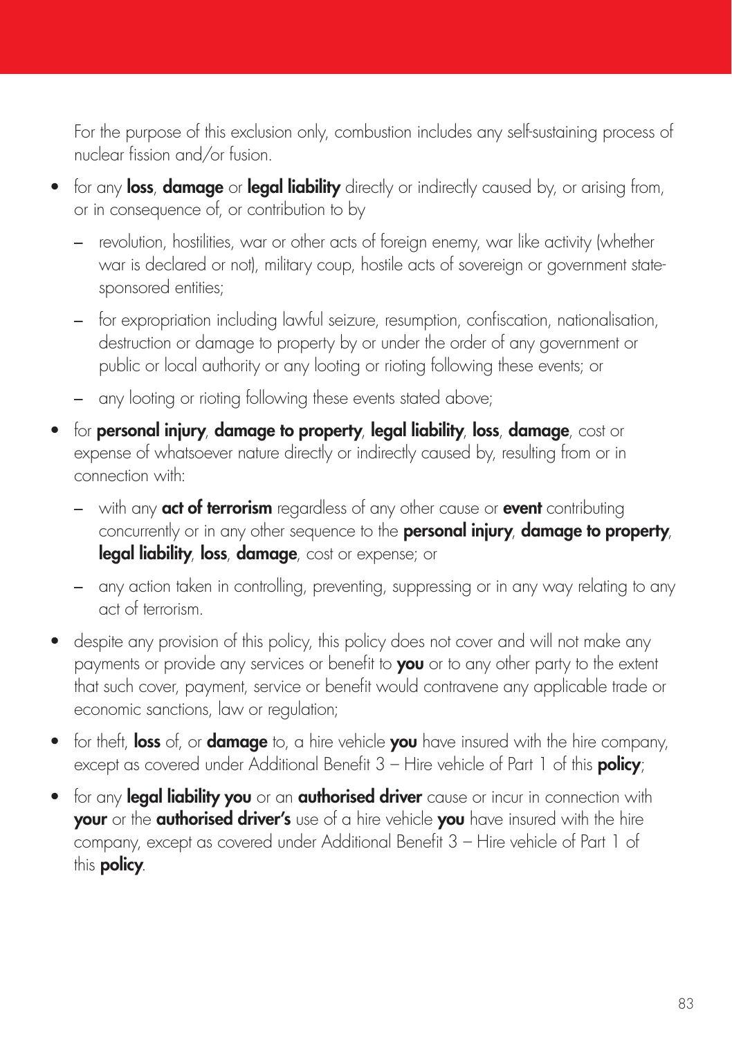For the purpose of this exclusion only, combustion includes any self-sustaining process of nuclear fission and/or fusion.

- for any **loss**, **damage** or **legal liability** directly or indirectly caused by, or arising from, or in consequence of, or contribution to by
  - revolution, hostilities, war or other acts of foreign enemy, war like activity (whether war is declared or not), military coup, hostile acts of sovereign or government state-sponsored entities;
  - for expropriation including lawful seizure, resumption, confiscation, nationalisation, destruction or damage to property by or under the order of any government or public or local authority or any looting or rioting following these events; or
  - any looting or rioting following these events stated above;
- for **personal injury**, **damage to property**, **legal liability**, **loss**, **damage**, cost or expense of whatsoever nature directly or indirectly caused by, resulting from or in connection with:
  - with any **act of terrorism** regardless of any other cause or **event** contributing concurrently or in any other sequence to the **personal injury**, **damage to property**, **legal liability**, **loss**, **damage**, cost or expense; or
  - any action taken in controlling, preventing, suppressing or in any way relating to any act of terrorism.
- despite any provision of this policy, this policy does not cover and will not make any payments or provide any services or benefit to **you** or to any other party to the extent that such cover, payment, service or benefit would contravene any applicable trade or economic sanctions, law or regulation;
- for theft, **loss** of, or **damage** to, a hire vehicle **you** have insured with the hire company, except as covered under Additional Benefit 3 – Hire vehicle of Part 1 of this **policy**;
- for any **legal liability you** or an **authorised driver** cause or incur in connection with **your** or the **authorised driver's** use of a hire vehicle **you** have insured with the hire company, except as covered under Additional Benefit 3 – Hire vehicle of Part 1 of this **policy**.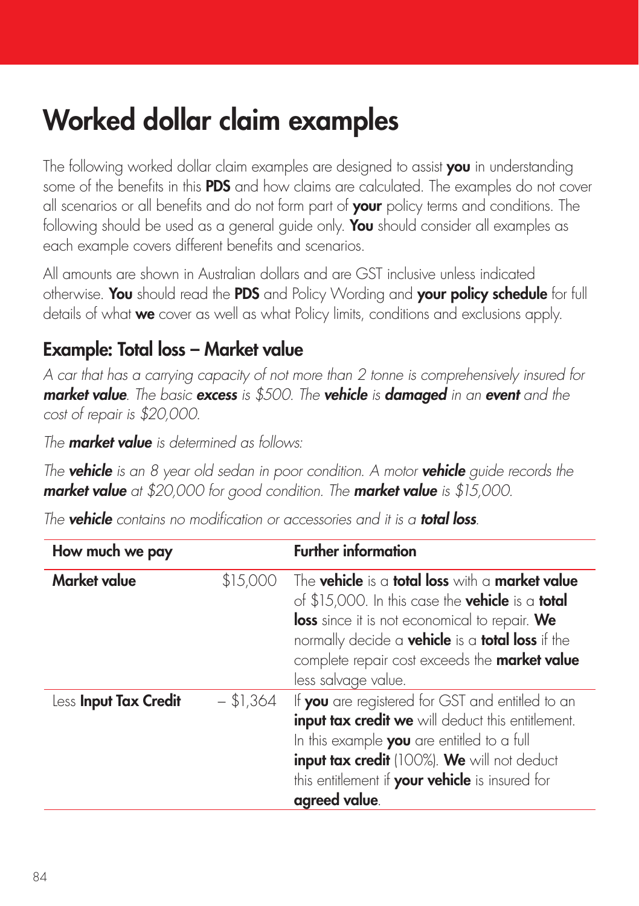# Worked dollar claim examples

The following worked dollar claim examples are designed to assist **you** in understanding some of the benefits in this **PDS** and how claims are calculated. The examples do not cover all scenarios or all benefits and do not form part of **your** policy terms and conditions. The following should be used as a general guide only. **You** should consider all examples as each example covers different benefits and scenarios.

All amounts are shown in Australian dollars and are GST inclusive unless indicated otherwise. **You** should read the **PDS** and Policy Wording and **your policy schedule** for full details of what **we** cover as well as what Policy limits, conditions and exclusions apply.

## Example: Total loss – Market value

*A car that has a carrying capacity of not more than 2 tonne is comprehensively insured for **market value**. The basic **excess** is $500. The **vehicle** is **damaged** in an **event** and the cost of repair is $20,000.*

*The **market value** is determined as follows:*

*The **vehicle** is an 8 year old sedan in poor condition. A motor **vehicle** guide records the **market value** at $20,000 for good condition. The **market value** is $15,000.*

*The **vehicle** contains no modification or accessories and it is a **total loss**.*

| How much we pay | | Further information |
|---|---|---|
| **Market value** | $15,000 | The **vehicle** is a **total loss** with a **market value** of $15,000. In this case the **vehicle** is a **total loss** since it is not economical to repair. **We** normally decide a **vehicle** is a **total loss** if the complete repair cost exceeds the **market value** less salvage value. |
| Less **Input Tax Credit** | – $1,364 | If **you** are registered for GST and entitled to an **input tax credit we** will deduct this entitlement. In this example **you** are entitled to a full **input tax credit** (100%). **We** will not deduct this entitlement if **your vehicle** is insured for **agreed value**. |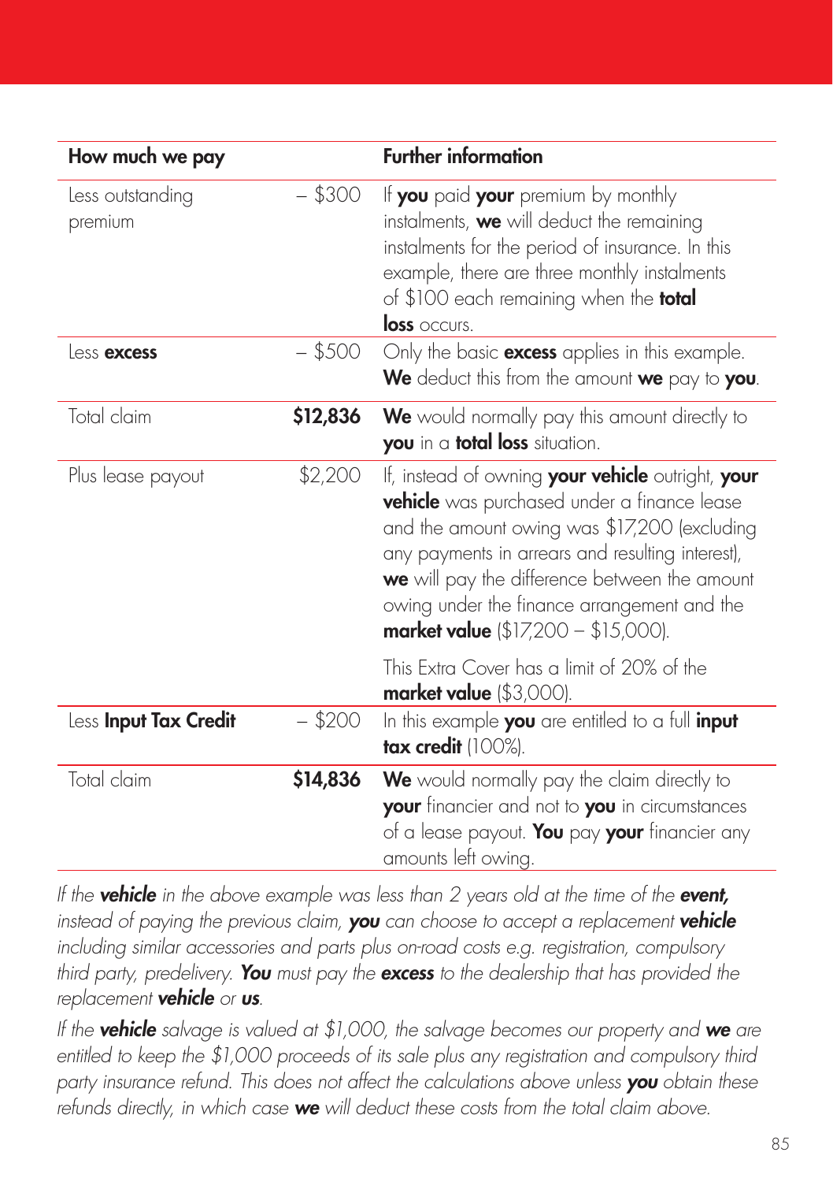| How much we pay | | Further information |
|---|---|---|
| Less outstanding premium | – $300 | If **you** paid **your** premium by monthly instalments, **we** will deduct the remaining instalments for the period of insurance. In this example, there are three monthly instalments of $100 each remaining when the **total loss** occurs. |
| Less **excess** | – $500 | Only the basic **excess** applies in this example. **We** deduct this from the amount **we** pay to **you**. |
| Total claim | **$12,836** | **We** would normally pay this amount directly to **you** in a **total loss** situation. |
| Plus lease payout | $2,200 | If, instead of owning **your vehicle** outright, **your vehicle** was purchased under a finance lease and the amount owing was $17,200 (excluding any payments in arrears and resulting interest), **we** will pay the difference between the amount owing under the finance arrangement and the **market value** ($17,200 – $15,000). This Extra Cover has a limit of 20% of the **market value** ($3,000). |
| Less **Input Tax Credit** | – $200 | In this example **you** are entitled to a full **input tax credit** (100%). |
| Total claim | **$14,836** | **We** would normally pay the claim directly to **your** financier and not to **you** in circumstances of a lease payout. **You** pay **your** financier any amounts left owing. |

*If the **vehicle** in the above example was less than 2 years old at the time of the **event,** instead of paying the previous claim, **you** can choose to accept a replacement **vehicle** including similar accessories and parts plus on-road costs e.g. registration, compulsory third party, predelivery. **You** must pay the **excess** to the dealership that has provided the replacement **vehicle** or **us**.*

*If the **vehicle** salvage is valued at $1,000, the salvage becomes our property and **we** are entitled to keep the $1,000 proceeds of its sale plus any registration and compulsory third party insurance refund. This does not affect the calculations above unless **you** obtain these refunds directly, in which case **we** will deduct these costs from the total claim above.*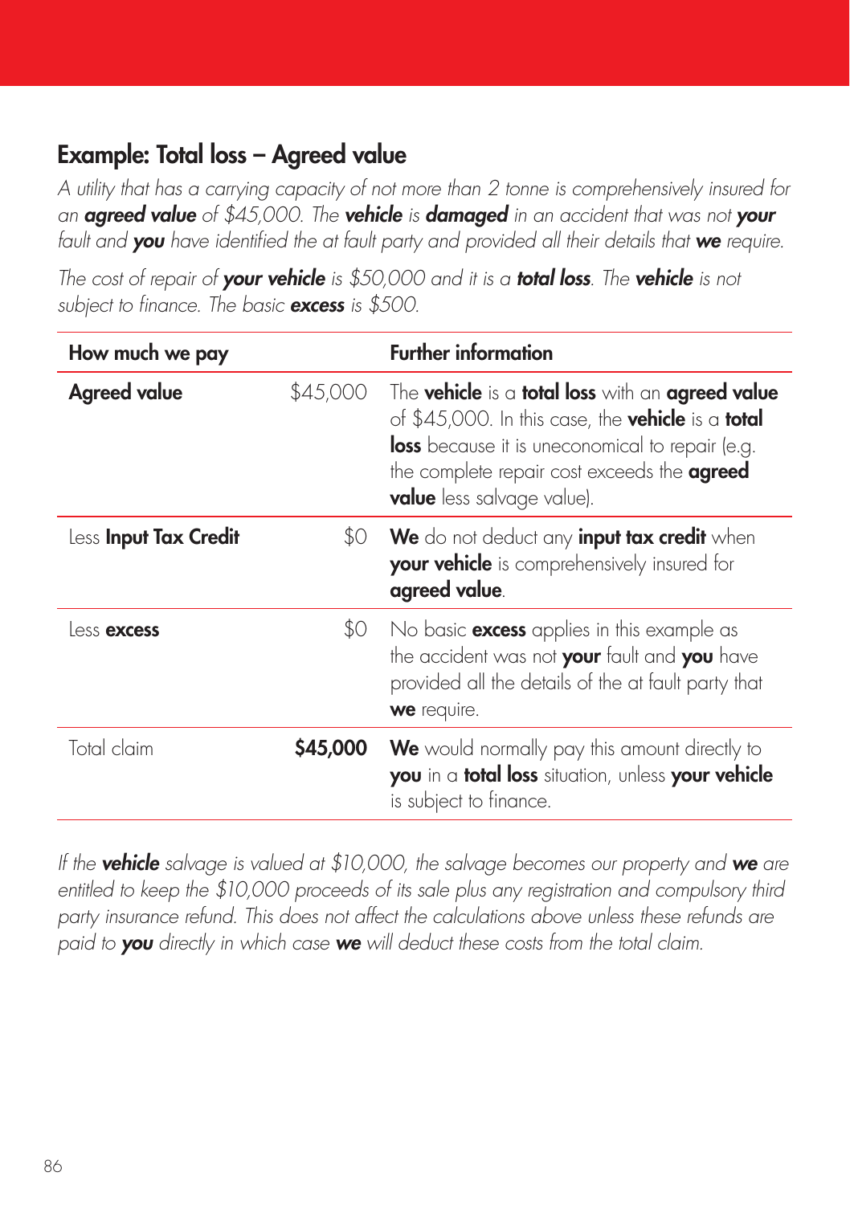## Example: Total loss – Agreed value

*A utility that has a carrying capacity of not more than 2 tonne is comprehensively insured for an **agreed value** of $45,000. The **vehicle** is **damaged** in an accident that was not **your** fault and **you** have identified the at fault party and provided all their details that **we** require.*

*The cost of repair of **your vehicle** is $50,000 and it is a **total loss**. The **vehicle** is not subject to finance. The basic **excess** is $500.*

| How much we pay | | Further information |
|---|---|---|
| **Agreed value** | $45,000 | The **vehicle** is a **total loss** with an **agreed value** of $45,000. In this case, the **vehicle** is a **total loss** because it is uneconomical to repair (e.g. the complete repair cost exceeds the **agreed value** less salvage value). |
| Less **Input Tax Credit** | $0 | **We** do not deduct any **input tax credit** when **your vehicle** is comprehensively insured for **agreed value**. |
| Less **excess** | $0 | No basic **excess** applies in this example as the accident was not **your** fault and **you** have provided all the details of the at fault party that **we** require. |
| Total claim | **$45,000** | **We** would normally pay this amount directly to **you** in a **total loss** situation, unless **your vehicle** is subject to finance. |

*If the **vehicle** salvage is valued at $10,000, the salvage becomes our property and **we** are entitled to keep the $10,000 proceeds of its sale plus any registration and compulsory third party insurance refund. This does not affect the calculations above unless these refunds are paid to **you** directly in which case **we** will deduct these costs from the total claim.*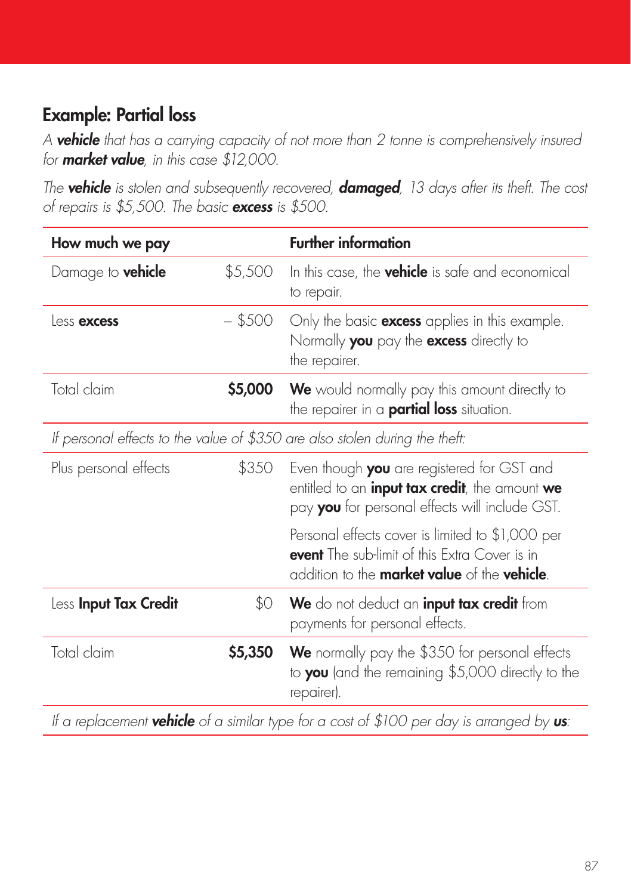## Example: Partial loss

*A **vehicle** that has a carrying capacity of not more than 2 tonne is comprehensively insured for **market value**, in this case $12,000.*

*The **vehicle** is stolen and subsequently recovered, **damaged**, 13 days after its theft. The cost of repairs is $5,500. The basic **excess** is $500.*

| How much we pay | | Further information |
|---|---|---|
| Damage to **vehicle** | $5,500 | In this case, the **vehicle** is safe and economical to repair. |
| Less **excess** | – $500 | Only the basic **excess** applies in this example. Normally **you** pay the **excess** directly to the repairer. |
| Total claim | **$5,000** | **We** would normally pay this amount directly to the repairer in a **partial loss** situation. |
| *If personal effects to the value of $350 are also stolen during the theft:* | | |
| Plus personal effects | $350 | Even though **you** are registered for GST and entitled to an **input tax credit**, the amount **we** pay **you** for personal effects will include GST.<br><br>Personal effects cover is limited to $1,000 per **event** The sub-limit of this Extra Cover is in addition to the **market value** of the **vehicle**. |
| Less **Input Tax Credit** | $0 | **We** do not deduct an **input tax credit** from payments for personal effects. |
| Total claim | **$5,350** | **We** normally pay the $350 for personal effects to **you** (and the remaining $5,000 directly to the repairer). |
| *If a replacement **vehicle** of a similar type for a cost of $100 per day is arranged by **us**:* | | |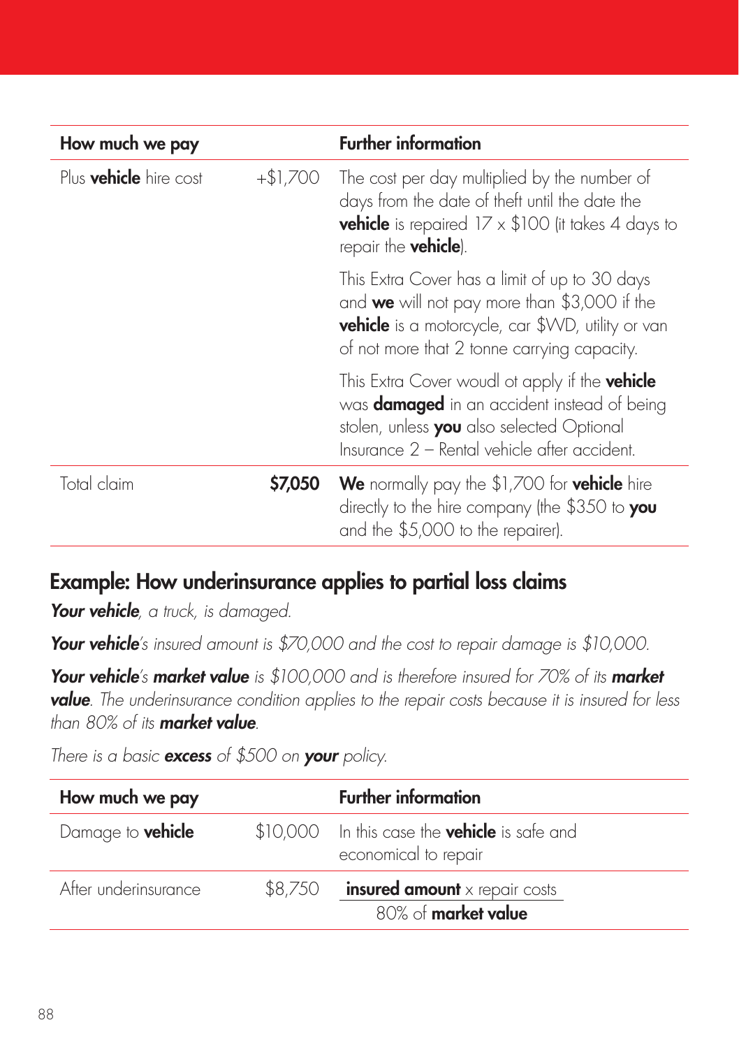| How much we pay | | Further information |
|---|---|---|
| Plus **vehicle** hire cost | +$1,700 | The cost per day multiplied by the number of days from the date of theft until the date the **vehicle** is repaired 17 x $100 (it takes 4 days to repair the **vehicle**).<br><br>This Extra Cover has a limit of up to 30 days and **we** will not pay more than $3,000 if the **vehicle** is a motorcycle, car $WD, utility or van of not more that 2 tonne carrying capacity.<br><br>This Extra Cover woudl ot apply if the **vehicle** was **damaged** in an accident instead of being stolen, unless **you** also selected Optional Insurance 2 – Rental vehicle after accident. |
| Total claim | **$7,050** | **We** normally pay the $1,700 for **vehicle** hire directly to the hire company (the $350 to **you** and the $5,000 to the repairer). |

## Example: How underinsurance applies to partial loss claims

***Your vehicle**, a truck, is damaged.*

***Your vehicle**'s insured amount is $70,000 and the cost to repair damage is $10,000.*

***Your vehicle**'s **market value** is $100,000 and is therefore insured for 70% of its **market value**. The underinsurance condition applies to the repair costs because it is insured for less than 80% of its **market value**.*

*There is a basic **excess** of $500 on **your** policy.*

| How much we pay | | Further information |
|---|---|---|
| Damage to **vehicle** | $10,000 | In this case the **vehicle** is safe and economical to repair |
| After underinsurance | $8,750 | $\frac{\textbf{insured amount} \times \text{repair costs}}{80\% \text{ of } \textbf{market value}}$ |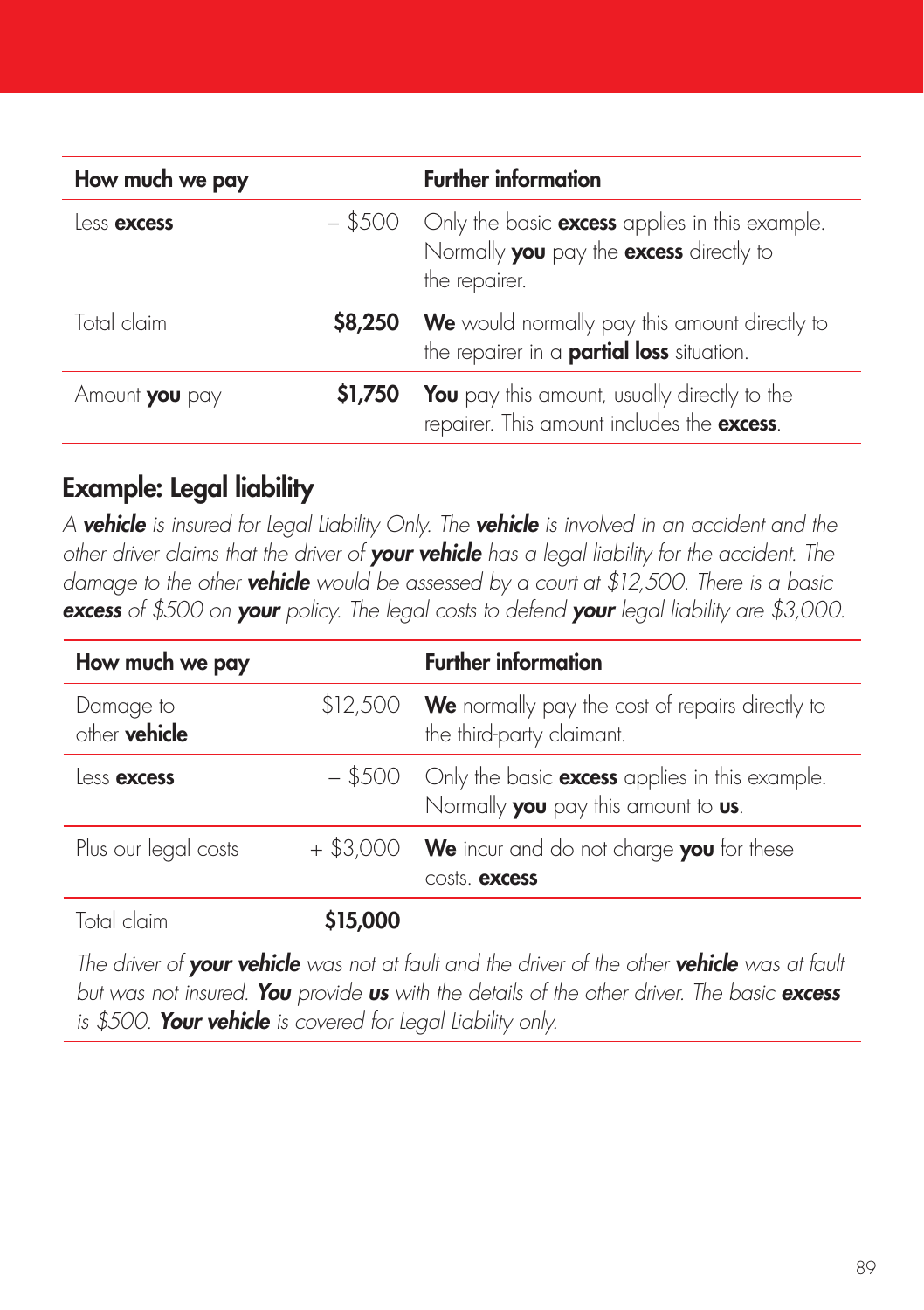| How much we pay | | Further information |
|---|---|---|
| Less **excess** | – $500 | Only the basic **excess** applies in this example. Normally **you** pay the **excess** directly to the repairer. |
| Total claim | **$8,250** | **We** would normally pay this amount directly to the repairer in a **partial loss** situation. |
| Amount **you** pay | **$1,750** | **You** pay this amount, usually directly to the repairer. This amount includes the **excess**. |

## Example: Legal liability

*A **vehicle** is insured for Legal Liability Only. The **vehicle** is involved in an accident and the other driver claims that the driver of **your vehicle** has a legal liability for the accident. The damage to the other **vehicle** would be assessed by a court at $12,500. There is a basic **excess** of $500 on **your** policy. The legal costs to defend **your** legal liability are $3,000.*

| How much we pay | | Further information |
|---|---|---|
| Damage to other **vehicle** | $12,500 | **We** normally pay the cost of repairs directly to the third-party claimant. |
| Less **excess** | – $500 | Only the basic **excess** applies in this example. Normally **you** pay this amount to **us**. |
| Plus our legal costs | + $3,000 | **We** incur and do not charge **you** for these costs. **excess** |
| Total claim | **$15,000** | |

*The driver of **your vehicle** was not at fault and the driver of the other **vehicle** was at fault but was not insured. **You** provide **us** with the details of the other driver. The basic **excess** is $500. **Your vehicle** is covered for Legal Liability only.*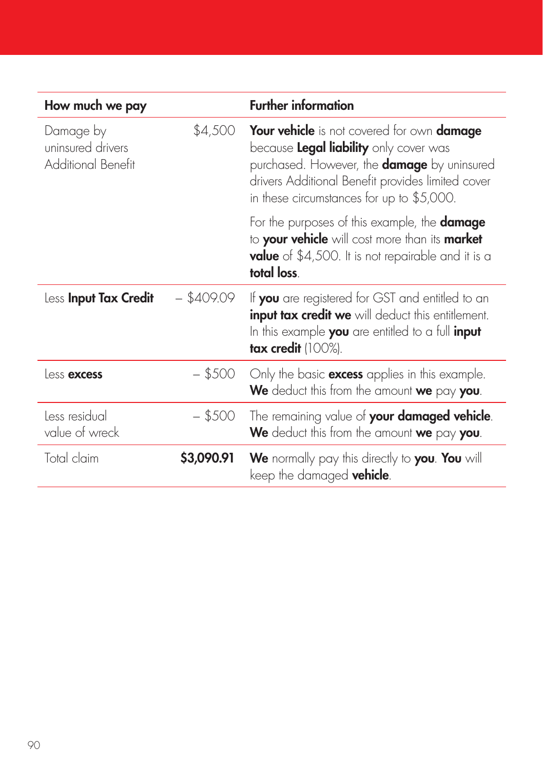| How much we pay | | Further information |
|---|---|---|
| Damage by uninsured drivers Additional Benefit | $4,500 | **Your vehicle** is not covered for own **damage** because **Legal liability** only cover was purchased. However, the **damage** by uninsured drivers Additional Benefit provides limited cover in these circumstances for up to $5,000.<br><br>For the purposes of this example, the **damage** to **your vehicle** will cost more than its **market value** of $4,500. It is not repairable and it is a **total loss**. |
| Less **Input Tax Credit** | – $409.09 | If **you** are registered for GST and entitled to an **input tax credit we** will deduct this entitlement. In this example **you** are entitled to a full **input tax credit** (100%). |
| Less **excess** | – $500 | Only the basic **excess** applies in this example. **We** deduct this from the amount **we** pay **you**. |
| Less residual value of wreck | – $500 | The remaining value of **your damaged vehicle**. **We** deduct this from the amount **we** pay **you**. |
| Total claim | **$3,090.91** | **We** normally pay this directly to **you**. **You** will keep the damaged **vehicle**. |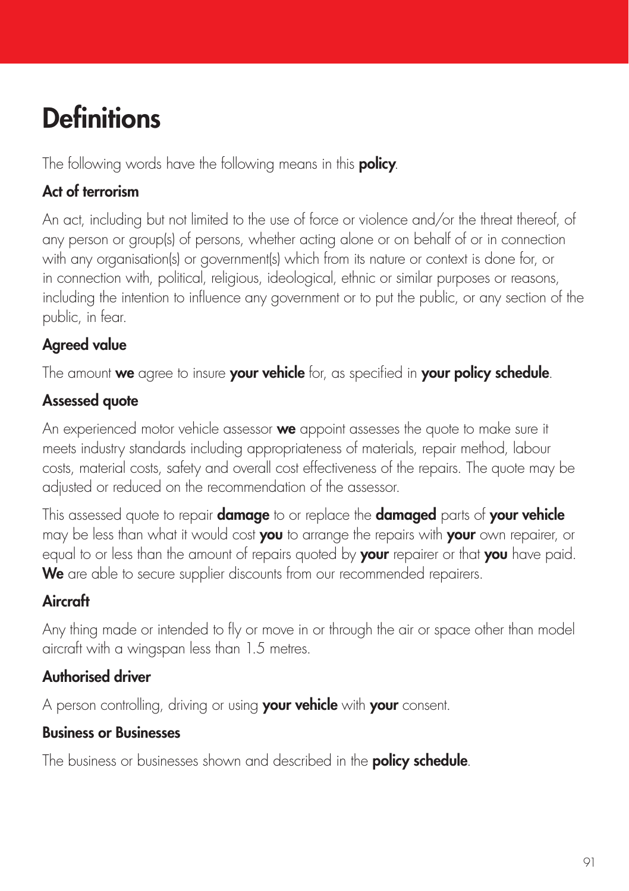# Definitions

The following words have the following means in this **policy**.

### Act of terrorism

An act, including but not limited to the use of force or violence and/or the threat thereof, of any person or group(s) of persons, whether acting alone or on behalf of or in connection with any organisation(s) or government(s) which from its nature or context is done for, or in connection with, political, religious, ideological, ethnic or similar purposes or reasons, including the intention to influence any government or to put the public, or any section of the public, in fear.

### Agreed value

The amount **we** agree to insure **your vehicle** for, as specified in **your policy schedule**.

### Assessed quote

An experienced motor vehicle assessor **we** appoint assesses the quote to make sure it meets industry standards including appropriateness of materials, repair method, labour costs, material costs, safety and overall cost effectiveness of the repairs. The quote may be adjusted or reduced on the recommendation of the assessor.

This assessed quote to repair **damage** to or replace the **damaged** parts of **your vehicle** may be less than what it would cost **you** to arrange the repairs with **your** own repairer, or equal to or less than the amount of repairs quoted by **your** repairer or that **you** have paid. **We** are able to secure supplier discounts from our recommended repairers.

### Aircraft

Any thing made or intended to fly or move in or through the air or space other than model aircraft with a wingspan less than 1.5 metres.

### Authorised driver

A person controlling, driving or using **your vehicle** with **your** consent.

### Business or Businesses

The business or businesses shown and described in the **policy schedule**.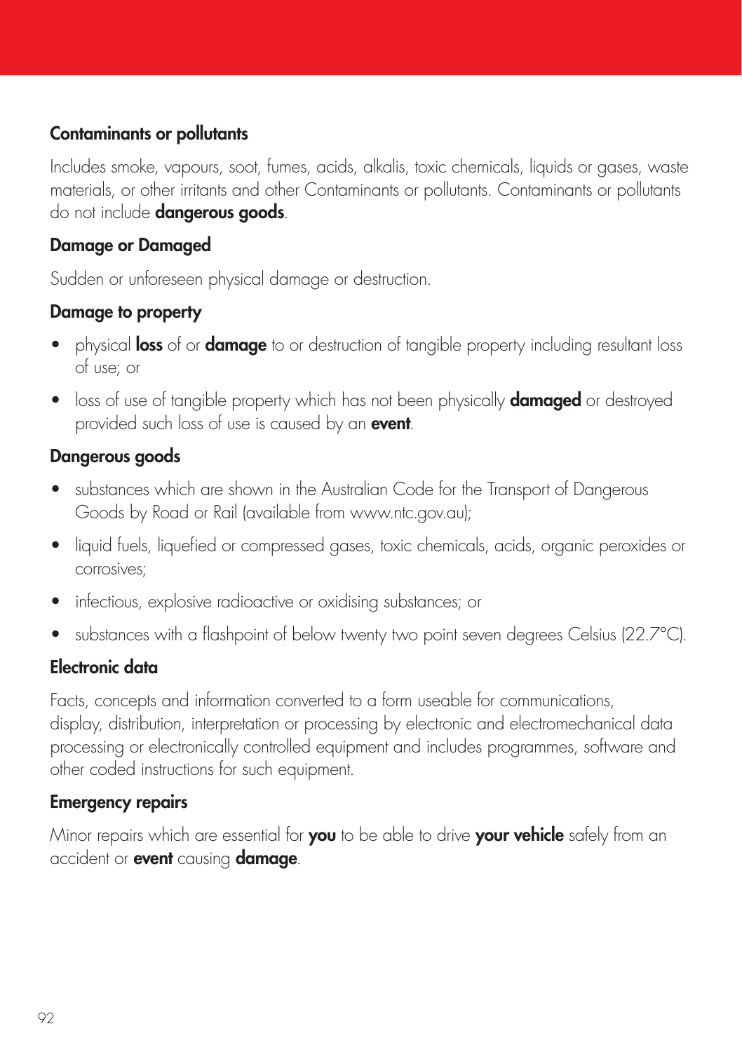### Contaminants or pollutants

Includes smoke, vapours, soot, fumes, acids, alkalis, toxic chemicals, liquids or gases, waste materials, or other irritants and other Contaminants or pollutants. Contaminants or pollutants do not include **dangerous goods**.

### Damage or Damaged

Sudden or unforeseen physical damage or destruction.

### Damage to property

- physical **loss** of or **damage** to or destruction of tangible property including resultant loss of use; or
- loss of use of tangible property which has not been physically **damaged** or destroyed provided such loss of use is caused by an **event**.

### Dangerous goods

- substances which are shown in the Australian Code for the Transport of Dangerous Goods by Road or Rail (available from www.ntc.gov.au);
- liquid fuels, liquefied or compressed gases, toxic chemicals, acids, organic peroxides or corrosives;
- infectious, explosive radioactive or oxidising substances; or
- substances with a flashpoint of below twenty two point seven degrees Celsius (22.7°C).

### Electronic data

Facts, concepts and information converted to a form useable for communications, display, distribution, interpretation or processing by electronic and electromechanical data processing or electronically controlled equipment and includes programmes, software and other coded instructions for such equipment.

### Emergency repairs

Minor repairs which are essential for **you** to be able to drive **your vehicle** safely from an accident or **event** causing **damage**.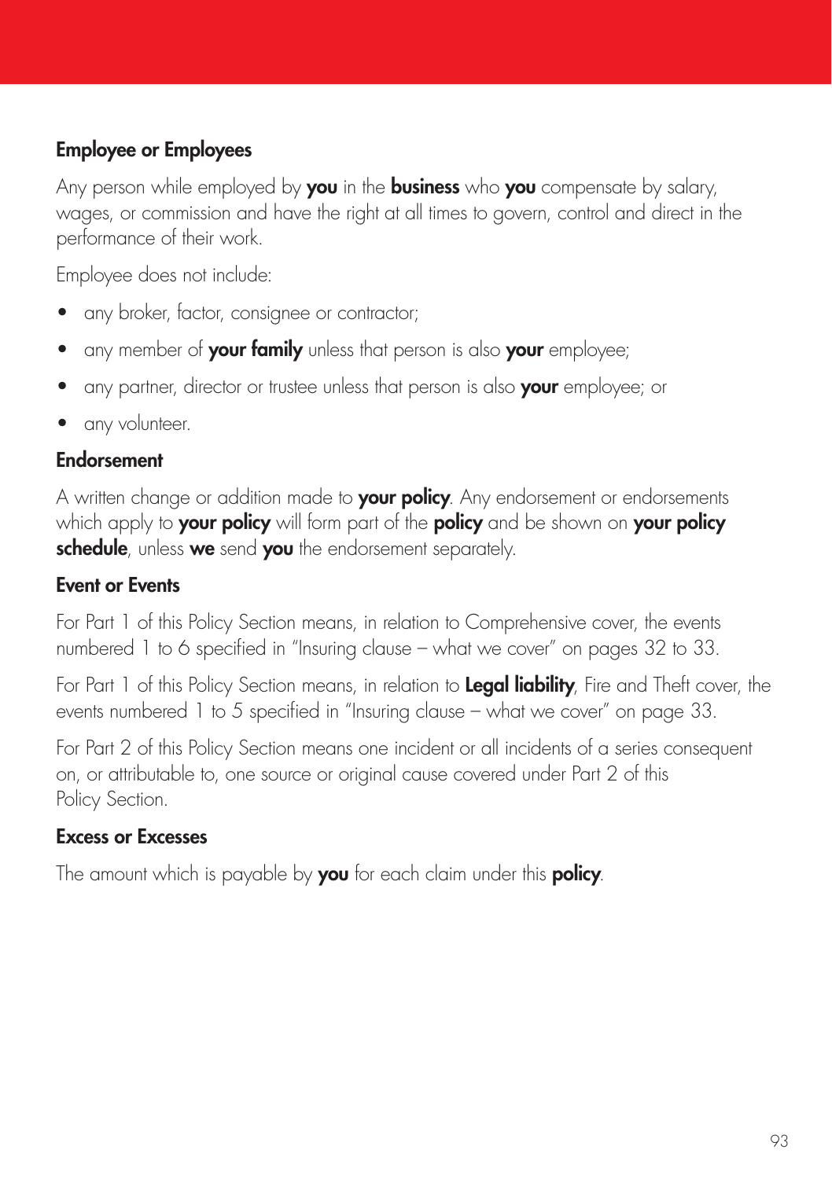### Employee or Employees

Any person while employed by **you** in the **business** who **you** compensate by salary, wages, or commission and have the right at all times to govern, control and direct in the performance of their work.

Employee does not include:

- any broker, factor, consignee or contractor;
- any member of **your family** unless that person is also **your** employee;
- any partner, director or trustee unless that person is also **your** employee; or
- any volunteer.

### Endorsement

A written change or addition made to **your policy**. Any endorsement or endorsements which apply to **your policy** will form part of the **policy** and be shown on **your policy schedule**, unless **we** send **you** the endorsement separately.

### Event or Events

For Part 1 of this Policy Section means, in relation to Comprehensive cover, the events numbered 1 to 6 specified in "Insuring clause – what we cover" on pages 32 to 33.

For Part 1 of this Policy Section means, in relation to **Legal liability**, Fire and Theft cover, the events numbered 1 to 5 specified in "Insuring clause – what we cover" on page 33.

For Part 2 of this Policy Section means one incident or all incidents of a series consequent on, or attributable to, one source or original cause covered under Part 2 of this Policy Section.

### Excess or Excesses

The amount which is payable by **you** for each claim under this **policy**.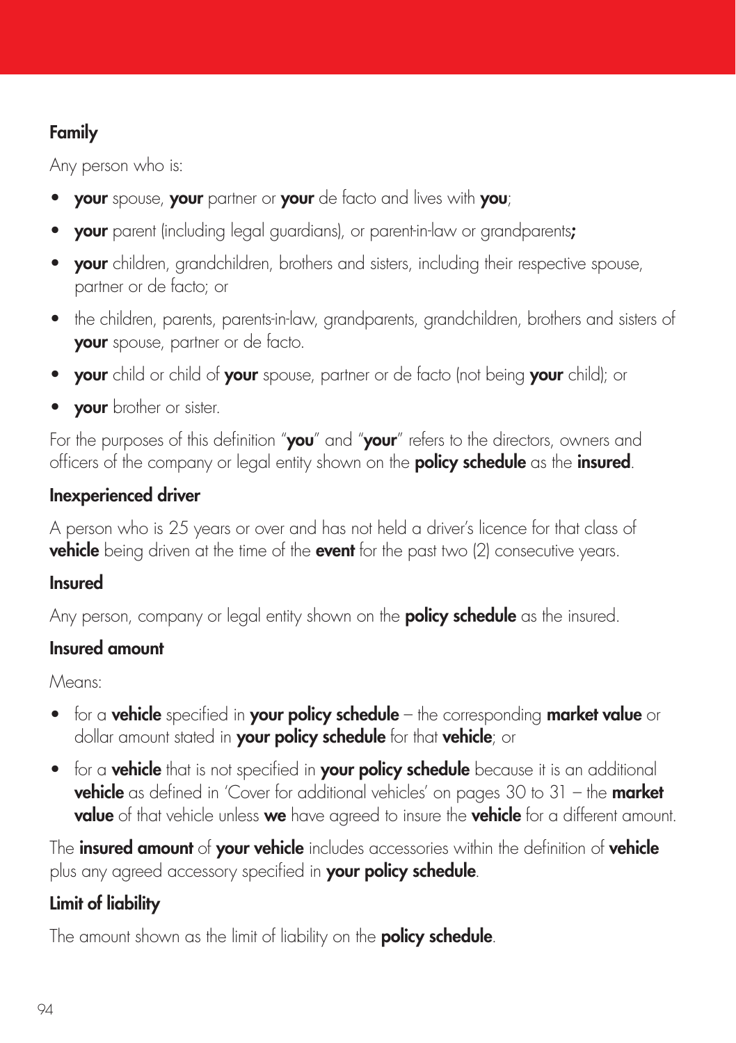### Family

Any person who is:

- **your** spouse, **your** partner or **your** de facto and lives with **you**;
- **your** parent (including legal guardians), or parent-in-law or grandparents**;**
- **your** children, grandchildren, brothers and sisters, including their respective spouse, partner or de facto; or
- the children, parents, parents-in-law, grandparents, grandchildren, brothers and sisters of **your** spouse, partner or de facto.
- **your** child or child of **your** spouse, partner or de facto (not being **your** child); or
- **your** brother or sister.

For the purposes of this definition "**you**" and "**your**" refers to the directors, owners and officers of the company or legal entity shown on the **policy schedule** as the **insured**.

### Inexperienced driver

A person who is 25 years or over and has not held a driver's licence for that class of **vehicle** being driven at the time of the **event** for the past two (2) consecutive years.

### Insured

Any person, company or legal entity shown on the **policy schedule** as the insured.

### Insured amount

Means:

- for a **vehicle** specified in **your policy schedule** – the corresponding **market value** or dollar amount stated in **your policy schedule** for that **vehicle**; or
- for a **vehicle** that is not specified in **your policy schedule** because it is an additional **vehicle** as defined in 'Cover for additional vehicles' on pages 30 to 31 – the **market value** of that vehicle unless **we** have agreed to insure the **vehicle** for a different amount.

The **insured amount** of **your vehicle** includes accessories within the definition of **vehicle** plus any agreed accessory specified in **your policy schedule**.

### Limit of liability

The amount shown as the limit of liability on the **policy schedule**.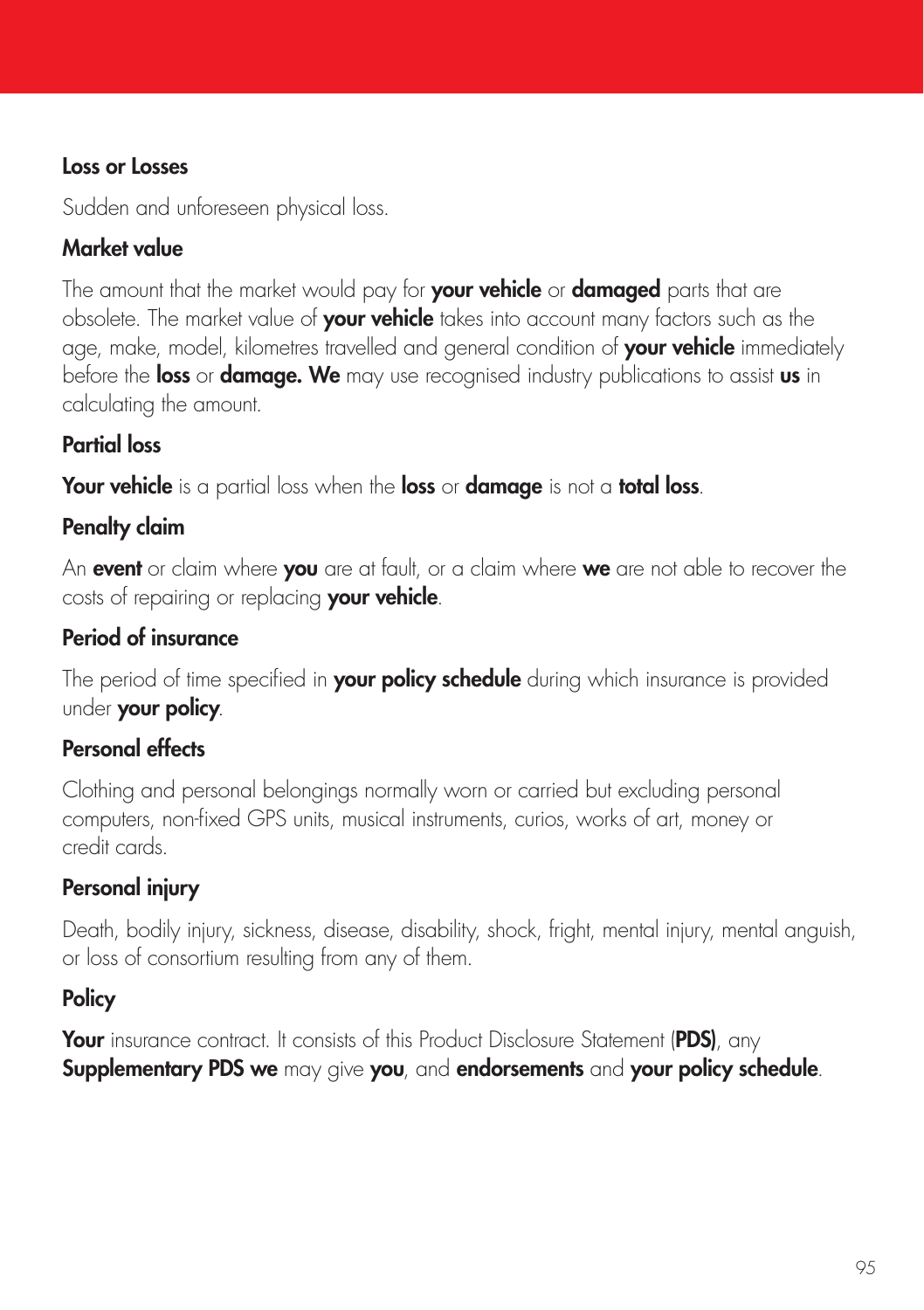### Loss or Losses

Sudden and unforeseen physical loss.

### Market value

The amount that the market would pay for **your vehicle** or **damaged** parts that are obsolete. The market value of **your vehicle** takes into account many factors such as the age, make, model, kilometres travelled and general condition of **your vehicle** immediately before the **loss** or **damage. We** may use recognised industry publications to assist **us** in calculating the amount.

### Partial loss

**Your vehicle** is a partial loss when the **loss** or **damage** is not a **total loss**.

### Penalty claim

An **event** or claim where **you** are at fault, or a claim where **we** are not able to recover the costs of repairing or replacing **your vehicle**.

### Period of insurance

The period of time specified in **your policy schedule** during which insurance is provided under **your policy**.

### Personal effects

Clothing and personal belongings normally worn or carried but excluding personal computers, non-fixed GPS units, musical instruments, curios, works of art, money or credit cards.

### Personal injury

Death, bodily injury, sickness, disease, disability, shock, fright, mental injury, mental anguish, or loss of consortium resulting from any of them.

### Policy

**Your** insurance contract. It consists of this Product Disclosure Statement (**PDS)**, any **Supplementary PDS we** may give **you**, and **endorsements** and **your policy schedule**.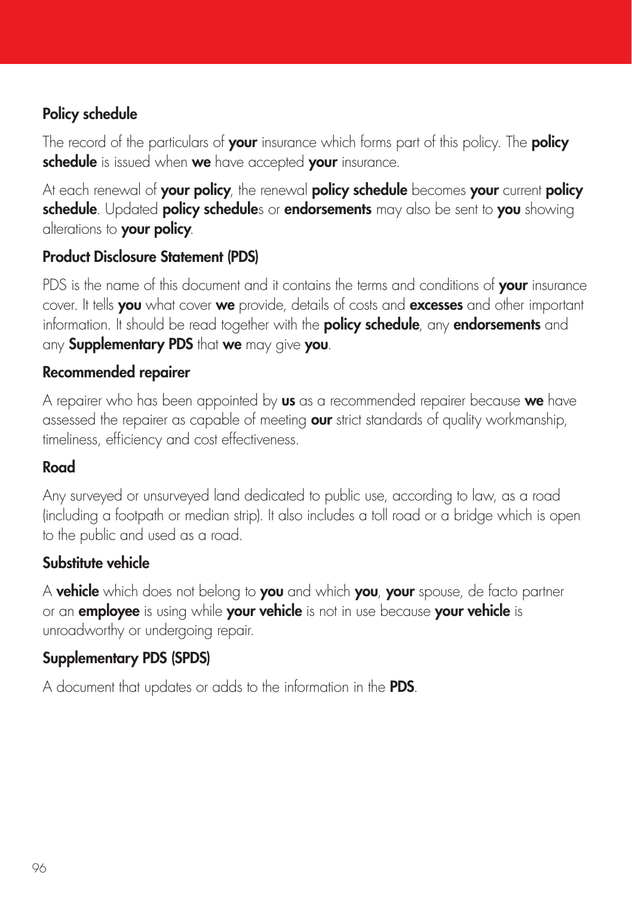### Policy schedule

The record of the particulars of **your** insurance which forms part of this policy. The **policy schedule** is issued when **we** have accepted **your** insurance.

At each renewal of **your policy**, the renewal **policy schedule** becomes **your** current **policy schedule**. Updated **policy schedule**s or **endorsements** may also be sent to **you** showing alterations to **your policy**.

### Product Disclosure Statement (PDS)

PDS is the name of this document and it contains the terms and conditions of **your** insurance cover. It tells **you** what cover **we** provide, details of costs and **excesses** and other important information. It should be read together with the **policy schedule**, any **endorsements** and any **Supplementary PDS** that **we** may give **you**.

### Recommended repairer

A repairer who has been appointed by **us** as a recommended repairer because **we** have assessed the repairer as capable of meeting **our** strict standards of quality workmanship, timeliness, efficiency and cost effectiveness.

### Road

Any surveyed or unsurveyed land dedicated to public use, according to law, as a road (including a footpath or median strip). It also includes a toll road or a bridge which is open to the public and used as a road.

### Substitute vehicle

A **vehicle** which does not belong to **you** and which **you**, **your** spouse, de facto partner or an **employee** is using while **your vehicle** is not in use because **your vehicle** is unroadworthy or undergoing repair.

### Supplementary PDS (SPDS)

A document that updates or adds to the information in the **PDS**.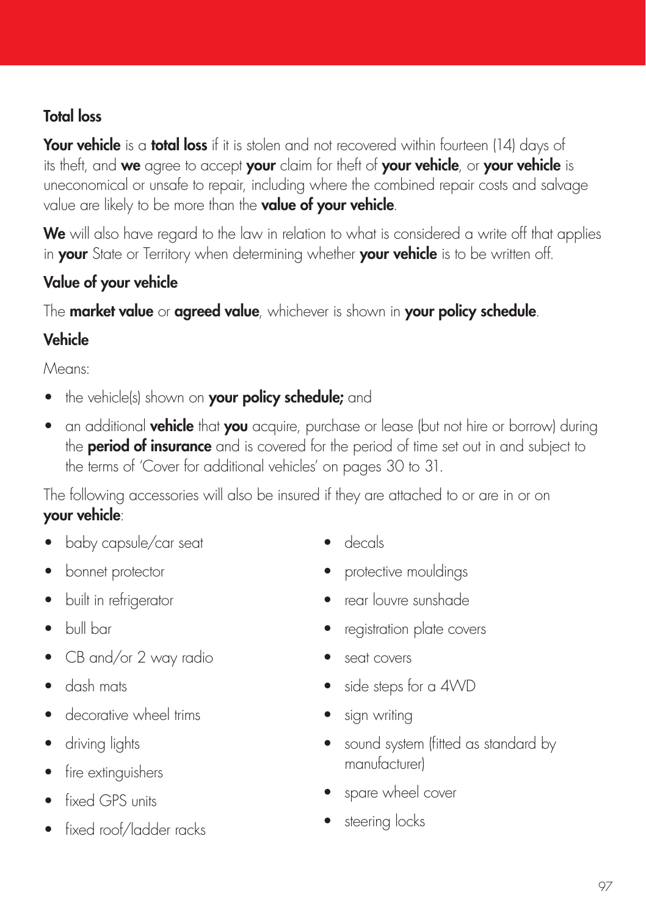### Total loss

**Your vehicle** is a **total loss** if it is stolen and not recovered within fourteen (14) days of its theft, and **we** agree to accept **your** claim for theft of **your vehicle**, or **your vehicle** is uneconomical or unsafe to repair, including where the combined repair costs and salvage value are likely to be more than the **value of your vehicle**.

**We** will also have regard to the law in relation to what is considered a write off that applies in **your** State or Territory when determining whether **your vehicle** is to be written off.

### Value of your vehicle

The **market value** or **agreed value**, whichever is shown in **your policy schedule**.

### Vehicle

Means:

- the vehicle(s) shown on **your policy schedule;** and
- an additional **vehicle** that **you** acquire, purchase or lease (but not hire or borrow) during the **period of insurance** and is covered for the period of time set out in and subject to the terms of 'Cover for additional vehicles' on pages 30 to 31.

The following accessories will also be insured if they are attached to or are in or on **your vehicle**:

- baby capsule/car seat
- bonnet protector
- built in refrigerator
- bull bar
- CB and/or 2 way radio
- dash mats
- decorative wheel trims
- driving lights
- fire extinguishers
- fixed GPS units
- fixed roof/ladder racks
- decals
- protective mouldings
- rear louvre sunshade
- registration plate covers
- seat covers
- side steps for a 4WD
- sign writing
- sound system (fitted as standard by manufacturer)
- spare wheel cover
- steering locks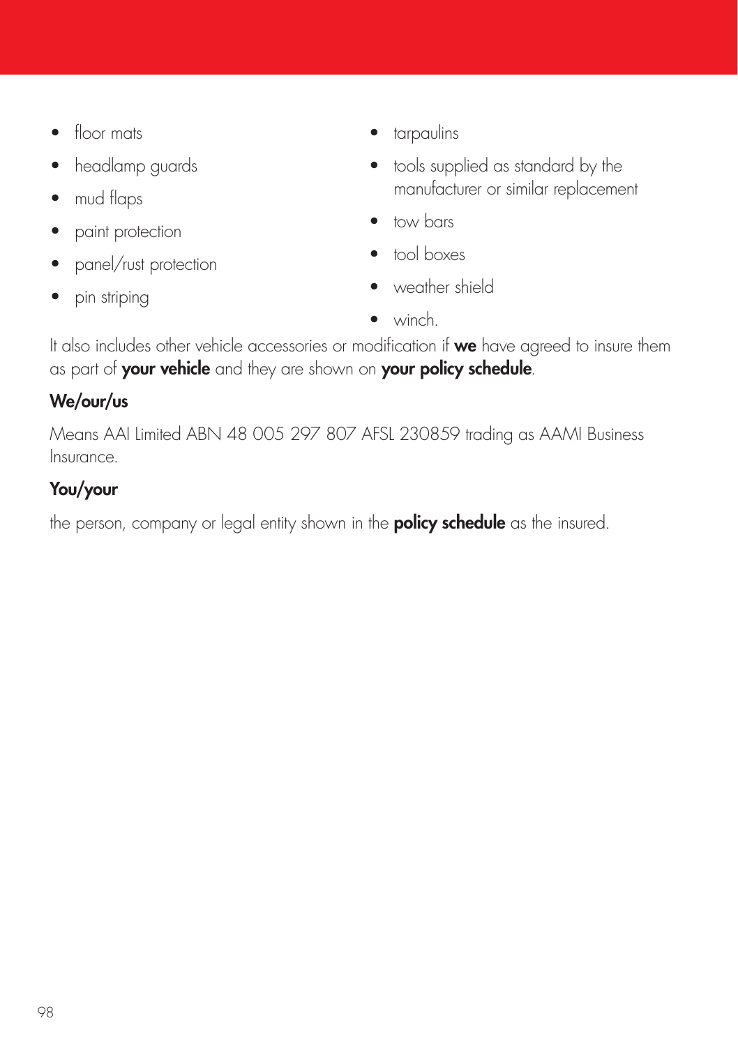- floor mats
- headlamp guards
- mud flaps
- paint protection
- panel/rust protection
- pin striping
- tarpaulins
- tools supplied as standard by the manufacturer or similar replacement
- tow bars
- tool boxes
- weather shield
- winch.

It also includes other vehicle accessories or modification if **we** have agreed to insure them as part of **your vehicle** and they are shown on **your policy schedule**.

### We/our/us

Means AAI Limited ABN 48 005 297 807 AFSL 230859 trading as AAMI Business Insurance.

### You/your

the person, company or legal entity shown in the **policy schedule** as the insured.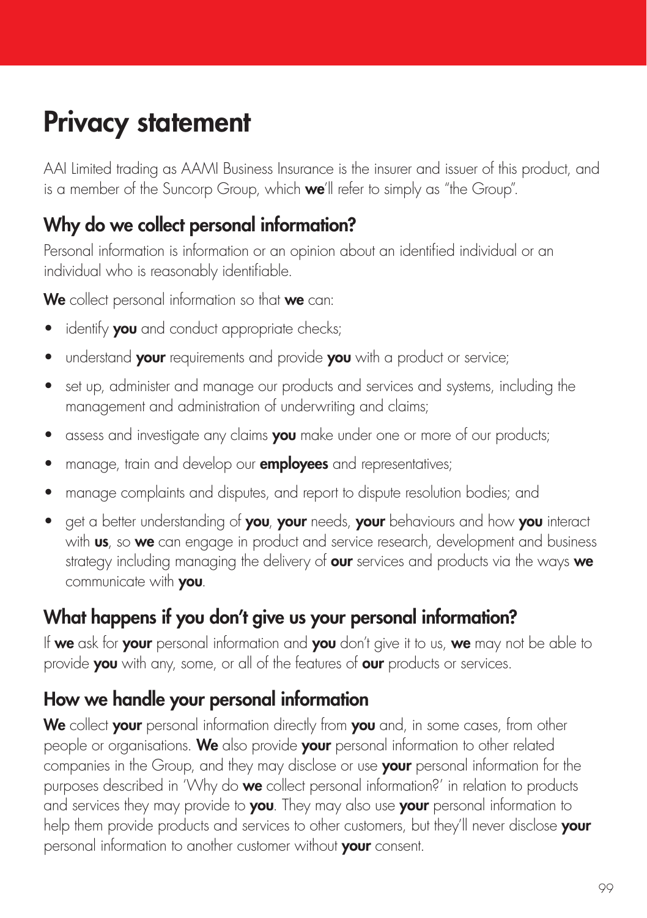# Privacy statement

AAI Limited trading as AAMI Business Insurance is the insurer and issuer of this product, and is a member of the Suncorp Group, which **we**'ll refer to simply as "the Group".

## Why do we collect personal information?

Personal information is information or an opinion about an identified individual or an individual who is reasonably identifiable.

**We** collect personal information so that **we** can:

- identify **you** and conduct appropriate checks;
- understand **your** requirements and provide **you** with a product or service;
- set up, administer and manage our products and services and systems, including the management and administration of underwriting and claims;
- assess and investigate any claims **you** make under one or more of our products;
- manage, train and develop our **employees** and representatives;
- manage complaints and disputes, and report to dispute resolution bodies; and
- get a better understanding of **you**, **your** needs, **your** behaviours and how **you** interact with **us**, so **we** can engage in product and service research, development and business strategy including managing the delivery of **our** services and products via the ways **we** communicate with **you**.

## What happens if you don't give us your personal information?

If **we** ask for **your** personal information and **you** don't give it to us, **we** may not be able to provide **you** with any, some, or all of the features of **our** products or services.

## How we handle your personal information

**We** collect **your** personal information directly from **you** and, in some cases, from other people or organisations. **We** also provide **your** personal information to other related companies in the Group, and they may disclose or use **your** personal information for the purposes described in 'Why do **we** collect personal information?' in relation to products and services they may provide to **you**. They may also use **your** personal information to help them provide products and services to other customers, but they'll never disclose **your** personal information to another customer without **your** consent.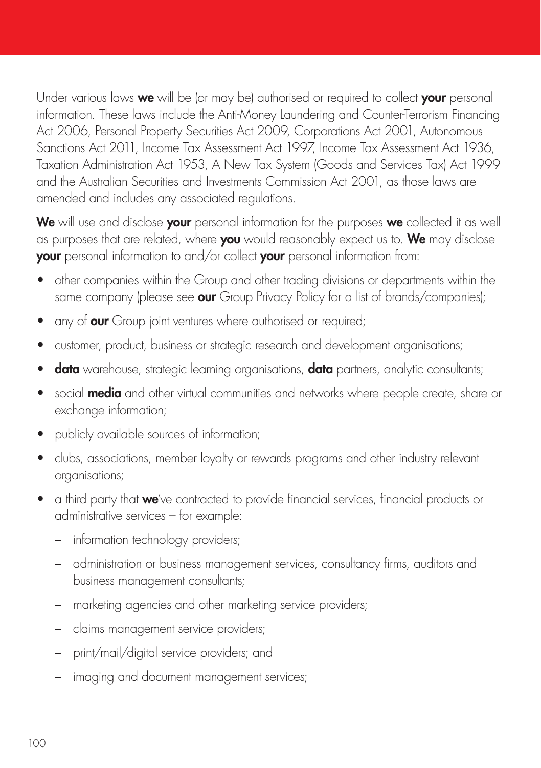Under various laws **we** will be (or may be) authorised or required to collect **your** personal information. These laws include the Anti-Money Laundering and Counter-Terrorism Financing Act 2006, Personal Property Securities Act 2009, Corporations Act 2001, Autonomous Sanctions Act 2011, Income Tax Assessment Act 1997, Income Tax Assessment Act 1936, Taxation Administration Act 1953, A New Tax System (Goods and Services Tax) Act 1999 and the Australian Securities and Investments Commission Act 2001, as those laws are amended and includes any associated regulations.

**We** will use and disclose **your** personal information for the purposes **we** collected it as well as purposes that are related, where **you** would reasonably expect us to. **We** may disclose **your** personal information to and/or collect **your** personal information from:

- other companies within the Group and other trading divisions or departments within the same company (please see **our** Group Privacy Policy for a list of brands/companies);
- any of **our** Group joint ventures where authorised or required;
- customer, product, business or strategic research and development organisations;
- **data** warehouse, strategic learning organisations, **data** partners, analytic consultants;
- social **media** and other virtual communities and networks where people create, share or exchange information;
- publicly available sources of information;
- clubs, associations, member loyalty or rewards programs and other industry relevant organisations;
- a third party that **we**'ve contracted to provide financial services, financial products or administrative services – for example:
  - information technology providers;
  - administration or business management services, consultancy firms, auditors and business management consultants;
  - marketing agencies and other marketing service providers;
  - claims management service providers;
  - print/mail/digital service providers; and
  - imaging and document management services;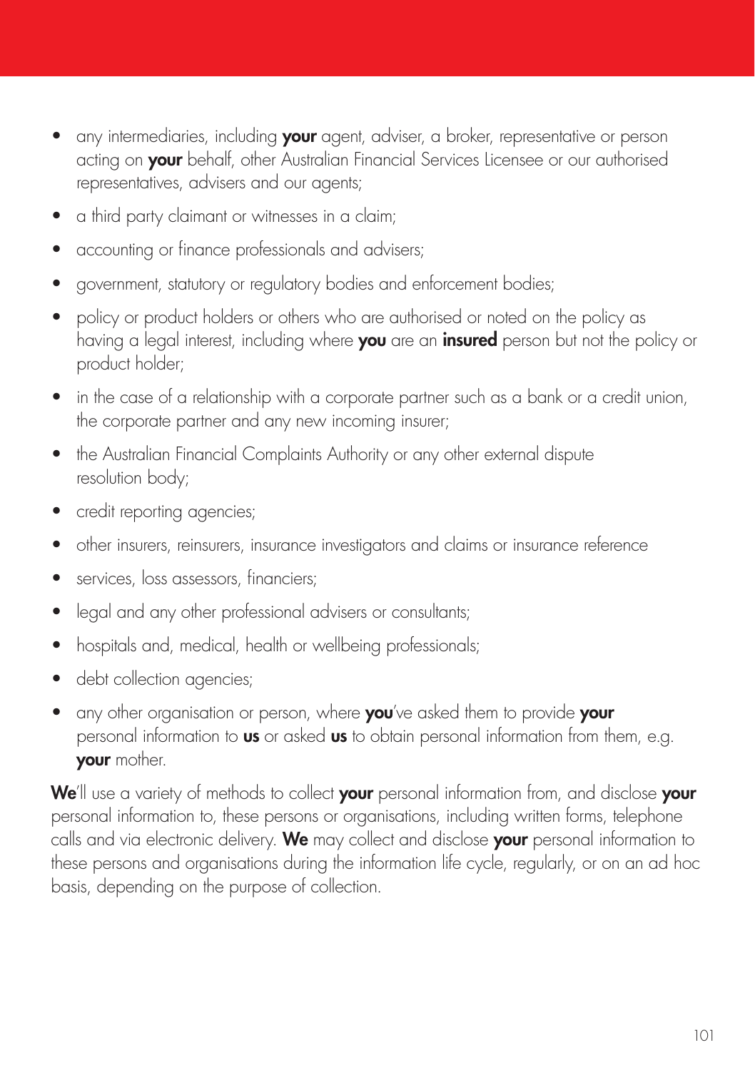- any intermediaries, including **your** agent, adviser, a broker, representative or person acting on **your** behalf, other Australian Financial Services Licensee or our authorised representatives, advisers and our agents;
- a third party claimant or witnesses in a claim;
- accounting or finance professionals and advisers;
- government, statutory or regulatory bodies and enforcement bodies;
- policy or product holders or others who are authorised or noted on the policy as having a legal interest, including where **you** are an **insured** person but not the policy or product holder;
- in the case of a relationship with a corporate partner such as a bank or a credit union, the corporate partner and any new incoming insurer;
- the Australian Financial Complaints Authority or any other external dispute resolution body;
- credit reporting agencies;
- other insurers, reinsurers, insurance investigators and claims or insurance reference
- services, loss assessors, financiers;
- legal and any other professional advisers or consultants;
- hospitals and, medical, health or wellbeing professionals;
- debt collection agencies;
- any other organisation or person, where **you**'ve asked them to provide **your** personal information to **us** or asked **us** to obtain personal information from them, e.g. **your** mother.

**We**'ll use a variety of methods to collect **your** personal information from, and disclose **your** personal information to, these persons or organisations, including written forms, telephone calls and via electronic delivery. **We** may collect and disclose **your** personal information to these persons and organisations during the information life cycle, regularly, or on an ad hoc basis, depending on the purpose of collection.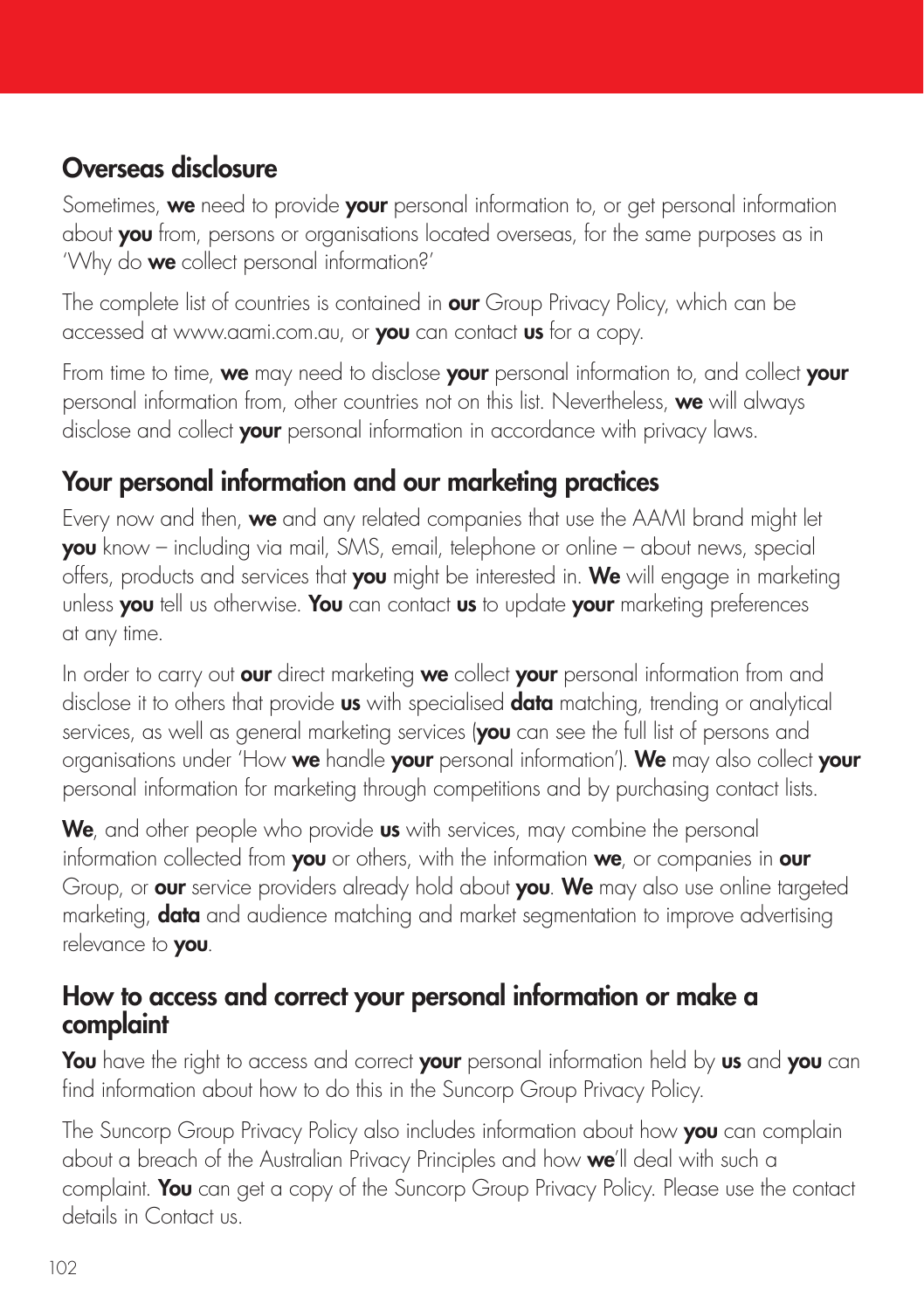## Overseas disclosure

Sometimes, **we** need to provide **your** personal information to, or get personal information about **you** from, persons or organisations located overseas, for the same purposes as in 'Why do **we** collect personal information?'

The complete list of countries is contained in **our** Group Privacy Policy, which can be accessed at www.aami.com.au, or **you** can contact **us** for a copy.

From time to time, **we** may need to disclose **your** personal information to, and collect **your** personal information from, other countries not on this list. Nevertheless, **we** will always disclose and collect **your** personal information in accordance with privacy laws.

## Your personal information and our marketing practices

Every now and then, **we** and any related companies that use the AAMI brand might let **you** know – including via mail, SMS, email, telephone or online – about news, special offers, products and services that **you** might be interested in. **We** will engage in marketing unless **you** tell us otherwise. **You** can contact **us** to update **your** marketing preferences at any time.

In order to carry out **our** direct marketing **we** collect **your** personal information from and disclose it to others that provide **us** with specialised **data** matching, trending or analytical services, as well as general marketing services (**you** can see the full list of persons and organisations under 'How **we** handle **your** personal information'). **We** may also collect **your** personal information for marketing through competitions and by purchasing contact lists.

**We**, and other people who provide **us** with services, may combine the personal information collected from **you** or others, with the information **we**, or companies in **our** Group, or **our** service providers already hold about **you**. **We** may also use online targeted marketing, **data** and audience matching and market segmentation to improve advertising relevance to **you**.

## How to access and correct your personal information or make a complaint

**You** have the right to access and correct **your** personal information held by **us** and **you** can find information about how to do this in the Suncorp Group Privacy Policy.

The Suncorp Group Privacy Policy also includes information about how **you** can complain about a breach of the Australian Privacy Principles and how **we**'ll deal with such a complaint. **You** can get a copy of the Suncorp Group Privacy Policy. Please use the contact details in Contact us.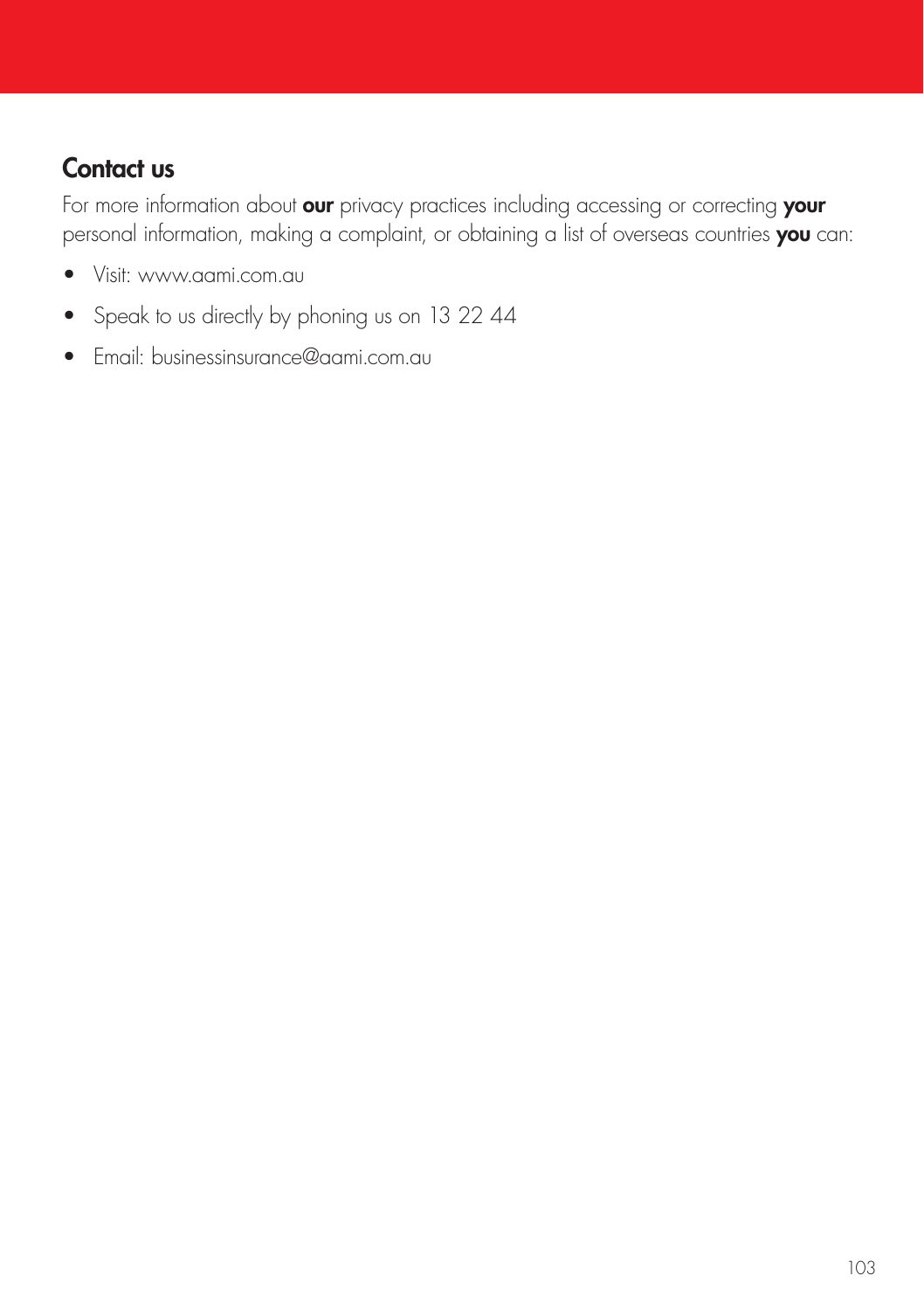## Contact us

For more information about **our** privacy practices including accessing or correcting **your** personal information, making a complaint, or obtaining a list of overseas countries **you** can:

- Visit: www.aami.com.au
- Speak to us directly by phoning us on 13 22 44
- Email: businessinsurance@aami.com.au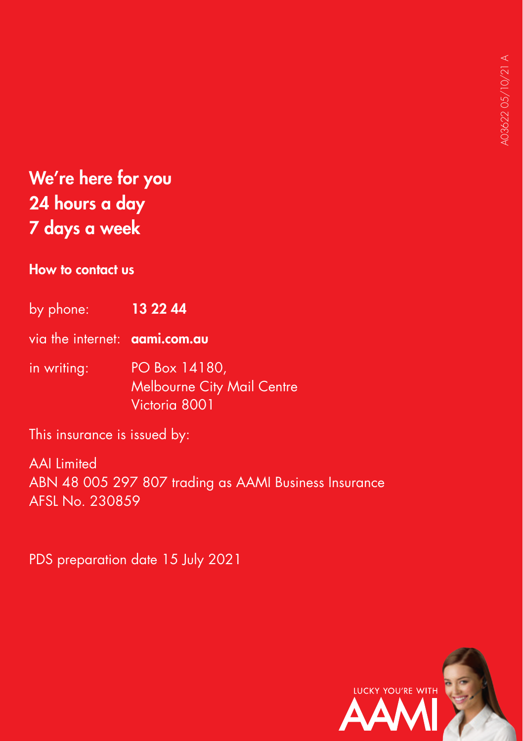# We're here for you
# 24 hours a day
# 7 days a week

**How to contact us**

| | |
|---|---|
| by phone: | **13 22 44** |
| via the internet: | **aami.com.au** |
| in writing: | PO Box 14180, Melbourne City Mail Centre Victoria 8001 |

This insurance is issued by:

AAI Limited
ABN 48 005 297 807 trading as AAMI Business Insurance
AFSL No. 230859

PDS preparation date 15 July 2021

A03622 05/10/21 A

LUCKY YOU'RE WITH AAMI